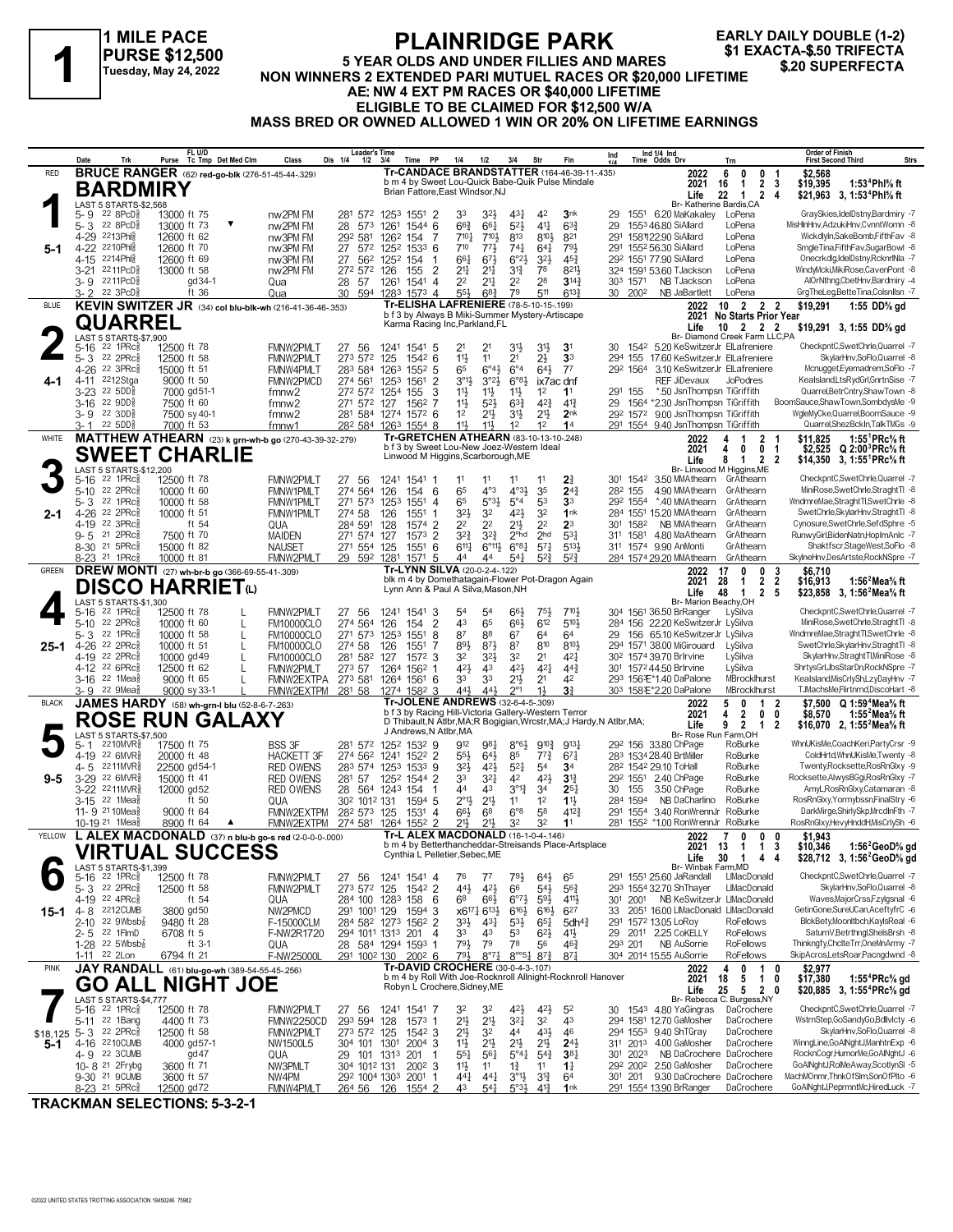# 1

**1 MILE PACE**
**PURSE $12,500**
**Tuesday, May 24, 2022**

# PLAINRIDGE PARK

**5 YEAR OLDS AND UNDER FILLIES AND MARES**
**NON WINNERS 2 EXTENDED PARI MUTUEL RACES OR $20,000 LIFETIME**
**AE: NW 4 EXT PM RACES OR $40,000 LIFETIME**
**ELIGIBLE TO BE CLAIMED FOR $12,500 W/A**
**MASS BRED OR OWNED ALLOWED 1 WIN OR 20% ON LIFETIME EARNINGS**

**EARLY DAILY DOUBLE (1-2)**
**$1 EXACTA-$.50 TRIFECTA**
**$.20 SUPERFECTA**

---

## 1 — RED — BARDMIRY

**BRUCE RANGER** (62) red-go-blk (276-51-45-44-.329)
Tr-CANDACE BRANDSTATTER (164-46-39-11-.435)
b m 4 by Sweet Lou-Quick Babe-Quik Pulse Mindale
Brian Fattore,East Windsor,NJ
Br- Katherine Bardis,CA
LAST 5 STARTS-$2,568
Morning Line: 5-1

| | Starts | Win | 2nd | 3rd | Earnings | Record |
|---|---|---|---|---|---|---|
| 2022 | 6 | 0 | 0 | 1 | $2,568 | |
| 2021 | 16 | 1 | 2 | 3 | $19,395 | 1:53⁴Phl⅝ ft |
| Life | 22 | 1 | 2 | 4 | $21,963 | 3, 1:53⁴Phl⅝ ft |

| Date | Trk | Purse | Cond | Class | 1/4 | 1/2 | 3/4 | Time | PP | 1/4 | 1/2 | 3/4 | Str | Fin | Ind 1/4 | Ind Time | Odds | Drv | Trn | Order of Finish |
|---|---|---|---|---|---|---|---|---|---|---|---|---|---|---|---|---|---|---|---|---|
| 5-9 | 22 8PcD⅝ | 13000 | ft 75 | nw2PM FM | 28¹ | 57² | 125³ | 155¹ | 2 | 3³ | 3²½ | 4³¼ | 4² | 3nk | 29 | 155¹ | 6.20 | MaKakaley | LoPena | GraySkies,IdelDstny,Bardmiry -7 |
| 5-3 | 22 8PcD⅝ | 13000 | ft 73 ▼ | nw2PM FM | 28 | 57³ | 126¹ | 154⁴ | 6 | 6⁶¾ | 6⁶½ | 5²½ | 4¹¾ | 6³¾ | 29 | 155³ | 46.80 | SiAllard | LoPena | MisHlnHnv,AdzukiHnv,CvnntWomn -8 |
| 4-29 | 22 13Phl⅝ | 12600 | ft 62 | nw3PM FM | 29² | 58¹ | 126² | 154 | 7 | 7¹⁰½ | 7¹⁰½ | 8¹³ | 8¹⁰½ | 8²¹ | 29¹ | 158¹ | 122.90 | SiAllard | LoPena | Wickdlyln,SakeBomb,FifthFav -8 |
| 4-22 | 22 10Phl⅝ | 12600 | ft 70 | nw3PM FM | 27 | 57² | 125² | 153³ | 6 | 7¹⁰ | 7⁷½ | 7⁴¾ | 6⁴¼ | 7⁹½ | 29¹ | 155² | 56.30 | SiAllard | LoPena | SmgleTina,FifthFav,SugarBowl -8 |
| 4-15 | 22 14Phl⅝ | 12600 | ft 69 | nw3PM FM | 27 | 56² | 125² | 154 | 1 | 6⁶¼ | 6⁷½ | 6°²½ | 3²½ | 4⁵¾ | 29² | 155¹ | 77.90 | SiAllard | LoPena | Onecrkdlg,IdelDstny,RcknrlNla -7 |
| 3-21 | 22 11PcD⅝ | 13000 | ft 58 | nw2PM FM | 27² | 57² | 126 | 155 | 2 | 2¹¼ | 2¹¼ | 3¹¾ | 7⁸ | 8²¹½ | 32⁴ | 159¹ | 53.60 | TJackson | LoPena | WindyMcki,MikiRose,CavenPont -8 |
| 3-9 | 22 11PcD⅝ | | gd34-1 | Qua | 28 | 57 | 126¹ | 154¹ | 4 | 2² | 2¹¼ | 2² | 2⁸ | 3¹⁴¾ | 30³ | 157¹ | NB | TJackson | LoPena | AlOrNthng,CbetHnv,Bardmiry -4 |
| 3-2 | 22 3PcD⅝ | | ft 36 | Qua | 30 | 59⁴ | 128³ | 157³ | 4 | 5⁵½ | 6⁸¾ | 7⁹ | 5¹¹ | 6¹³¾ | 30 | 200² | NB | JaBartlett | LoPena | GrgTheLeg,BetteTina,Colsnllsn -7 |

---

## 2 — BLUE — QUARREL

**KEVIN SWITZER JR** (34) col blu-blk-wh (216-41-36-46-.353)
Tr-ELISHA LAFRENIERE (78-5-10-15-.199)
b f 3 by Always B Miki-Summer Mystery-Artiscape
Karma Racing Inc,Parkland,FL
Br- Diamond Creek Farm LLC,PA
LAST 5 STARTS-$7,900
Morning Line: 4-1

| | Starts | Win | 2nd | 3rd | Earnings | Record |
|---|---|---|---|---|---|---|
| 2022 | 10 | 2 | 2 | 2 | $19,291 | 1:55 DD⅝ gd |
| 2021 | No Starts Prior Year | | | | | |
| Life | 10 | 2 | 2 | 2 | $19,291 | 3, 1:55 DD⅝ gd |

| Date | Trk | Purse | Cond | Class | 1/4 | 1/2 | 3/4 | Time | PP | 1/4 | 1/2 | 3/4 | Str | Fin | Ind 1/4 | Ind Time | Odds | Drv | Trn | Order of Finish |
|---|---|---|---|---|---|---|---|---|---|---|---|---|---|---|---|---|---|---|---|---|
| 5-16 | 22 1PRc⅝ | 12500 | ft 78 | FMNW2PMLT | 27 | 56 | 124¹ | 154¹ | 5 | 2¹ | 2¹ | 3¹½ | 3¹½ | 3¹ | 30 | 154² | 5.20 | KeSwitzerJr | ElLafreniere | CheckpntC,SwetChrle,Quarrel -7 |
| 5-3 | 22 2PRc⅝ | 12500 | ft 58 | FMNW2PMLT | 27³ | 57² | 125 | 154² | 6 | 1¹½ | 1¹ | 2¹ | 2½ | 3³ | 29⁴ | 155 | 17.60 | KeSwitzerJr | ElLafreniere | SkylarHnv,SoFlo,Quarrel -8 |
| 4-26 | 22 3PRc⅝ | 15000 | ft 51 | FMNW4PMLT | 28³ | 58⁴ | 126³ | 155² | 5 | 6⁵ | 6°⁴½ | 6°⁴ | 6⁴½ | 7⁷ | 29² | 156⁴ | 3.10 | KeSwitzerJr | ElLafreniere | Mcnugget,Eyemadrem,SoFlo -7 |
| 4-11 | 22 12Stga | 9000 | ft 50 | FMNW2PMCD | 27⁴ | 56¹ | 125³ | 156¹ | 2 | 3°¹½ | 3°²½ | 6°⁸½ | ix7ac | dnf | | | REF | JiDevaux | JoPodres | KeaIsland,LtsRydGrl,GnrtnSise -7 |
| 3-23 | 22 5DD⅝ | 7000 | gd51-1 | fmnw2 | 27² | 57² | 125⁴ | 155 | 3 | 1¹½ | 1¹½ | 1¹½ | 1² | 1¹ | 29¹ | 155 | *.50 | JsnThompsn | TiGriffith | Quarrel,BetrCntry,ShawTown -8 |
| 3-16 | 22 9DD⅝ | 7500 | ft 60 | fmnw2 | 27¹ | 57² | 127 | 156² | 7 | 1¹½ | 5²½ | 6³¾ | 4²¾ | 4¹¾ | 29 | 156⁴ | *2.30 | JsnThompsn | TiGriffith | BoomSauce,ShawTown,SombdysMe -9 |
| 3-9 | 22 3DD⅝ | 7500 | sy 40-1 | fmnw2 | 28¹ | 58⁴ | 127⁴ | 157² | 6 | 1² | 2¹½ | 3¹½ | 2¹½ | 2nk | 29² | 157² | 9.00 | JsnThompsn | TiGriffith | WgleMyCke,Quarrel,BoomSauce -9 |
| 3-1 | 22 5DD⅝ | 7000 | ft 53 | fmnw1 | 28² | 58⁴ | 126³ | 155⁴ | 8 | 1¹½ | 1¹½ | 1² | 1² | 1⁴ | 29¹ | 155⁴ | 9.40 | JsnThompsn | TiGriffith | Quarrel,ShezBckIn,TalkTMGs -9 |

---

## 3 — WHITE — SWEET CHARLIE

**MATTHEW ATHEARN** (23) k grn-wh-b go (270-43-39-32-.279)
Tr-GRETCHEN ATHEARN (83-10-13-10-.248)
b f 3 by Sweet Lou-New Joez-Western Ideal
Linwood M Higgins,Scarborough,ME
Br- Linwood M Higgins,ME
LAST 5 STARTS-$12,200
Morning Line: 2-1

| | Starts | Win | 2nd | 3rd | Earnings | Record |
|---|---|---|---|---|---|---|
| 2022 | 4 | 1 | 2 | 1 | $11,825 | 1:55¹PRc⅝ ft |
| 2021 | 4 | 0 | 0 | 1 | $2,525 | Q 2:00³PRc⅝ ft |
| Life | 8 | 1 | 2 | 2 | $14,350 | 3, 1:55¹PRc⅝ ft |

| Date | Trk | Purse | Cond | Class | 1/4 | 1/2 | 3/4 | Time | PP | 1/4 | 1/2 | 3/4 | Str | Fin | Ind 1/4 | Ind Time | Odds | Drv | Trn | Order of Finish |
|---|---|---|---|---|---|---|---|---|---|---|---|---|---|---|---|---|---|---|---|---|
| 5-16 | 22 1PRc⅝ | 12500 | ft 78 | FMNW2PMLT | 27 | 56 | 124¹ | 154¹ | 1 | 1¹ | 1¹ | 1¹ | 1¹ | 2¾ | 30¹ | 154² | 3.50 | MMAthearn | GrAthearn | CheckpntC,SwetChrle,Quarrel -7 |
| 5-10 | 22 2PRc⅝ | 10000 | ft 60 | FMNW1PMLT | 27⁴ | 56⁴ | 126 | 154 | 6 | 6⁵ | 4°³ | 4°³½ | 3⁵ | 2⁴¾ | 28² | 155 | 4.90 | MMAthearn | GrAthearn | MiniRose,SwetChrle,StraghtTl -8 |
| 5-3 | 22 1PRc⅝ | 10000 | ft 58 | FMNW1PMLT | 27¹ | 57³ | 125³ | 155¹ | 4 | 6⁵ | 5°³½ | 5°⁴ | 5³ | 3³ | 29² | 155⁴ | *.40 | MMAthearn | GrAthearn | WndmreMae,StraghtTl,SwetChrle -8 |
| 4-26 | 22 2PRc⅝ | 10000 | ft 51 | FMNW1PMLT | 27⁴ | 58 | 126 | 155¹ | 1 | 3²½ | 3² | 4²½ | 3² | 1nk | 28⁴ | 155¹ | 15.20 | MMAthearn | GrAthearn | SwetChrle,SkylarHnv,StraghtTl -8 |
| 4-19 | 22 3PRc⅝ | | ft 54 | QUA | 28⁴ | 59¹ | 128 | 157⁴ | 2 | 2² | 2² | 2¹½ | 2² | 2³ | 30¹ | 158² | NB | MMAthearn | GrAthearn | Cynosure,SwetChrle,SefdSphre -5 |
| 9-5 | 21 2PRc⅝ | 7500 | ft 70 | MAIDEN | 27¹ | 57⁴ | 127 | 157³ | 2 | 3²¾ | 3²¾ | 2°hd | 2hd | 5³¼ | 31¹ | 158¹ | 4.80 | MaAthearn | GrAthearn | RunwyGirl,BidenNatn,HopImAnlc -7 |
| 8-30 | 21 5PRc⅝ | 15000 | ft 82 | NAUSET | 27¹ | 55⁴ | 125 | 155¹ | 6 | 6¹¹¼ | 6°¹¹½ | 6°⁸½ | 5⁷¼ | 5¹³½ | 31¹ | 157⁴ | 9.90 | AnMonti | GrAthearn | ShaktfScr,StageWest,SoFlo -8 |
| 8-23 | 21 1PRc⅝ | 10000 | ft 81 | FMNW2PMLT | 29 | 59² | 128¹ | 157¹ | 5 | 4⁴ | 4⁴ | 5⁴¼ | 5²¾ | 5²¾ | 28⁴ | 157⁴ | 29.20 | MMAthearn | GrAthearn | SkylneHnv,DesArtste,RockNSpre -7 |

---

## 4 — GREEN — DISCO HARRIET(L)

**DREW MONTI** (27) wh-br-b go (366-69-55-41-.309)
Tr-LYNN SILVA (20-0-2-4-.122)
blk m 4 by Domethatagain-Flower Pot-Dragon Again
Lynn Ann & Paul A Silva,Mason,NH
Br- Marion Beachy,OH
LAST 5 STARTS-$1,300
Morning Line: 25-1

| | Starts | Win | 2nd | 3rd | Earnings | Record |
|---|---|---|---|---|---|---|
| 2022 | 17 | 0 | 0 | 3 | $6,710 | |
| 2021 | 28 | 1 | 2 | 2 | $16,913 | 1:56²Mea⅝ ft |
| Life | 48 | 1 | 2 | 5 | $23,858 | 3, 1:56²Mea⅝ ft |

| Date | Trk | Purse | Cond | Med | Class | 1/4 | 1/2 | 3/4 | Time | PP | 1/4 | 1/2 | 3/4 | Str | Fin | Ind 1/4 | Ind Time | Odds | Drv | Trn | Order of Finish |
|---|---|---|---|---|---|---|---|---|---|---|---|---|---|---|---|---|---|---|---|---|---|
| 5-16 | 22 1PRc⅝ | 12500 | ft 78 | L | FMNW2PMLT | 27 | 56 | 124¹ | 154¹ | 3 | 5⁴ | 5⁴ | 6⁶½ | 7⁵½ | 7¹⁰½ | 30⁴ | 156¹ | 36.50 | BrRanger | LySilva | CheckpntC,SwetChrle,Quarrel -7 |
| 5-10 | 22 2PRc⅝ | 10000 | ft 60 | L | FM10000CLO | 27⁴ | 56⁴ | 126 | 154 | 2 | 4³ | 6⁵ | 6⁶½ | 6¹² | 5¹⁰½ | 28⁴ | 156 | 22.20 | KeSwitzerJr | LySilva | MiniRose,SwetChrle,StraghtTl -8 |
| 5-3 | 22 1PRc⅝ | 10000 | ft 58 | L | FM10000CLO | 27¹ | 57³ | 125³ | 155¹ | 8 | 8⁷ | 8⁸ | 6⁷ | 6⁴ | 6⁴ | 29 | 156 | 65.10 | KeSwitzerJr | LySilva | WndmreMae,StraghtTl,SwetChrle -8 |
| 4-26 | 22 2PRc⅝ | 10000 | ft 51 | L | FM10000CLO | 27⁴ | 58 | 126 | 155¹ | 7 | 8⁹½ | 8⁷½ | 8⁷ | 8¹⁰ | 8¹⁰½ | 28⁴ | 157¹ | 38.00 | MiGirouard | LySilva | SwetChrle,SkylarHnv,StraghtTl -8 |
| 4-19 | 22 2PRc⅝ | 10000 | gd 49 | L | FM10000CLO | 28¹ | 58² | 127 | 157² | 3 | 3² | 3²½ | 3² | 2¹ | 4²½ | 30² | 157⁴ | 39.70 | BrIrvine | LySilva | SkylarHnv,StraghtTl,MiniRose -8 |
| 4-12 | 22 6PRc⅝ | 12500 | ft 62 | L | FMNW2PMLT | 27³ | 57 | 126⁴ | 156² | 1 | 4²½ | 4³ | 4²½ | 4²¼ | 4⁴¾ | 30¹ | 157² | 44.50 | BrIrvine | LySilva | ShrtysGrl,JbsStarDn,RockNSpre -7 |
| 3-16 | 22 1Mea⅝ | 9000 | ft 65 | L | FMNW2EXTPA | 27³ | 58¹ | 126⁴ | 156¹ | 6 | 3³ | 3³ | 2¹½ | 2¹ | 4² | 29³ | 156³ | E*1.40 | DaPalone | MBrockIhurst | KeaIsland,MisCrlyShl,LzyDayHnv -7 |
| 3-9 | 22 9Mea⅝ | 9000 | sy 33-1 | L | FMNW2EXTPM | 28¹ | 58 | 127⁴ | 158² | 3 | 4⁴½ | 4⁴½ | 2°¹ | 1½ | 3¾ | 30³ | 158³ | E*2.20 | DaPalone | MBrockIhurst | TJMachsMe,Flirtnmd,DiscoHart -8 |

---

## 5 — BLACK — ROSE RUN GALAXY

**JAMES HARDY** (58) wh-grn-l blu (52-8-6-7-.263)
Tr-JOLENE ANDREWS (32-6-4-5-.309)
b f 3 by Racing Hill-Victoria Gallery-Western Terror
D Thibault,N Atlbr,MA;R Bogigian,Wrcstr,MA;J Hardy,N Atlbr,MA;
J Andrews,N Atlbr,MA
Br- Rose Run Farm,OH
LAST 5 STARTS-$7,500
Morning Line: 9-5

| | Starts | Win | 2nd | 3rd | Earnings | Record |
|---|---|---|---|---|---|---|
| 2022 | 5 | 0 | 1 | 2 | $7,500 | Q 1:59⁴Mea⅝ ft |
| 2021 | 4 | 2 | 0 | 0 | $8,570 | 1:55²Mea⅝ ft |
| Life | 9 | 2 | 1 | 2 | $16,070 | 2, 1:55²Mea⅝ ft |

| Date | Trk | Purse | Cond | Class | 1/4 | 1/2 | 3/4 | Time | PP | 1/4 | 1/2 | 3/4 | Str | Fin | Ind 1/4 | Ind Time | Odds | Drv | Trn | Order of Finish |
|---|---|---|---|---|---|---|---|---|---|---|---|---|---|---|---|---|---|---|---|---|
| 5-1 | 22 10MVR⅝ | 17500 | ft 75 | BSS 3F | 28¹ | 57² | 125² | 153² | 9 | 9¹² | 9⁸¼ | 8°⁹½ | 9¹⁰¾ | 9¹³¼ | 29² | 156 | 33.80 | ChPage | RoBurke | WhnUKisMe,CoachKeri,PartyCrsr -9 |
| 4-19 | 22 6MVR⅝ | 20000 | ft 48 | HACKETT 3F | 27⁴ | 56² | 124¹ | 152² | 2 | 5⁵½ | 6⁴½ | 8⁵ | 7⁷¾ | 6⁷¼ | 28³ | 153⁴ | 28.40 | BrtMiller | RoBurke | ColdHrtd,WhnUKisMe,Twenty -8 |
| 4-5 | 22 11MVR⅝ | 22500 | gd54-1 | RED OWENS | 28³ | 57⁴ | 125³ | 153³ | 9 | 3²½ | 4²½ | 5²¼ | 5⁴ | 3⁴ | 28² | 154² | 29.10 | ToHall | RoBurke | Twenty,Rocksette,RosRnGlxy -9 |
| 3-29 | 22 6MVR⅝ | 15000 | ft 41 | RED OWENS | 28¹ | 57 | 125² | 154⁴ | 2 | 3³ | 3²½ | 4² | 4²½ | 3¹¾ | 29² | 155¹ | 2.40 | ChPage | RoBurke | Rocksette,AlwysBGgi,RosRnGlxy -7 |
| 3-22 | 22 11MVR⅝ | 12000 | gd52 | RED OWENS | 28 | 56⁴ | 124³ | 154 | 1 | 4⁴ | 4³ | 3°¹¾ | 3⁴ | 2⁵½ | 30 | 155 | 3.50 | ChPage | RoBurke | AmyL,RosRnGlxy,Catamaran -8 |
| 3-15 | 22 1Mea⅝ | | ft 50 | QUA | 30² | 101² | 131 | 159⁴ | 5 | 2°¹½ | 2¹½ | 1¹ | 1² | 1¹½ | 28⁴ | 159⁴ | NB | DaCharlino | RoBurke | RosRnGlxy,Yormybssn,FinalStry -6 |
| 11-9 | 21 10Mea⅝ | 9000 | ft 64 | FMNW2EXTPM | 28² | 57³ | 125 | 153¹ | 4 | 6⁶½ | 6⁸ | 6°⁸ | 5⁸ | 4¹²¾ | 29¹ | 155⁴ | 3.40 | RonWrennJr | RoBurke | DarkMirge,ShrtySkp,MrcdInFth -7 |
| 10-19 | 21 1Mea⅝ ▲ | 8900 | ft 64 | FMNW2EXTPM | 27⁴ | 58¹ | 126⁴ | 155² | 2 | 2¹½ | 2¹½ | 3² | 3² | 1¹ | 28¹ | 155² | *1.00 | RonWrennJr | RoBurke | RosRnGlxy,HevyHnddH,MisCrlySh -6 |

---

## 6 — YELLOW — VIRTUAL SUCCESS

**L ALEX MACDONALD** (37) n blu-b go-s red (2-0-0-0-.000)
Tr-L ALEX MACDONALD (16-1-0-4-.146)
b m 4 by Betterthancheddar-Streisands Place-Artsplace
Cynthia L Pelletier,Sebec,ME
Br- Winbak Farm,MD
LAST 5 STARTS-$1,399
Morning Line: 15-1

| | Starts | Win | 2nd | 3rd | Earnings | Record |
|---|---|---|---|---|---|---|
| 2022 | 7 | 0 | 0 | 0 | $1,943 | |
| 2021 | 13 | 1 | 1 | 3 | $10,346 | 1:56²GeoD⅝ gd |
| Life | 30 | 1 | 4 | 4 | $28,712 | 3, 1:56²GeoD⅝ gd |

| Date | Trk | Purse | Cond | Class | 1/4 | 1/2 | 3/4 | Time | PP | 1/4 | 1/2 | 3/4 | Str | Fin | Ind 1/4 | Ind Time | Odds | Drv | Trn | Order of Finish |
|---|---|---|---|---|---|---|---|---|---|---|---|---|---|---|---|---|---|---|---|---|
| 5-16 | 22 1PRc⅝ | 12500 | ft 78 | FMNW2PMLT | 27 | 56 | 124¹ | 154¹ | 4 | 7⁶ | 7⁷ | 7⁹½ | 6⁴½ | 6⁵ | 29¹ | 155¹ | 25.60 | JaRandall | LMacDonald | CheckpntC,SwetChrle,Quarrel -7 |
| 5-3 | 22 2PRc⅝ | 12500 | ft 58 | FMNW2PMLT | 27³ | 57² | 125 | 154² | 2 | 4⁴½ | 4²½ | 6⁶ | 5⁴½ | 5⁶¾ | 29³ | 155⁴ | 32.70 | ShThayer | LMacDonald | SkylarHnv,SoFlo,Quarrel -8 |
| 4-19 | 22 4PRc⅝ | | ft 54 | QUA | 28⁴ | 100 | 128³ | 158 | 6 | 6⁸ | 6⁶½ | 6°⁷½ | 5⁹¾ | 4¹¹½ | 30¹ | 200¹ | NB | KeSwitzerJr | LMacDonald | Waves,MajorCrss,Fzylgsnal -6 |
| 4-8 | 22 12CUMB | 3800 | gd50 | NW2PMCD | 29¹ | 100¹ | 129 | 159³ | 3 | x6¹⁷¾ | 6¹³½ | 6¹⁶½ | 6¹⁶½ | 6²⁷ | 33 | 205¹ | 16.00 | LMacDonald | LMacDonald | GetinGone,SureUCan,AceftyfrC -6 |
| 2-10 | 22 9Wbsb⅞ | 9480 | ft 28 | F-15000CLM | 28⁴ | 58² | 127³ | 156² | 2 | 3³½ | 4³½ | 5³½ | 6⁵½ | 5dh⁴¾ | 29¹ | 157² | 13.05 | LoRoy | RoFellows | BlckBety,Moonltbch,KaylsReal -6 |
| 2-5 | 22 1FlmD | 6708 | ft 5 | F-NW2R1720 | 29⁴ | 101¹ | 131³ | 201 | 4 | 3³ | 4³ | 5³ | 6²½ | 4¹½ | 29 | 201¹ | 2.25 | CoKELLY | RoFellows | SaturnV,Betrthngl,ShelsBrsh -8 |
| 1-28 | 22 5Wbsb⅞ | | ft 3-1 | QUA | 28 | 58⁴ | 129⁴ | 159³ | 1 | 7⁹½ | 7⁹ | 7⁸ | 5⁶ | 4⁶¾ | 29³ | 201 | NB | AuSorrie | RoFellows | Thinkngfy,ChclteTrr,OneMnArmy -7 |
| 1-11 | 22 2Lon | 6794 | ft 21 | F-NW25000L | 29¹ | 100² | 130 | 200² | 6 | 7⁹½ | 8°⁷½ | 8°⁸⁵½ | 8⁷¾ | 8⁷¼ | 30⁴ | 201⁴ | 15.50 | AuSorrie | RoFellows | SkipAcros,LetsRoar,Pacngdwnd -8 |

---

## 7 — PINK — GO ALL NIGHT JOE

**JAY RANDALL** (61) blu-go-wh (389-54-55-45-.256)
Tr-DAVID CROCHERE (30-0-4-3-.107)
b m 4 by Roll With Joe-Rocknroll Allnight-Rocknroll Hanover
Robyn L Crochere,Sidney,ME
Br- Rebecca C Burgess,NY
LAST 5 STARTS-$4,777
Morning Line: 5-1
$18,125

| | Starts | Win | 2nd | 3rd | Earnings | Record |
|---|---|---|---|---|---|---|
| 2022 | 4 | 0 | 1 | 0 | $2,977 | |
| 2021 | 18 | 5 | 1 | 0 | $17,380 | 1:55⁴PRc⅝ gd |
| Life | 25 | 5 | 2 | 0 | $20,885 | 3, 1:55⁴PRc⅝ gd |

| Date | Trk | Purse | Cond | Class | 1/4 | 1/2 | 3/4 | Time | PP | 1/4 | 1/2 | 3/4 | Str | Fin | Ind 1/4 | Ind Time | Odds | Drv | Trn | Order of Finish |
|---|---|---|---|---|---|---|---|---|---|---|---|---|---|---|---|---|---|---|---|---|
| 5-16 | 22 1PRc⅝ | 12500 | ft 78 | FMNW2PMLT | 27 | 56 | 124¹ | 154¹ | 7 | 3² | 3² | 4²½ | 4²½ | 5² | 30 | 154³ | 4.80 | YaGingras | DaCrochere | CheckpntC,SwetChrle,Quarrel -7 |
| 5-11 | 22 1Bang | 4400 | ft 73 | FMNW2250CD | 29³ | 59⁴ | 128 | 157³ | 1 | 2¹½ | 2¹½ | 3²¼ | 3² | 4³ | 29⁴ | 158¹ | 12.70 | GaMosher | DaCrochere | WstrnStep,GoSandyGo,BdllvIcty -6 |
| 5-3 | 22 2PRc⅝ | 12500 | ft 58 | FMNW2PMLT | 27³ | 57² | 125 | 154² | 3 | 2¹½ | 3² | 4⁴ | 4³½ | 4⁶ | 29⁴ | 155³ | 9.40 | ShTGray | DaCrochere | SkylarHnv,SoFlo,Quarrel -8 |
| 4-16 | 22 10CUMB | 4000 | gd57-1 | NW1500L5 | 30⁴ | 101 | 130¹ | 200⁴ | 3 | 1¹½ | 2¹½ | 2¹½ | 2¹½ | 2⁴½ | 31¹ | 201³ | 4.00 | GaMosher | DaCrochere | WinngLine,GoAlNghtJ,ManhtnExp -6 |
| 4-9 | 22 3CUMB | | gd 47 | QUA | 29 | 101 | 131³ | 201 | 1 | 5⁵½ | 5⁶½ | 5°⁴¼ | 5⁴¾ | 3⁸¼ | 30¹ | 202³ | NB | DaCrochere | DaCrochere | RocknCogr,HumorMe,GoAlNghtJ -6 |
| 10-8 | 21 2Frybg | 3600 | ft 71 | NW3PMLT | 30⁴ | 101² | 131 | 200² | 3 | 1¹½ | 1¹ | 1¾ | 1¹ | 1½ | 29² | 200² | 2.50 | GaMosher | DaCrochere | GoAlNghtJ,RolMeAway,ScotlynSl -5 |
| 9-30 | 21 9CUMB | 3600 | ft 57 | NW4PM | 29² | 100⁴ | 130³ | 200¹ | 1 | 4⁴½ | 4⁴½ | 3°¹½ | 3¹¾ | 6⁴ | 30¹ | 201 | 9.30 | DaCrochere | DaCrochere | MachMOnmr,ThnkOfSlm,SonOfPlto -6 |
| 8-23 | 21 5PRc⅝ | 12500 | gd72 | FMNW4PMLT | 26⁴ | 56 | 126 | 155⁴ | 2 | 4³ | 5⁴½ | 5°³½ | 4¹¾ | 1nk | 29¹ | 155⁴ | 13.90 | BrRanger | DaCrochere | GoAlNghtJ,PeprmntMc,HiredLuck -7 |

---

**TRACKMAN SELECTIONS: 5-3-2-1**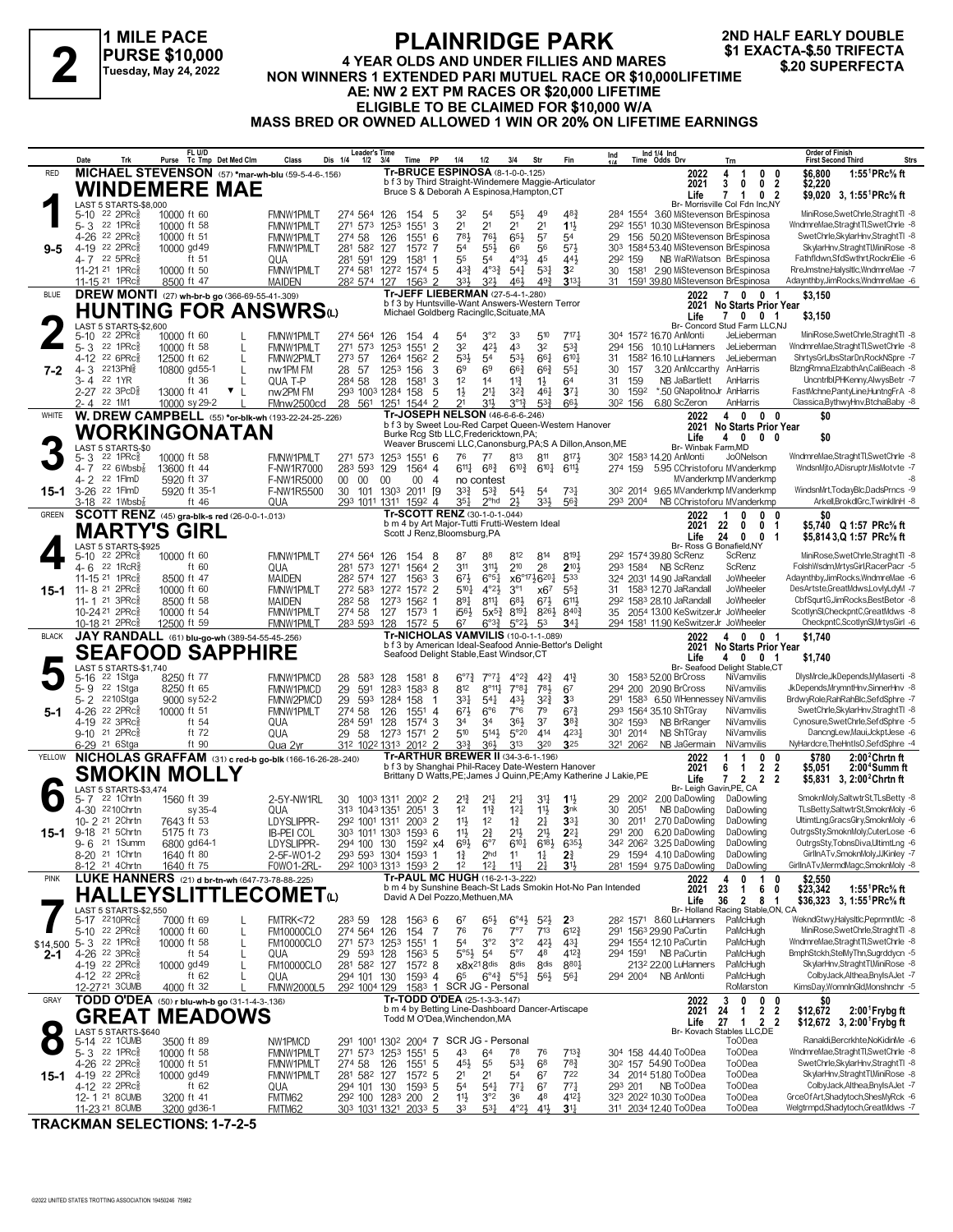# 2

**1 MILE PACE**
**PURSE $10,000**
**Tuesday, May 24, 2022**

# PLAINRIDGE PARK

**4 YEAR OLDS AND UNDER FILLIES AND MARES**
**NON WINNERS 1 EXTENDED PARI MUTUEL RACE OR $10,000LIFETIME**
**AE: NW 2 EXT PM RACES OR $20,000 LIFETIME**
**ELIGIBLE TO BE CLAIMED FOR $10,000 W/A**
**MASS BRED OR OWNED ALLOWED 1 WIN OR 20% ON LIFETIME EARNINGS**

**2ND HALF EARLY DOUBLE**
**$1 EXACTA-$.50 TRIFECTA**
**$.20 SUPERFECTA**

---

## 1 — RED — 9-5

**MICHAEL STEVENSON** (57) *mar-wh-blu (59-5-4-6-.156)

**WINDEMERE MAE**

Tr-BRUCE ESPINOSA (8-1-0-0-.125)
b f 3 by Third Straight-Windemere Maggie-Articulator
Bruce S & Deborah A Espinosa,Hampton,CT
Br- Morrisville Col Fdn Inc,NY

| | Starts | Win | 2nd | 3rd | Earnings | Best |
|---|---|---|---|---|---|---|
| 2022 | 4 | 1 | 0 | 0 | $6,800 | 1:55¹PRc⅝ ft |
| 2021 | 3 | 0 | 0 | 2 | $2,220 | |
| Life | 7 | 1 | 0 | 2 | $9,020 | 3, 1:55¹PRc⅝ ft |

LAST 5 STARTS-$8,000

| Date | Trk | Purse | Tc Tmp | Class | Leader's Time | PP | 1/4 | 1/2 | 3/4 | Str | Fin | Ind Time | Odds Drv | Trn | Order of Finish |
|---|---|---|---|---|---|---|---|---|---|---|---|---|---|---|---|
| 5-10 22 2PRc⅝ | | 10000 | ft 60 | FMNW1PMLT | 27⁴ 56⁴ 126 154 | 5 | 3² | 5⁴ | 5⁵½ | 4⁹ | 4⁸¾ | 28⁴ 155⁴ | 3.60 MiStevenson | BrEspinosa | MiniRose,SwetChrle,StraghtTl -8 |
| 5-3 22 1PRc⅝ | | 10000 | ft 58 | FMNW1PMLT | 27¹ 57³ 125³ 155¹ | 3 | 2¹ | 2¹ | 2¹ | 2¹ | 1¹½ | 29² 155¹ | 10.30 MiStevenson | BrEspinosa | WndmreMae,StraghtTl,SwetChrle -8 |
| 4-26 22 2PRc⅝ | | 10000 | ft 51 | FMNW1PMLT | 27⁴ 58 126 155¹ | 6 | 7⁸½ | 7⁶½ | 6⁵½ | 5⁷ | 5⁴ | 29 156 | 50.20 MiStevenson | BrEspinosa | SwetChrle,SkylarHnv,StraghtTl -8 |
| 4-19 22 2PRc⅝ | | 10000 | gd 49 | FMNW1PMLT | 28¹ 58² 127 157² | 7 | 5⁴ | 5⁵½ | 6⁶ | 5⁶ | 5⁷½ | 30³ 158⁴ | 53.40 MiStevenson | BrEspinosa | SkylarHnv,StraghtTl,MiniRose -8 |
| 4-7 22 5PRc⅝ | | | ft 51 | QUA | 28¹ 59¹ 129 158¹ | 1 | 5⁵ | 5⁴ | 4°³½ | 4⁵ | 4⁴½ | 29² 159 | NB WaRWatson | BrEspinosa | Fathfldwn,SfdSwthrt,RocknElie -6 |
| 11-21 21 1PRc⅝ | | 10000 | ft 50 | FMNW1PMLT | 27⁴ 58¹ 127² 157⁴ | 5 | 4³¾ | 4°³¾ | 5⁴¼ | 5³¼ | 3² | 30 158¹ | 2.90 MiStevenson | BrEspinosa | RreJmstne,Halysltc,WndmreMae -7 |
| 11-15 21 1PRc⅝ | | 8500 | ft 47 | MAIDEN | 28² 57⁴ 127 156³ | 2 | 3³½ | 3²½ | 4⁶½ | 4⁹¾ | 3¹³¼ | 31 159¹ | 39.80 MiStevenson | BrEspinosa | Adaynthby,JimRocks,WndmreMae -6 |

---

## 2 — BLUE — 7-2

**DREW MONTI** (27) wh-br-b go (366-69-55-41-.309)

**HUNTING FOR ANSWRS(L)**

Tr-JEFF LIEBERMAN (27-5-4-1-.280)
b f 3 by Huntsville-Want Answers-Western Terror
Michael Goldberg Racingllc,Scituate,MA
Br- Concord Stud Farm LLC,NJ

| | Starts | Win | 2nd | 3rd | Earnings | Best |
|---|---|---|---|---|---|---|
| 2022 | 7 | 0 | 0 | 1 | $3,150 | |
| 2021 | No Starts Prior Year | | | | | |
| Life | 7 | 0 | 0 | 1 | $3,150 | |

LAST 5 STARTS-$2,600

| Date | Trk | Purse | Tc Tmp | Class | Leader's Time | PP | 1/4 | 1/2 | 3/4 | Str | Fin | Ind Time | Odds Drv | Trn | Order of Finish |
|---|---|---|---|---|---|---|---|---|---|---|---|---|---|---|---|
| 5-10 22 2PRc⅝ | | 10000 | ft 60 L | FMNW1PMLT | 27⁴ 56⁴ 126 154 | 4 | 5⁴ | 3°² | 3³ | 5¹⁰ | 7¹⁷¼ | 30⁴ 157² | 16.70 AnMonti | JeLieberman | MiniRose,SwetChrle,StraghtTl -8 |
| 5-3 22 1PRc⅝ | | 10000 | ft 58 L | FMNW1PMLT | 27¹ 57³ 125³ 155¹ | 2 | 3² | 4²½ | 4³ | 3² | 5³¾ | 29⁴ 156 | 10.10 LuHanners | JeLieberman | WndmreMae,StraghtTl,SwetChrle -8 |
| 4-12 22 6PRc⅝ | | 12500 | ft 62 L | FMNW2PMLT | 27³ 57 126⁴ 156² | 2 | 5³½ | 5⁴ | 5³½ | 6⁶½ | 6¹⁰¾ | 31 158² | 16.10 LuHanners | JeLieberman | ShrtysGrl,JbsStarDn,RockNSpre -7 |
| 4-3 22 13Phl⅝ | | 10800 | gd 55-1 L | nw1PM FM | 28 57 125³ 156 | 3 | 6⁹ | 6⁹ | 6⁶¾ | 6⁶¾ | 5⁵½ | 30 157 | 3.20 AnMccarthy | AnHarris | BlzngRmna,ElzabthAn,CaliBeach -8 |
| 3-4 22 1YR | | | ft 36 L | QUA T-P | 28⁴ 58 128 158¹ | 3 | 1² | 1⁴ | 1¹¾ | 1½ | 6⁴ | 31 159 | NB JaBartlett | AnHarris | Uncntrlbl,PHKenny,AlwysBetr -7 |
| 2-27 22 3PcD⅝ | | 13000 | ft 41 ▼ L | nw2PM FM | 29³ 100³ 128⁴ 158 | 5 | 1½ | 2¹½ | 3²¾ | 4⁶¼ | 3⁷¼ | 30 159² | *.50 GNapolitnoJr | AnHarris | FastMchne,PantyLine,HuntngFrA -8 |
| 2-4 22 1M1 | | 10000 | sy 29-2 | FMnw2500cd | 28 56¹ 125¹ 154⁴ | 2 | 2¹ | 3¹½ | 3°¹¾ | 5³¾ | 6⁶½ | 30² 156 | 6.80 ScZeron | AnHarris | Classica,BythwyHnv,BtchaBaby -8 |

---

## 3 — WHITE — 15-1

**W. DREW CAMPBELL** (55) *or-blk-wh (193-22-24-25-.226)

**WORKINGONATAN**

Tr-JOSEPH NELSON (46-6-6-6-.246)
b f 3 by Sweet Lou-Red Carpet Queen-Western Hanover
Burke Rcg Stb LLC,Fredericktown,PA;
Weaver Bruscemi LLC,Canonsburg,PA;S A Dillon,Anson,ME
Br- Winbak Farm,MD

| | Starts | Win | 2nd | 3rd | Earnings | Best |
|---|---|---|---|---|---|---|
| 2022 | 4 | 0 | 0 | 0 | $0 | |
| 2021 | No Starts Prior Year | | | | | |
| Life | 4 | 0 | 0 | 0 | $0 | |

LAST 5 STARTS-$0

| Date | Trk | Purse | Tc Tmp | Class | Leader's Time | PP | 1/4 | 1/2 | 3/4 | Str | Fin | Ind Time | Odds Drv | Trn | Order of Finish |
|---|---|---|---|---|---|---|---|---|---|---|---|---|---|---|---|
| 5-3 22 1PRc⅝ | | 10000 | ft 58 | FMNW1PMLT | 27¹ 57³ 125³ 155¹ | 6 | 7⁶ | 7⁷ | 8¹³ | 8¹¹ | 8¹⁷½ | 30² 158³ | 14.20 AnMonti | JoONelson | WndmreMae,StraghtTl,SwetChrle -8 |
| 4-7 22 6Wbsb⅞ | | 13600 | ft 44 | F-NW1R7000 | 28³ 59³ 129 156⁴ | 4 | 6¹¹½ | 6⁸¾ | 6¹⁰¾ | 6¹⁰¾ | 6¹¹½ | 27⁴ 159 | 5.95 CChristoforu | MVanderkmp | WndsnMjto,ADisruptr,MisMotvte -7 |
| 4-2 22 1FlmD | | 5920 | ft 37 | F-NW1R5000 | 00 00 00 00 | 4 | no contest | | | | | | | MVanderkmp MVanderkmp | -8 |
| 3-26 22 1FlmD | | 5920 | ft 35-1 | F-NW1R5500 | 30 101 130³ 201¹ | [9 | 3³¾ | 5³¾ | 5⁴½ | 5⁴ | 7³¾ | 30² 201⁴ | 9.65 MVanderkmp | MVanderkmp | WindsnMrt,TodayBlc,DadsPrncs -9 |
| 3-18 22 1Wbsb⅞ | | | ft 46 | QUA | 29³ 101¹ 131¹ 159² | 4 | 3⁵½ | 2°hd | 2½ | 3³½ | 5⁶¾ | 29³ 200⁴ | NB CChristoforu | MVanderkmp | ArkellBrookdlGrc,TwinklInH -8 |

---

## 4 — GREEN — 15-1

**SCOTT RENZ** (45) gra-blk-s red (26-0-0-1-.013)

**MARTY'S GIRL**

Tr-SCOTT RENZ (30-1-0-1-.044)
b m 4 by Art Major-Tutti Frutti-Western Ideal
Scott J Renz,Bloomsburg,PA
Br- Ross G Bonafield,NY

| | Starts | Win | 2nd | 3rd | Earnings | Best |
|---|---|---|---|---|---|---|
| 2022 | 1 | 0 | 0 | 0 | $0 | |
| 2021 | 22 | 0 | 0 | 1 | $5,740 | Q 1:57 PRc⅝ ft |
| Life | 24 | 0 | 0 | 1 | $5,814 | 3,Q 1:57 PRc⅝ ft |

LAST 5 STARTS-$925

| Date | Trk | Purse | Tc Tmp | Class | Leader's Time | PP | 1/4 | 1/2 | 3/4 | Str | Fin | Ind Time | Odds Drv | Trn | Order of Finish |
|---|---|---|---|---|---|---|---|---|---|---|---|---|---|---|---|
| 5-10 22 2PRc⅝ | | 10000 | ft 60 | FMNW1PMLT | 27⁴ 56⁴ 126 154 | 8 | 8⁷ | 8⁸ | 8¹² | 8¹⁴ | 8¹⁹¼ | 29² 157⁴ | 39.80 ScRenz | ScRenz | MiniRose,SwetChrle,StraghtTl -8 |
| 4-6 22 1RcR⅝ | | | ft 60 | QUA | 28¹ 57³ 127¹ 156⁴ | 2 | 3¹¹ | 3¹¹½ | 2¹⁰ | 2⁸ | 2¹⁰½ | 29³ 158⁴ | NB ScRenz | ScRenz | FolshWsdm,MrtysGirl,RacerPacr -5 |
| 11-15 21 1PRc⅝ | | 8500 | ft 47 | MAIDEN | 28² 57⁴ 127 156³ | 5 | 6⁷½ | 6°⁶½ | x6°⁷½6²⁰¼ | | 5³³ | 32⁴ 203¹ | 14.90 JaRandall | JoWheeler | Adaynthby,JimRocks,WndmreMae -6 |
| 11-8 21 2PRc⅝ | | 10000 | ft 60 | FMNW1PMLT | 27² 58³ 127² 157² | 2 | 5¹⁰½ | 4°²½ | 3°¹ | x6⁷ | 5⁵¾ | 31 158³ | 12.70 JaRandall | JoWheeler | DesArtste,GreatMdws,LovlyLdyM -7 |
| 11-1 21 3PRc⅝ | | 8500 | ft 58 | MAIDEN | 28² 58 127³ 156² | 1 | 8⁹½ | 8¹¹¼ | 6⁸½ | 6⁷¼ | 6¹¹½ | 29² 158³ | 28.10 JaRandall | JoWheeler | CbfSqurtG,JimRocks,BestBetor -8 |
| 10-24 21 2PRc⅝ | | 10000 | ft 54 | FMNW1PMLT | 27⁴ 58 127 157³ | 1 | i5⁶½ | 5x⁵¾ | 8¹⁹¼ | 8²⁶½ | 8⁴⁰¾ | 35 205⁴ | 13.70 KeSwitzerJr | JoWheeler | ScotlynSl,CheckpntC,GreatMdws -8 |
| 10-18 21 2PRc⅝ | | 12500 | ft 59 | FMNW1PMLT | 28³ 59³ 128 157² | 5 | 6⁷ | 6°³¾ | 5°²½ | 5³ | 3⁴½ | 29⁴ 158¹ | 11.90 KeSwitzerJr | JoWheeler | CheckpntC,ScotlynSl,MrtysGirl -6 |

---

## 5 — BLACK — 5-1

**JAY RANDALL** (61) blu-go-wh (389-54-55-45-.256)

**SEAFOOD SAPPHIRE**

Tr-NICHOLAS VAMVILIS (10-0-1-1-.089)
b f 3 by American Ideal-Seafood Annie-Bettor's Delight
Seafood Delight Stable,East Windsor,CT
Br- Seafood Delight Stable,CT

| | Starts | Win | 2nd | 3rd | Earnings | Best |
|---|---|---|---|---|---|---|
| 2022 | 4 | 0 | 0 | 1 | $1,740 | |
| 2021 | No Starts Prior Year | | | | | |
| Life | 4 | 0 | 0 | 1 | $1,740 | |

LAST 5 STARTS-$1,740

| Date | Trk | Purse | Tc Tmp | Class | Leader's Time | PP | 1/4 | 1/2 | 3/4 | Str | Fin | Ind Time | Odds Drv | Trn | Order of Finish |
|---|---|---|---|---|---|---|---|---|---|---|---|---|---|---|---|
| 5-16 22 1Stga | | 8250 | ft 77 | FMNW1PMCD | 28 58³ 128 158¹ | 8 | 6°⁷¾ | 7°⁷¼ | 4°²¾ | 4²¾ | 4¹¾ | 30 158³ | 52.00 BrCross | NiVamvilis | DlysMrcle,JkDepends,MyMaserti -8 |
| 5-9 22 1Stga | | 8250 | ft 65 | FMNW1PMCD | 29 59¹ 128³ 158³ | 8 | 8¹² | 8°¹¹½ | 7°⁸¼ | 7⁸½ | 6⁷ | 29⁴ 200 | 20.90 BrCross | NiVamvilis | JkDepends,MrymntHnv,SinnerHnv -8 |
| 5-2 22 10Stga | | 9000 | sy 52-2 | FMNW2PMCD | 29 59³ 128⁴ 158 | 1 | 3³½ | 5⁴¼ | 4³½ | 3²¾ | 3³ | 29¹ 158³ | 6.50 WHennessey | NiVamvilis | BrdwyRole,RahRahBlc,SefdSphre -7 |
| 4-26 22 2PRc⅝ | | 10000 | ft 51 | FMNW1PMLT | 27⁴ 58 126 155¹ | 4 | 6⁷½ | 6°⁶ | 7°⁶ | 7⁹ | 6⁷¾ | 29³ 156⁴ | 35.10 ShTGray | NiVamvilis | SwetChrle,SkylarHnv,StraghtTl -8 |
| 4-19 22 3PRc⅝ | | | ft 54 | QUA | 28⁴ 59¹ 128 157⁴ | 3 | 3⁴ | 3⁴ | 3⁶½ | 3⁷ | 3⁸¾ | 30² 159³ | NB BrRanger | NiVamvilis | Cynosure,SwetChrle,SefdSphre -5 |
| 9-10 21 2PRc⅝ | | | ft 72 | QUA | 29 58 127³ 157¹ | 2 | 5¹⁰ | 5¹⁴½ | 5°²⁰ | 4¹⁴ | 4²³½ | 30¹ 201⁴ | NB ShTGray | NiVamvilis | DancngLew,Maui,JckptJese -6 |
| 6-29 21 6Stga | | | ft 90 | Qua 2yr | 31² 102² 131³ 201² | 2 | 3³¾ | 3⁶½ | 3¹³ | 3²⁰ | 3²⁵ | 32¹ 206² | NB JaGermain | NiVamvilis | NyHardcre,TheHntlsO,SefdSphre -4 |

---

## 6 — YELLOW — 15-1

**NICHOLAS GRAFFAM** (31) c red-b go-blk (166-16-26-28-.240)

**SMOKIN MOLLY**

Tr-ARTHUR BREWER II (34-3-6-1-.196)
b f 3 by Shanghai Phil-Racey Date-Western Hanover
Brittany D Watts,PE;James J Quinn,PE;Amy Katherine J Lakie,PE
Br- Leigh Gavin,PE, CA

| | Starts | Win | 2nd | 3rd | Earnings | Best |
|---|---|---|---|---|---|---|
| 2022 | 1 | 1 | 0 | 0 | $780 | 2:00²Chrtn ft |
| 2021 | 6 | 1 | 2 | 2 | $5,051 | 2:00⁴Summ ft |
| Life | 7 | 2 | 2 | 2 | $5,831 | 3, 2:00²Chrtn ft |

LAST 5 STARTS-$3,474

| Date | Trk | Purse | Tc Tmp | Class | Leader's Time | PP | 1/4 | 1/2 | 3/4 | Str | Fin | Ind Time | Odds Drv | Trn | Order of Finish |
|---|---|---|---|---|---|---|---|---|---|---|---|---|---|---|---|
| 5-7 22 1Chrtn | | 1560 | ft 39 | 2-5Y-NW1RL | 30 100³ 131¹ 200² | 2 | 2¹¾ | 2¹½ | 2¹¼ | 3¹½ | 1¹½ | 29 200² | 2.00 DaDowling | DaDowling | SmoknMoly,SaltwtrSt,TLsBetty -8 |
| 4-30 22 10Chrtn | | | sy 35-4 | QUA | 31³ 104³ 135¹ 205¹ | 3 | 1² | 1¹¾ | 1²½ | 1¹½ | 3nk | 30 205¹ | NB DaDowling | DaDowling | TLsBetty,SaltwtrSt,SmoknMoly -6 |
| 10-2 21 2Chrtn | | 7643 | ft 53 | LDYSLIPPR- | 29² 100¹ 131¹ 200³ | 2 | 1¹½ | 1² | 1¾ | 2¾ | 3³¾ | 30 201¹ | 2.70 DaDowling | DaDowling | UltimtLng,GracsGlry,SmoknMoly -6 |
| 9-18 21 5Chrtn | | 5175 | ft 73 | IB-PEI COL | 30³ 101¹ 130³ 159³ | 6 | 1¹½ | 2¾ | 2¹½ | 2¹½ | 2²½ | 29¹ 200 | 6.20 DaDowling | DaDowling | OutrgsSty,SmoknMoly,CuterLose -6 |
| 9-6 21 1Summ | | 6800 | gd 64-1 | LDYSLIPPR- | 29⁴ 100 130 159² | x4 | 6⁹½ | 6°⁷ | 6¹⁰¾ | 6¹⁸½ | 6³⁵½ | 34² 206² | 3.25 DaDowling | DaDowling | OutrgsSty,TobnsDiva,UltimtLng -6 |
| 8-20 21 1Chrtn | | 1640 | ft 80 | 2-5F-WO1-2 | 29³ 59³ 130⁴ 159³ | 1 | 1¾ | 2hd | 1¹ | 1¾ | 2¾ | 29 159⁴ | 4.10 DaDowling | DaDowling | GirllnATv,SmoknMoly,JJKinley -7 |
| 8-12 21 4Chrtn | | 1640 | ft 75 | F0WO1-2RL- | 29² 100³ 131³ 159³ | 2 | 1² | 1²½ | 1¹¾ | 2¾ | 3¹½ | 28¹ 159⁴ | 9.75 DaDowling | DaDowling | GirllnATv,MermdMagc,SmoknMoly -8 |

---

## 7 — PINK — 2-1

**LUKE HANNERS** (21) d br-tn-wh (647-73-78-88-.225)

**HALLEYSLITTLECOMET(L)**

Tr-PAUL MC HUGH (16-2-1-3-.222)
b m 4 by Sunshine Beach-St Lads Smokin Hot-No Pan Intended
David A Del Pozzo,Methuen,MA
Br- Holland Racing Stable,ON, CA

$14,500 claim

| | Starts | Win | 2nd | 3rd | Earnings | Best |
|---|---|---|---|---|---|---|
| 2022 | 4 | 0 | 1 | 0 | $2,550 | |
| 2021 | 23 | 1 | 6 | 0 | $23,342 | 1:55¹PRc⅝ ft |
| Life | 36 | 2 | 8 | 1 | $36,323 | 3, 1:55¹PRc⅝ ft |

LAST 5 STARTS-$2,550

| Date | Trk | Purse | Tc Tmp | Class | Leader's Time | PP | 1/4 | 1/2 | 3/4 | Str | Fin | Ind Time | Odds Drv | Trn | Order of Finish |
|---|---|---|---|---|---|---|---|---|---|---|---|---|---|---|---|
| 5-17 22 10PRc⅝ | | 7000 | ft 69 L | FMTRK<72 | 28³ 59 128 156³ | 6 | 6⁷ | 6⁵½ | 6°⁴¼ | 5²½ | 2³ | 28² 157¹ | 8.60 LuHanners | PaMcHugh | WekndGtwy,Halysltlc,PeprmntMc -8 |
| 5-10 22 2PRc⅝ | | 10000 | ft 60 L | FM10000CLO | 27⁴ 56⁴ 126 154 | 7 | 7⁶ | 7⁶ | 7°⁷ | 7¹³ | 6¹²¾ | 29¹ 156³ | 29.90 PaCurtin | PaMcHugh | MiniRose,SwetChrle,StraghtTl -8 |
| 5-3 22 1PRc⅝ | | 10000 | ft 58 L | FM10000CLO | 27¹ 57³ 125³ 155¹ | 1 | 5⁴ | 3°² | 3°² | 4²½ | 4³¼ | 29⁴ 155⁴ | 12.10 PaCurtin | PaMcHugh | WndmreMae,StraghtTl,SwetChrle -8 |
| 4-26 22 3PRc⅝ | | | ft 54 L | QUA | 29 59³ 128 156³ | 5 | 5°⁵½ | 5⁴ | 5°⁷ | 4⁸ | 4¹²¾ | 29⁴ 159¹ | NB PaCurtin | PaMcHugh | BmphStckh,StelMyThn,Sugrddycn -5 |
| 4-19 22 2PRc⅝ | | 10000 | gd 49 L | FM10000CLO | 28¹ 58² 127 157² | 8 | x8x²¹ | 8dis | 8dis | 8dis | 8⁸⁰¾ | 213² | 22.00 LuHanners | PaMcHugh | SkylarHnv,StraghtTl,MiniRose -8 |
| 4-12 22 2PRc⅝ | | | ft 62 L | QUA | 29⁴ 101 130 159³ | 4 | 6⁵ | 6°⁴¾ | 5°⁵½ | 5⁶½ | 5⁶¼ | 29⁴ 200⁴ | NB AnMonti | PaMcHugh | ColbyJack,Althea,BnylsAJet -7 |
| 12-27 21 3CUMB | | 4000 | ft 32 L | FMNW2000L5 | 29² 100⁴ 129 158³ | 1 | SCR JG - Personal | | | | | | | RoMarston | KimsDay,WomnlnGld,Monshnchr -5 |

---

## 8 — GRAY — 15-1

**TODD O'DEA** (50) r blu-wh-b go (31-1-4-3-.136)

**GREAT MEADOWS**

Tr-TODD O'DEA (25-1-3-3-.147)
b m 4 by Betting Line-Dashboard Dancer-Artiscape
Todd M O'Dea,Winchendon,MA
Br- Kovach Stables LLC,DE

| | Starts | Win | 2nd | 3rd | Earnings | Best |
|---|---|---|---|---|---|---|
| 2022 | 3 | 0 | 0 | 0 | $0 | |
| 2021 | 24 | 1 | 2 | 2 | $12,672 | 2:00¹Frybg ft |
| Life | 27 | 1 | 2 | 2 | $12,672 | 3, 2:00¹Frybg ft |

LAST 5 STARTS-$640

| Date | Trk | Purse | Tc Tmp | Class | Leader's Time | PP | 1/4 | 1/2 | 3/4 | Str | Fin | Ind Time | Odds Drv | Trn | Order of Finish |
|---|---|---|---|---|---|---|---|---|---|---|---|---|---|---|---|
| 5-14 22 1CUMB | | 3500 | ft 89 | NW1PMCD | 29¹ 100¹ 130² 200⁴ | 7 | SCR JG - Personal | | | | | | | ToODea | Ranaldi,Bercrkhte,NoKidinMe -6 |
| 5-3 22 1PRc⅝ | | 10000 | ft 58 | FMNW1PMLT | 27¹ 57³ 125³ 155¹ | 5 | 4³ | 6⁴ | 7⁸ | 7⁶ | 7¹³¾ | 30⁴ 158 | 44.40 ToODea | ToODea | WndmreMae,StraghtTl,SwetChrle -8 |
| 4-26 22 2PRc⅝ | | 10000 | ft 51 | FMNW1PMLT | 27⁴ 58 126 155¹ | 5 | 4⁵½ | 5⁵ | 5³½ | 6⁸ | 7⁸¾ | 30² 157 | 54.90 ToODea | ToODea | SwetChrle,SkylarHnv,StraghtTl -8 |
| 4-19 22 2PRc⅝ | | 10000 | gd 49 | FMNW1PMLT | 28¹ 58² 127 157² | 5 | 2¹ | 2¹ | 5⁴ | 6⁷ | 7²² | 34 201⁴ | 51.80 ToODea | ToODea | SkylarHnv,StraghtTl,MiniRose -8 |
| 4-12 22 2PRc⅝ | | | ft 62 | QUA | 29⁴ 101 130 159³ | 5 | 5⁴ | 5⁴½ | 7⁷¼ | 6⁷ | 7⁷¼ | 29³ 201 | NB ToODea | ToODea | ColbyJack,Althea,BnylsAJet -7 |
| 12-1 21 8CUMB | | 3200 | ft 41 | FMTM62 | 29² 100 128³ 200 | 2 | 1¹½ | 3°² | 3⁶ | 4⁸ | 4¹²¼ | 32³ 202² | 10.30 ToODea | ToODea | GrceOfArt,Shadytoch,ShesMyRck -6 |
| 11-23 21 8CUMB | | 3200 | gd 36-1 | FMTM62 | 30³ 103¹ 132¹ 203³ | 5 | 3³ | 5³½ | 4°²½ | 4¹½ | 3¹¾ | 31¹ 203⁴ | 12.40 ToODea | ToODea | Welgtrmpd,Shadytoch,GreatMdws -7 |

---

**TRACKMAN SELECTIONS: 1-7-2-5**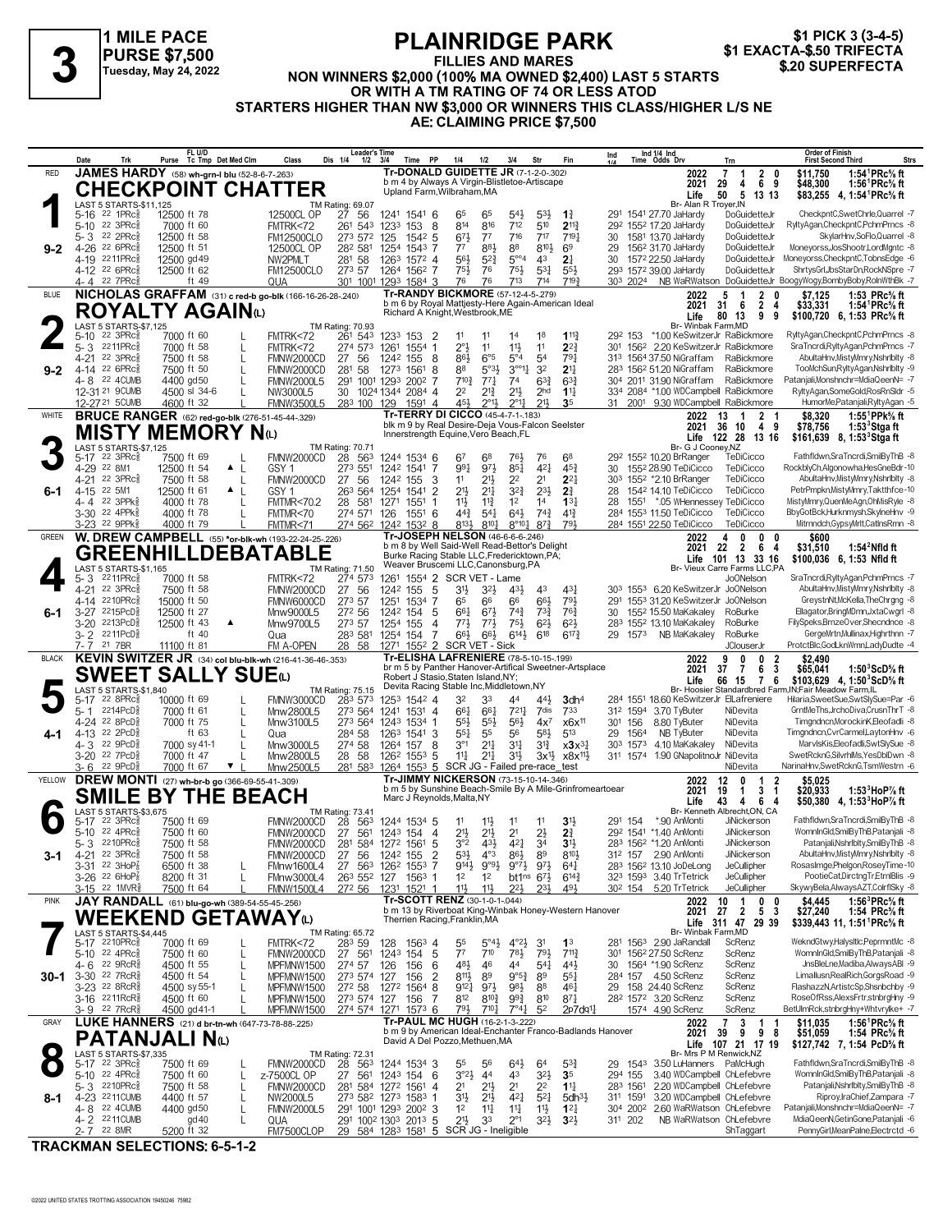# 3

**1 MILE PACE**
**PURSE $7,500**
**Tuesday, May 24, 2022**

## PLAINRIDGE PARK

**FILLIES AND MARES**
**NON WINNERS $2,000 (100% MA OWNED $2,400) LAST 5 STARTS**
**OR WITH A TM RATING OF 74 OR LESS ATOD**
**STARTERS HIGHER THAN NW $3,000 OR WINNERS THIS CLASS/HIGHER L/S NE**
**AE: CLAIMING PRICE $7,500**

**$1 PICK 3 (3-4-5)**
**$1 EXACTA-$.50 TRIFECTA**
**$.20 SUPERFECTA**

---

### 1 — RED — 9-2
**JAMES HARDY** (58) wh-grn-l blu (52-8-6-7-.263)
**CHECKPOINT CHATTER**
Tr-DONALD GUIDETTE JR (7-1-2-0-.302)
b m 4 by Always A Virgin-Blistletoe-Artiscape
Upland Farm,Wilbraham,MA
Br- Alan R Troyer,IN
2022: 7 1 2 0 $11,750 1:54¹PRc⅝ ft
2021: 29 4 6 9 $48,300 1:56¹PRc⅝ ft
Life: 50 5 13 13 $83,255 4, 1:54¹PRc⅝ ft
LAST 5 STARTS-$11,125 — TM Rating: 69.07

| Date | Trk | Purse | Cond | Class | 1/4 | 1/2 | 3/4 | Time | PP | 1/4 | 1/2 | 3/4 | Str | Fin | Ind | Odds Drv | Trn | Order of Finish |
|---|---|---|---|---|---|---|---|---|---|---|---|---|---|---|---|---|---|---|
| 5-16 | 22 1PRc⅝ | 12500 ft 78 | | 12500CL OP | 27 | 56 | 1241 | 1541 | 6 | 6⁵ | 6⁵ | 5⁴¼ | 5³½ | 1¾ | 29¹ 1541 | 27.70 JaHardy | DoGuidetteJr | CheckpntC,SwetChrle,Quarrel -7 |
| 5-10 | 22 3PRc⅝ | 7000 ft 60 | | FMTRK<72 | 26¹ | 54³ | 123³ | 153 | 8 | 8¹⁴ | 8¹⁶ | 7¹² | 5¹⁰ | 2¹¹¾ | 29² 155² | 17.20 JaHardy | DoGuidetteJr | RyltyAgan,CheckpntC,PchmPrncs -8 |
| 5-3 | 22 2PRc⅝ | 12500 ft 58 | | FM12500CLO | 27³ | 57² | 125 | 154² | 5 | 6⁷½ | 7⁷ | 7¹⁶ | 7¹⁷ | 7¹⁹½ | 30 158¹ | 13.70 JaHardy | DoGuidetteJr | SkylarHnv,SoFlo,Quarrel -8 |
| 4-26 | 22 6PRc⅝ | 12500 ft 51 | | 12500CL OP | 28² | 58¹ | 125⁴ | 154³ | 7 | 7⁷ | 8⁸½ | 8⁸ | 8¹⁰½ | 6⁹ | 29 156² | 31.70 JaHardy | DoGuidetteJr | Moneyorss,JosShootr,LordMgntc -8 |
| 4-19 | 22 11PRc⅝ | 12500 gd 49 | | NW2PMLT | 28¹ | 58 | 126³ | 157² | 4 | 5⁶½ | 5²¾ | 5°°⁴ | 4³ | 2¾ | 30 157² | 22.50 JaHardy | DoGuidetteJr | Moneyorss,CheckpntC,TobnsEdge -6 |
| 4-12 | 22 6PRc⅝ | 12500 ft 62 | | FM12500CLO | 27³ | 57 | 126⁴ | 156² | 7 | 7⁵½ | 7⁶ | 7⁵½ | 5³¼ | 5⁵½ | 29³ 157² | 39.00 JaHardy | DoGuidetteJr | ShrtysGrl,JbsStarDn,RockNSpre -7 |
| 4-4 | 22 7PRc⅝ | ft 49 | | QUA | 30¹ | 100¹ | 129³ | 158⁴ | 3 | 7⁶ | 7⁶ | 7¹³ | 7¹⁴ | 7¹⁹¾ | 30³ 202⁴ | NB WaWatson | DoGuidetteJr | BoogyWogy,BombyBoby,RolnWthBk -7 |

### 2 — BLUE — 9-2
**NICHOLAS GRAFFAM** (31) c red-b go-blk (166-16-26-28-.240)
**ROYALTY AGAIN(L)**
Tr-RANDY BICKMORE (57-12-4-5-.279)
b m 6 by Royal Mattjesty-Here Again-American Ideal
Richard A Knight,Westbrook,ME
Br- Winbak Farm,MD
2022: 5 1 2 0 $7,125 1:53 PRc⅝ ft
2021: 31 6 2 4 $33,331 1:54¹PRc⅝ ft
Life: 80 13 9 9 $100,720 6, 1:53 PRc⅝ ft
LAST 5 STARTS-$7,125 — TM Rating: 70.93

| Date | Trk | Purse | Cond | Class | 1/4 | 1/2 | 3/4 | Time | PP | 1/4 | 1/2 | 3/4 | Str | Fin | Ind | Odds Drv | Trn | Order of Finish |
|---|---|---|---|---|---|---|---|---|---|---|---|---|---|---|---|---|---|---|
| 5-10 | 22 3PRc⅝ | 7000 ft 60 | L | FMTRK<72 | 26¹ | 54³ | 123³ | 153 | 2 | 1¹ | 1¹ | 1⁴ | 1⁸ | 1¹¹¾ | 29² 153 | *1.00 KeSwitzerJr | RaBickmore | RyltyAgan,CheckpntC,PchmPrncs -8 |
| 5-3 | 22 11PRc⅝ | 7000 ft 58 | L | FMTRK<72 | 27⁴ | 57³ | 126¹ | 155⁴ | 1 | 2°½ | 1¹ | 1¹½ | 1¹ | 2²¾ | 30¹ 156² | 2.20 KeSwitzerJr | RaBickmore | SraTncrdi,RyltyAgan,PchmPrncs -7 |
| 4-21 | 22 3PRc⅝ | 7500 ft 58 | L | FMNW2000CD | 27 | 56 | 124² | 155 | 8 | 8⁶½ | 6°⁶ | 5°⁴ | 5⁴ | 7⁹¼ | 31³ 156⁴ | 37.50 NiGraffam | RaBickmore | AbultaHnv,MistyMmry,Nshrlbty -8 |
| 4-14 | 22 6PRc⅝ | 7500 ft 50 | L | FMNW2000CD | 28¹ | 58 | 127³ | 156¹ | 8 | 8⁸ | 5°³½ | 3°°¹¾ | 3² | 2¹¼ | 28³ 156² | 51.20 NiGraffam | RaBickmore | TooMchSun,RyltyAgan,Nshrlbty -9 |
| 4-8 | 22 4CUMB | 4400 gd 50 | L | FMNW2000L5 | 29¹ | 100¹ | 129³ | 200² | 7 | 7¹⁰¾ | 7⁷½ | 7⁴ | 6³¾ | 6³¾ | 30⁴ 201¹ | 31.90 NiGraffam | RaBickmore | Patanjali,Monshnchr=MdiaQeenN= -7 |
| 12-31 | 21 9CUMB | 4500 sl 34-6 | L | NW3000L5 | 30 | 102⁴ | 134⁴ | 208⁴ | 4 | 2² | 2¹¾ | 2¹½ | 2hd | 1¾ | 33⁴ 208⁴ | *1.00 WDCampbell | RaBickmore | RyltyAgan,SomeGold,RosRnSldr -5 |
| 12-27 | 21 5CUMB | 4600 ft 32 | L | FMNW3500L5 | 28³ | 100 | 129 | 159¹ | 4 | 4⁵½ | 2°¹½ | 2°¹½ | 2¹½ | 3⁵ | 31 200¹ | 9.30 WDCampbell | RaBickmore | HumorMe,Patanjali,RyltyAgan -5 |

### 3 — WHITE — 6-1
**BRUCE RANGER** (62) red-go-blk (276-51-45-44-.329)
**MISTY MEMORY N(L)**
Tr-TERRY DI CICCO (45-4-7-1-.183)
blk m 9 by Real Desire-Deja Vous-Falcon Seelster
Innerstrength Equine,Vero Beach,FL
Br- G J Cooney,NZ
2022: 13 1 2 1 $8,320 1:55¹PPk⅝ ft
2021: 36 10 4 9 $78,756 1:53³Stga ft
Life: 122 28 13 16 $161,639 8, 1:53³Stga ft
LAST 5 STARTS-$7,125 — TM Rating: 70.71

| Date | Trk | Purse | Cond | Class | 1/4 | 1/2 | 3/4 | Time | PP | 1/4 | 1/2 | 3/4 | Str | Fin | Ind | Odds Drv | Trn | Order of Finish |
|---|---|---|---|---|---|---|---|---|---|---|---|---|---|---|---|---|---|---|
| 5-17 | 22 3PRc⅝ | 7500 ft 69 | L | FMNW2000CD | 28 | 56³ | 124⁴ | 153⁴ | 6 | 6⁷ | 6⁸ | 7⁶½ | 7⁶ | 6⁸ | 29² 155² | 10.20 BrRanger | TeDiCicco | Fathfldwn,SraTncrdi,SmilByThB -8 |
| 4-29 | 22 8M1 | 12500 ft 54 | ▲ L | GSY 1 | 27³ | 55¹ | 124² | 154¹ | 7 | 9⁹½ | 9⁷½ | 8⁵¼ | 4²½ | 4⁵¾ | 30 155² | 28.90 TeDiCicco | TeDiCicco | RockblyCh,Algonowha,HesGneBdr -10 |
| 4-21 | 22 3PRc⅝ | 7500 ft 58 | L | FMNW2000CD | 27 | 56 | 124² | 155 | 3 | 1¹ | 2¹½ | 2² | 2¹ | 2²¼ | 30³ 155² | *2.10 BrRanger | TeDiCicco | AbultaHnv,MistyMmry,Nshrlbty -8 |
| 4-15 | 22 5M1 | 12500 ft 61 | ▲ L | GSY 1 | 26³ | 56⁴ | 125⁴ | 154¹ | 2 | 2¹½ | 2¹½ | 3²¾ | 2³½ | 2¾ | 28 154² | 14.10 TeDiCicco | TeDiCicco | PetrPmpkn,MistyMmry,Takthfce -10 |
| 4-4 | 22 3PPk⅝ | 4000 ft 78 | L | FMTMR<70.2 | 28 | 58¹ | 127¹ | 155¹ | 1 | 1¹½ | 1¹¾ | 1² | 1⁴ | 1³¼ | 28 155¹ | *.05 WHennessey | TeDiCicco | MistyMmry,QuenMeAgn,OhMisRyle -8 |
| 3-30 | 22 4PPk⅝ | 4000 ft 78 | L | FMTMR<70 | 27⁴ | 57¹ | 126 | 155¹ | 6 | 4⁴¾ | 5⁴½ | 6⁴½ | 7⁴¾ | 4¹¾ | 28⁴ 155³ | 11.50 TeDiCicco | TeDiCicco | BbyGotBck,Hurknmysh,SkylneHnv -9 |
| 3-23 | 22 9PPk⅝ | 4000 ft 79 | L | FMTMR<71 | 27⁴ | 56² | 124² | 153² | 8 | 8¹³½ | 8¹⁰½ | 8°¹⁰½ | 8⁷¾ | 7⁹½ | 28⁴ 155¹ | 22.50 TeDiCicco | TeDiCicco | Mitrnndch,GypsyMrlt,CatlnsRmn -8 |

### 4 — GREEN — 6-1
**W. DREW CAMPBELL** (55) *or-blk-wh (193-22-24-25-.226)
**GREENHILLDEBATABLE**
Tr-JOSEPH NELSON (46-6-6-6-.246)
b m 8 by Well Said-Well Read-Bettor's Delight
Burke Racing Stable LLC,Fredericktown,PA;
Weaver Bruscemi LLC,Canonsburg,PA
Br- Vieux Carre Farms LLC,PA
2022: 4 0 0 0 $600
2021: 22 2 6 4 $31,510 1:54²Nfld ft
Life: 101 13 33 16 $100,036 6, 1:53 Nfld ft
LAST 5 STARTS-$1,165 — TM Rating: 71.50

| Date | Trk | Purse | Cond | Class | 1/4 | 1/2 | 3/4 | Time | PP | 1/4 | 1/2 | 3/4 | Str | Fin | Ind | Odds Drv | Trn | Order of Finish |
|---|---|---|---|---|---|---|---|---|---|---|---|---|---|---|---|---|---|---|
| 5-3 | 22 11PRc⅝ | 7000 ft 58 | | FMTRK<72 | 27⁴ | 57³ | 126¹ | 155⁴ | 2 | SCR VET - Lame | | | | | | | JoONelson | SraTncrdi,RyltyAgan,PchmPrncs -7 |
| 4-21 | 22 3PRc⅝ | 7500 ft 58 | | FMNW2000CD | 27 | 56 | 124² | 155 | 5 | 3¹½ | 3²½ | 4³½ | 4³ | 4³¼ | 30³ 155³ | 6.20 KeSwitzerJr | JoONelson | AbultaHnv,MistyMmry,Nshrlbty -8 |
| 4-14 | 22 10PRc⅝ | 15000 ft 50 | | FMNW6000CD | 27³ | 57 | 125¹ | 153⁴ | 7 | 6⁵ | 6⁶ | 6⁶ | 6⁶½ | 7⁹½ | 29¹ 155³ | 31.20 KeSwitzerJr | JoONelson | GreystnNt,McKella,TheChrgng -8 |
| 3-27 | 22 15PcD⅝ | 12500 ft 27 | | Mnw9000L5 | 27² | 56 | 124² | 154 | 5 | 6⁶¾ | 6⁷½ | 7⁴¾ | 7³¾ | 7⁶¾ | 30 155² | 15.50 MaKakaley | RoBurke | Ellagator,BringMDmn,JxtaCwgrl -8 |
| 3-20 | 22 13PcD⅝ | 12500 ft 43 | ▲ | Mnw9700L5 | 27³ | 57 | 125⁴ | 155 | 4 | 7⁷½ | 7⁷½ | 7⁵½ | 6²½ | 6²½ | 28³ 155² | 13.10 MaKakaley | RoBurke | FilySpeks,BrnzeOver,Shecndnce -8 |
| 3-2 | 22 11PcD⅝ | ft 40 | | Qua | 28³ | 58¹ | 125⁴ | 154 | 7 | 6⁶½ | 6⁶½ | 6¹⁴½ | 6¹⁸ | 6¹⁷¾ | 29 157³ | NB MaKakaley | RoBurke | GergeMrtn,Mullinax,Highrthnn -7 |
| 7-7 | 21 7BR | 11100 ft 81 | | FM A-OPEN | 28 | 58 | 127¹ | 155² | 2 | SCR VET - Sick | | | | | | | JClouserJr | ProtctBlc,GodLknWmn,LadyDudte -4 |

### 5 — BLACK — 4-1
**KEVIN SWITZER JR** (34) col blu-blk-wh (216-41-36-46-.353)
**SWEET SALLY SUE(L)**
Tr-ELISHA LAFRENIERE (78-5-10-15-.199)
br m 5 by Panther Hanover-Artifical Sweetner-Artsplace
Robert J Stasio,Staten Island,NY;
Devita Racing Stable Inc,Middletown,NY
Br- Hoosier Standardbred Farm,IN;Fair Meadow Farm,IL
2022: 9 0 0 2 $2,490
2021: 37 7 6 3 $65,041 1:50³ScD⅝ ft
Life: 66 15 7 6 $103,629 4, 1:50³ScD⅝ ft
LAST 5 STARTS-$1,840 — TM Rating: 75.15

| Date | Trk | Purse | Cond | Class | 1/4 | 1/2 | 3/4 | Time | PP | 1/4 | 1/2 | 3/4 | Str | Fin | Ind | Odds Drv | Trn | Order of Finish |
|---|---|---|---|---|---|---|---|---|---|---|---|---|---|---|---|---|---|---|
| 5-17 | 22 8PRc⅝ | 10000 ft 69 | L | FMNW3000CD | 28³ | 57³ | 125³ | 154² | 4 | 3² | 3³ | 4⁴ | 4⁴½ | 3dh⁴ | 28⁴ 155¹ | 18.60 KeSwitzerJr | ElLafreniere | Hilaria,SweetSue,SwtSlySue=Par -6 |
| 5-1 | 22 14PcD⅝ | 7000 ft 61 | L | Mnw2800L5 | 27³ | 56⁴ | 124¹ | 153¹ | 4 | 6⁶½ | 6⁶½ | 7²¹½ | 7dis | 7³³ | 31² 159⁴ | 3.70 TyButler | NiDevita | GrntMeThs,JrchoDiva,CrusnThrT -8 |
| 4-24 | 22 8PcD⅝ | 7000 ft 75 | L | Mnw3100L5 | 27³ | 55⁴ | 124³ | 153⁴ | 1 | 5⁵½ | 5⁵½ | 5⁶½ | 4x7 | x6x¹¹ | 30¹ 156 | 8.80 TyButler | NiDevita | Timgndncn,MorockinK,Eleofadli -8 |
| 4-13 | 22 2PcD⅝ | ft 63 | L | Qua | 28⁴ | 58 | 126³ | 154¹ | 3 | 5⁵½ | 5⁵ | 5⁶ | 5⁸½ | 5¹³ | 29 156⁴ | NB TyButler | NiDevita | Timgndncn,CvrCarmel,LaytonHnv -6 |
| 4-3 | 22 9PcD⅝ | 7000 sy 41-1 | L | Mnw3000L5 | 27⁴ | 58 | 126⁴ | 157 | 8 | 3°¹ | 2¹½ | 3¹¾ | 3¹¾ | x3x³¼ | 30³ 157³ | 4.10 MaKakaley | NiDevita | MarvlsKis,Eleofadli,SwtSlySue -8 |
| 3-20 | 22 7PcD⅝ | 7000 ft 47 | L | Mnw2800L5 | 28 | 58 | 126² | 155³ | 5 | 1¹½ | 2¹½ | 3¹½ | 3x1½ | x8x¹¹½ | 31¹ 157⁴ | 1.90 GNapolitnoJr | NiDevita | SwetRcknG,SilvrhlMs,YesDblDwn -8 |
| 3-6 | 22 9PcD⅝ | 7000 ft 67 | ▼ L | Mnw2500L5 | 28¹ | 58³ | 126⁴ | 155³ | 6 | SCR JG - Failed pre-race_test | | | | | | | NiDevita | NarinaHnv,SwetRcknG,TsmWestrn -6 |

### 6 — YELLOW — 3-1
**DREW MONTI** (27) wh-br-b go (366-69-55-41-.309)
**SMILE BY THE BEACH**
Tr-JIMMY NICKERSON (73-15-10-14-.346)
b m 5 by Sunshine Beach-Smile By A Mile-Grinfromeartoear
Marc J Reynolds,Malta,NY
Br- Kenneth Albrecht,ON, CA
2022: 12 0 1 2 $5,025
2021: 19 1 3 1 $20,933 1:53³HoP⅞ ft
Life: 43 4 6 4 $50,380 4, 1:53³HoP⅞ ft
LAST 5 STARTS-$3,675 — TM Rating: 73.41

| Date | Trk | Purse | Cond | Class | 1/4 | 1/2 | 3/4 | Time | PP | 1/4 | 1/2 | 3/4 | Str | Fin | Ind | Odds Drv | Trn | Order of Finish |
|---|---|---|---|---|---|---|---|---|---|---|---|---|---|---|---|---|---|---|
| 5-17 | 22 3PRc⅝ | 7500 ft 69 | | FMNW2000CD | 28 | 56³ | 124⁴ | 153⁴ | 5 | 1¹ | 1¹½ | 1¹ | 1¹ | 3¹½ | 29¹ 154 | *.90 AnMonti | JiNickerson | Fathfldwn,SraTncrdi,SmilByThB -8 |
| 5-10 | 22 4PRc⅝ | 7500 ft 60 | | FMNW2000CD | 27 | 56¹ | 124³ | 154 | 4 | 2¹½ | 2¹½ | 2¹ | 2½ | 2¾ | 29² 154¹ | *1.40 AnMonti | JiNickerson | WomnInGld,SmilByThB,Patanjali -8 |
| 5-3 | 22 10PRc⅝ | 7500 ft 58 | | FMNW2000CD | 28¹ | 58⁴ | 127² | 156¹ | 5 | 3°² | 4³½ | 4²¼ | 3⁴ | 3¹½ | 28³ 156² | *1.20 AnMonti | JiNickerson | Patanjali,Nshrlblty,SmilByThB -8 |
| 4-21 | 22 3PRc⅝ | 7500 ft 58 | | FMNW2000CD | 27 | 56 | 124² | 155 | 2 | 5³½ | 4°³ | 8⁶½ | 8⁹ | 8¹⁰½ | 31² 157 | 2.90 AnMonti | JiNickerson | AbultaHnv,MistyMmry,Nshrlbty -8 |
| 3-31 | 22 3HoP⅞ | 6500 ft 38 | L | FMnw1600L4 | 27 | 56³ | 126² | 155³ | 7 | 9¹⁴½ | 9°⁹½ | 9°⁷½ | 9⁷½ | 6⁴¼ | 28³ 156² | 13.10 JoDeLong | JeCulligher | RosaslmgePhelgon,RoseyTime -10 |
| 3-26 | 22 6HoP⅞ | 8200 ft 31 | L | FMnw3000L4 | 26³ | 55² | 127 | 156³ | 1 | 1² | 1² | bt1ns | 6⁷½ | 6¹⁴¾ | 32³ 159³ | 3.40 TrTetrick | JeCulligher | PootieCat,DirctngTr,EtrnlBlis -9 |
| 3-15 | 22 1MVR⅝ | 7500 ft 64 | L | FMNW1500L4 | 27² | 56 | 123¹ | 152¹ | 1 | 1¹½ | 1¹½ | 2²½ | 2³½ | 4⁹½ | 30² 154 | 5.20 TrTetrick | JeCulligher | SkywyBela,AlwaysAZT,ColrflSky -8 |

### 7 — PINK — 30-1
**JAY RANDALL** (61) blu-go-wh (389-55-55-45-.256)
**WEEKEND GETAWAY(L)**
Tr-SCOTT RENZ (30-1-0-1-.044)
b m 13 by Riverboat King-Winbak Honey-Western Hanover
Therrien Racing,Franklin,MA
Br- Winbak Farm,MD
2022: 10 1 0 0 $4,445 1:56³PRc⅝ ft
2021: 27 2 5 3 $27,240 1:54 PRc⅝ ft
Life: 311 47 29 39 $339,443 11, 1:51¹PRc⅝ ft
LAST 5 STARTS-$4,445 — TM Rating: 65.72

| Date | Trk | Purse | Cond | Class | 1/4 | 1/2 | 3/4 | Time | PP | 1/4 | 1/2 | 3/4 | Str | Fin | Ind | Odds Drv | Trn | Order of Finish |
|---|---|---|---|---|---|---|---|---|---|---|---|---|---|---|---|---|---|---|
| 5-17 | 22 10PRc⅝ | 7000 ft 69 | L | FMTRK<72 | 28³ | 59 | 128 | 156³ | 4 | 5⁵ | 5°⁴½ | 4°²½ | 3¹ | 1³ | 28¹ 156³ | 2.90 JaRandall | ScRenz | WekndGtwy,Halysltic,PeprmntMc -8 |
| 5-10 | 22 4PRc⅝ | 7500 ft 60 | L | FMNW2000CD | 27 | 56¹ | 124³ | 154 | 5 | 7⁷ | 7¹⁰ | 7⁸½ | 7⁹½ | 7¹¹¾ | 30¹ 156² | 27.50 ScRenz | ScRenz | WomnInGld,SmilByThB,Patanjali -8 |
| 4-6 | 22 9RcR⅝ | 4500 ft 55 | L | MPFMNW1500 | 27⁴ | 57 | 126 | 156 | 6 | 4⁸½ | 4⁶ | 4⁴ | 5⁴¼ | 4⁴½ | 30 156⁴ | *1.90 ScRenz | ScRenz | JnsBleLne,Madiba,AlwaysABl -9 |
| 3-30 | 22 7RcR⅝ | 4500 ft 54 | L | MPFMNW1500 | 27³ | 57⁴ | 127 | 156³ | 2 | 8¹¹½ | 8⁹ | 9°⁵¾ | 8⁹ | 5⁵¼ | 28⁴ 157 | 4.50 ScRenz | ScRenz | Limallusn,RealRich,GorgsRoad -9 |
| 3-23 | 22 8RcR⅝ | 4500 sy 55-1 | L | MPFMNW1500 | 27² | 58 | 127² | 156⁴ | 8 | 9¹²½ | 9⁷½ | 9⁸½ | 8⁸ | 4⁶¼ | 29 158 | 24.40 ScRenz | ScRenz | FlashazzN,ArtistcSp,Shsnbchby -9 |
| 3-16 | 22 11RcR⅝ | 4500 ft 60 | L | MPFMNW1500 | 27³ | 57⁴ | 127 | 155¹ | 7 | 8¹² | 8¹⁰¾ | 9⁹¾ | 8¹⁰ | 8⁷¼ | 28² 157² | 3.20 ScRenz | ScRenz | RoseOfRss,AlexsFrtr,stnbrgHny -9 |
| 3-9 | 22 7RcR⅝ | 4500 gd 41-1 | L | MPFMNW1500 | 27⁴ | 57⁴ | 127¹ | 157³ | 6 | 7⁹½ | 7¹⁰½ | 7°⁴½ | 5² | 2p7dq¹¼ | 157⁴ | 4.90 ScRenz | ScRenz | BetUlmRck,stnbrgHny+Whtvrylke+ -7 |

### 8 — GRAY — 8-1
**LUKE HANNERS** (21) d br-tn-wh (647-73-78-88-.225)
**PATANJALI N(L)**
Tr-PAUL MC HUGH (16-2-1-3-.222)
b m 9 by American Ideal-Enchanter Franco-Badlands Hanover
David A Del Pozzo,Methuen,MA
Br- Mrs P M Renwick,NZ
2022: 7 3 1 1 $11,035 1:56¹PRc⅝ ft
2021: 39 9 9 8 $51,059 1:54 PRc⅝ ft
Life: 107 21 17 19 $127,742 7, 1:54 PcD⅝ ft
LAST 5 STARTS-$7,335 — TM Rating: 72.31

| Date | Trk | Purse | Cond | Class | 1/4 | 1/2 | 3/4 | Time | PP | 1/4 | 1/2 | 3/4 | Str | Fin | Ind | Odds Drv | Trn | Order of Finish |
|---|---|---|---|---|---|---|---|---|---|---|---|---|---|---|---|---|---|---|
| 5-17 | 22 3PRc⅝ | 7500 ft 69 | L | FMNW2000CD | 28 | 56³ | 124⁴ | 153⁴ | 3 | 5⁵ | 5⁶ | 6⁴½ | 6⁴ | 5³¾ | 29 154³ | 3.50 LuHanners | PaMcHugh | Fathfldwn,SraTncrdi,SmilByThB -8 |
| 5-10 | 22 4PRc⅝ | 7500 ft 60 | L | z-7500CL OP | 27 | 56¹ | 124³ | 154 | 6 | 3°²½ | 4⁴ | 4³ | 3²½ | 3⁵ | 29⁴ 155 | 3.40 WDCampbell | ChLefebvre | WomnInGld,SmilByThB,Patanjali -8 |
| 5-3 | 22 10PRc⅝ | 7500 ft 58 | L | FMNW2000CD | 28¹ | 58⁴ | 127² | 156¹ | 6 | 2¹ | 2¹½ | 2¹ | 2² | 1¹½ | 28³ 156¹ | 2.20 WDCampbell | ChLefebvre | Patanjali,Nshrlblty,SmilByThB -8 |
| 4-23 | 22 11CUMB | 4400 ft 57 | L | NW2000L5 | 27³ | 58² | 127³ | 158³ | 1 | 3¹½ | 2¹½ | 4²½ | 5²½ | 5dh³½ | 31¹ 159¹ | 3.20 WDCampbell | ChLefebvre | Riproy,IraChief,Zampara -7 |
| 4-8 | 22 4CUMB | 4400 gd 50 | L | FMNW2000L5 | 29¹ | 100¹ | 129³ | 200² | 3 | 1² | 1¹½ | 1¹½ | 1¹½ | 1²¼ | 30⁴ 200² | 2.60 WaRWatson | ChLefebvre | Patanjali,Monshnchr=MdiaQeenN= -7 |
| 4-2 | 22 11CUMB | gd 40 | L | QUA | 29¹ | 100² | 130³ | 201³ | 5 | 2¹½ | 3³ | 2°¹ | 3²½ | 3²½ | 31¹ 202 | NB WaRWatson | ChLefebvre | MdiaQeenN,GetinGone,Patanjali -6 |
| 2-7 | 22 8MR | 5200 ft 32 | | FM7500CLOP | 29 | 58⁴ | 128³ | 158¹ | 5 | SCR JG - Ineligible | | | | | | | ShTaggart | PennyGirl,MeanPalne,Electrctd -6 |

**TRACKMAN SELECTIONS: 6-5-1-2**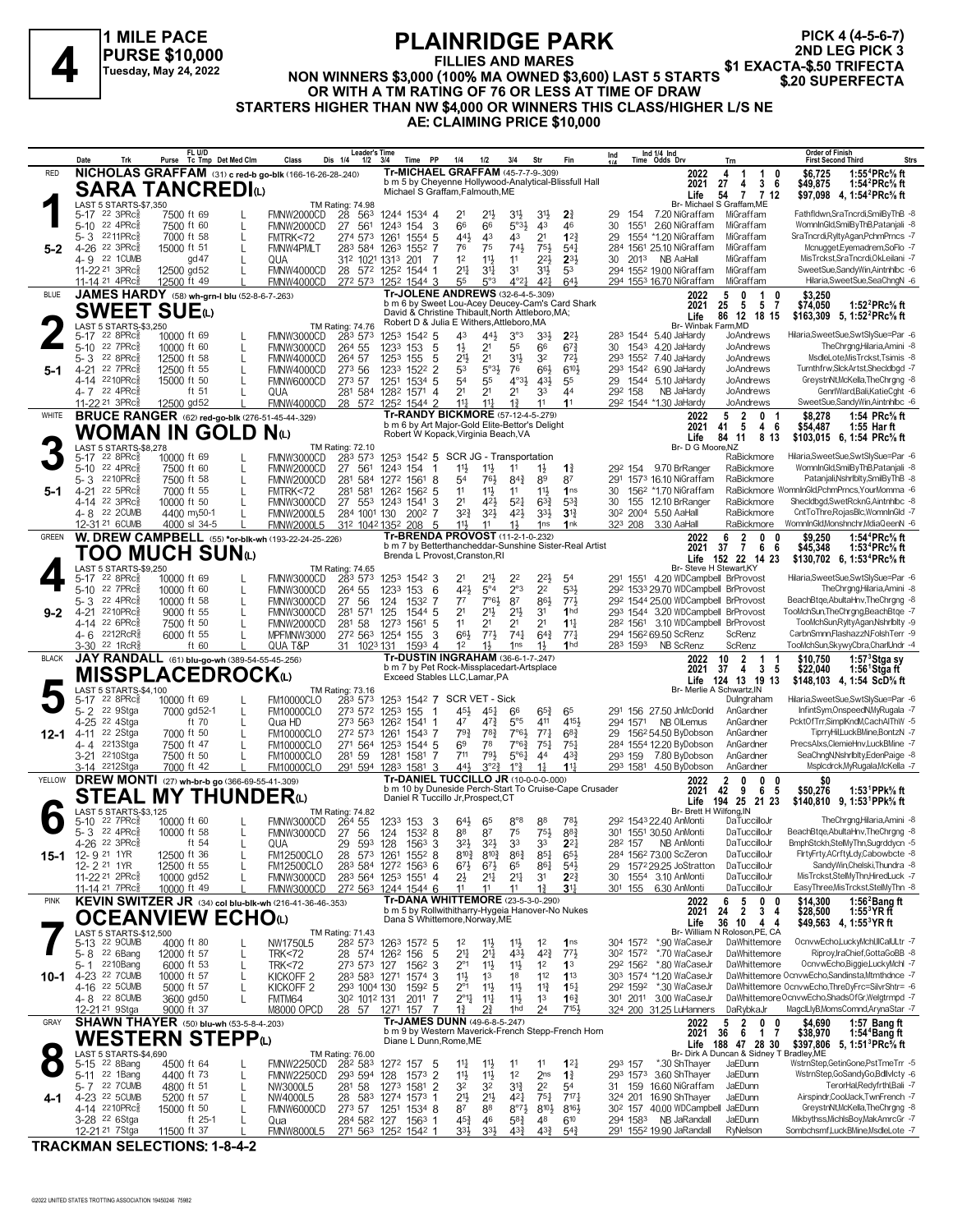# 4

**1 MILE PACE**
**PURSE $10,000**
**Tuesday, May 24, 2022**

# PLAINRIDGE PARK

**FILLIES AND MARES**
**NON WINNERS $3,000 (100% MA OWNED $3,600) LAST 5 STARTS OR WITH A TM RATING OF 76 OR LESS AT TIME OF DRAW**
**STARTERS HIGHER THAN NW $4,000 OR WINNERS THIS CLASS/HIGHER L/S NE**
**AE: CLAIMING PRICE $10,000**

**PICK 4 (4-5-6-7)**
**2ND LEG PICK 3**
**$1 EXACTA-$.50 TRIFECTA**
**$.20 SUPERFECTA**

---

## 1 — RED — SARA TANCREDI(L) — 5-2

**NICHOLAS GRAFFAM** (31) c red-b go-blk (166-16-26-28-.240)
Tr-MICHAEL GRAFFAM (45-7-7-9-.309)
b m 5 by Cheyenne Hollywood-Analytical-Blissfull Hall
Michael S Graffam,Falmouth,ME
Br- Michael S Graffam,ME

| Year | Starts | 1st | 2nd | 3rd | Earnings | Record |
|---|---|---|---|---|---|---|
| 2022 | 4 | 1 | 1 | 0 | $6,725 | 1:55⁴PRc⅝ ft |
| 2021 | 27 | 4 | 3 | 6 | $49,875 | 1:54²PRc⅝ ft |
| Life | 54 | 7 | 7 | 12 | $97,098 | 4, 1:54²PRc⅝ ft |

LAST 5 STARTS-$7,350 — TM Rating: 74.98

| Date | Trk | Purse | Tc Tmp | Class | Dis 1/4 1/2 3/4 | Time | PP | 1/4 | 1/2 | 3/4 | Str | Fin | Ind | Odds Drv | Trn | Order of Finish |
|---|---|---|---|---|---|---|---|---|---|---|---|---|---|---|---|---|
| 5-17 22 3PRc⅝ | | 7500 | ft 69 L | FMNW2000CD | 28 563 1244 | 1534 | 4 | 2¹ | 2¹½ | 3¹½ | 3¹½ | 2¾ | 29 154 | 7.20 NiGraffam | MiGraffam | Fathfldwn,SraTncrdi,SmilByThB -8 |
| 5-10 22 4PRc⅝ | | 7500 | ft 60 L | FMNW2000CD | 27 561 1243 | 154 | 3 | 6⁶ | 6⁶ | 5°³½ | 4³ | 4⁶ | 30 1551 | 2.60 NiGraffam | MiGraffam | WomnInGld,SmilByThB,Patanjali -8 |
| 5-3 22 11PRc⅝ | | 7000 | ft 58 L | FMTRK<72 | 274 573 1261 | 1554 | 5 | 4⁴½ | 4³ | 4³ | 2¹ | 1²¾ | 29 1554 | *1.20 NiGraffam | MiGraffam | SraTncrdi,RyltyAgan,PchmPrncs -7 |
| 4-26 22 3PRc⅝ | | 15000 | ft 51 L | FMNW4PMLT | 283 584 1263 | 1552 | 7 | 7⁶ | 7⁵ | 7⁴½ | 7⁵½ | 5⁴¾ | 284 1561 | 25.10 NiGraffam | MiGraffam | Mcnugget,Eyemadrem,SoFlo -7 |
| 4-9 22 1CUMB | | | gd47 L | QUA | 312 1021 1313 | 201 | 7 | 1² | 1¹½ | 1¹ | 2²½ | 2³½ | 30 2013 | NB AaHall | MiGraffam | MisTrckst,SraTncrdi,OkLeilani -7 |
| 11-22 21 3PRc⅝ | | 12500 | gd52 L | FMNW4000CD | 28 572 1252 | 1544 | 1 | 2¹½ | 3¹½ | 3¹ | 3¹½ | 5³ | 294 1552 | 19.00 NiGraffam | MiGraffam | SweetSue,SandyWin,Aintnhlbc -6 |
| 11-14 21 4PRc⅝ | | 12500 | ft 49 L | FMNW4000CD | 272 573 1252 | 1544 | 3 | 5⁵ | 5°³ | 4°²¼ | 4²½ | 6⁴½ | 294 1553 | 16.70 NiGraffam | MiGraffam | Hilaria,SweetSue,SeaChngN -6 |

## 2 — BLUE — SWEET SUE(L) — 5-1

**JAMES HARDY** (58) wh-grn-l blu (52-8-6-7-.263)
Tr-JOLENE ANDREWS (32-6-4-5-.309)
b m 6 by Sweet Lou-Acey Deucey-Cam's Card Shark
David & Christine Thibault,North Attleboro,MA; Robert D & Julia E Withers,Attleboro,MA
Br- Winbak Farm,MD

| Year | Starts | 1st | 2nd | 3rd | Earnings | Record |
|---|---|---|---|---|---|---|
| 2022 | 5 | 0 | 1 | 0 | $3,250 | |
| 2021 | 25 | 5 | 5 | 7 | $74,050 | 1:52²PRc⅝ ft |
| Life | 86 | 12 | 18 | 15 | $163,309 | 5, 1:52²PRc⅝ ft |

LAST 5 STARTS-$3,250 — TM Rating: 74.76

| Date | Trk | Purse | Tc Tmp | Class | Dis 1/4 1/2 3/4 | Time | PP | 1/4 | 1/2 | 3/4 | Str | Fin | Ind | Odds Drv | Trn | Order of Finish |
|---|---|---|---|---|---|---|---|---|---|---|---|---|---|---|---|---|
| 5-17 22 8PRc⅝ | | 10000 | ft 69 L | FMNW3000CD | 283 573 1253 | 1542 | 5 | 4³ | 4⁴½ | 3°³ | 3³½ | 2²½ | 283 1544 | 5.40 JaHardy | JoAndrews | Hilaria,SweetSue,SwtSlySue=Par -6 |
| 5-10 22 7PRc⅝ | | 10000 | ft 60 L | FMNW3000CD | 264 55 1233 | 153 | 5 | 1½ | 2¹ | 5⁵ | 6⁶ | 6⁷¾ | 30 1543 | 4.20 JaHardy | JoAndrews | TheChrgng,Hilaria,Amini -8 |
| 5-3 22 8PRc⅝ | | 12500 | ft 58 L | FMNW4000CD | 264 57 1253 | 155 | 5 | 2¹½ | 2¹ | 3¹½ | 3² | 7²½ | 293 1552 | 7.40 JaHardy | JoAndrews | MsdleLote,MisTrckst,Tsimis -8 |
| 4-21 22 7PRc⅝ | | 12500 | ft 55 L | FMNW4000CD | 273 56 1233 | 1522 | 2 | 5³ | 5°³½ | 7⁶ | 6⁶¾ | 6¹⁰½ | 293 1542 | 6.90 JaHardy | JoAndrews | Turnthfrw,SlckArtst,Shecldbgd -7 |
| 4-14 22 10PRc⅝ | | 15000 | ft 50 L | FMNW6000CD | 273 57 1251 | 1534 | 5 | 5⁴ | 5⁵ | 4°³½ | 4³½ | 5⁵ | 29 1544 | 5.10 JaHardy | JoAndrews | GreystnNt,McKella,TheChrgng -8 |
| 4-7 22 4PRc⅝ | | | ft 51 L | QUA | 281 584 1282 | 1571 | 4 | 2¹ | 2¹ | 2¹ | 3³ | 4⁴ | 292 158 | NB JaHardy | JoAndrews | GenrlWard,Bali,KatieCght -6 |
| 11-22 21 3PRc⅝ | | 12500 | gd52 L | FMNW4000CD | 28 572 1252 | 1544 | 2 | 1¹½ | 1¹½ | 1½ | 1¹ | 1¹ | 292 1544 | *1.30 JaHardy | JoAndrews | SweetSue,SandyWin,Aintnhlbc -6 |

## 3 — WHITE — WOMAN IN GOLD N(L) — 5-1

**BRUCE RANGER** (62) red-go-blk (276-51-45-44-.329)
Tr-RANDY BICKMORE (57-12-4-5-.279)
b m 6 by Art Major-Gold Elite-Bettor's Delight
Robert W Kopack,Virginia Beach,VA
Br- D G Moore,NZ

| Year | Starts | 1st | 2nd | 3rd | Earnings | Record |
|---|---|---|---|---|---|---|
| 2022 | 5 | 2 | 0 | 1 | $8,278 | 1:54 PRc⅝ ft |
| 2021 | 41 | 5 | 4 | 6 | $54,487 | 1:55 Har ft |
| Life | 84 | 11 | 8 | 13 | $103,015 | 6, 1:54 PRc⅝ ft |

LAST 5 STARTS-$8,278 — TM Rating: 72.10

| Date | Trk | Purse | Tc Tmp | Class | Dis 1/4 1/2 3/4 | Time | PP | 1/4 | 1/2 | 3/4 | Str | Fin | Ind | Odds Drv | Trn | Order of Finish |
|---|---|---|---|---|---|---|---|---|---|---|---|---|---|---|---|---|
| 5-17 22 8PRc⅝ | | 10000 | ft 69 L | FMNW3000CD | 283 573 1253 | 1542 | 5 | SCR JG - Transportation | | | | | | | RaBickmore | Hilaria,SweetSue,SwtSlySue=Par -6 |
| 5-10 22 4PRc⅝ | | 7500 | ft 60 L | FMNW2000CD | 27 561 1243 | 154 | 1 | 1¹½ | 1¹½ | 1¹ | 1½ | 1¾ | 292 154 | 9.70 BrRanger | RaBickmore | WomnInGld,SmilByThB,Patanjali -8 |
| 5-3 22 10PRc⅝ | | 7500 | ft 58 L | FMNW2000CD | 281 584 1272 | 1561 | 8 | 5⁴ | 7⁶½ | 8⁴¾ | 8⁹ | 8⁷ | 291 1573 | 16.10 NiGraffam | RaBickmore | Patanjali,Nshrlblty,SmilByThB -8 |
| 4-21 22 5PRc⅝ | | 7000 | ft 55 L | FMTRK<72 | 281 581 1262 | 1562 | 5 | 1¹ | 1¹½ | 1¹ | 1¹½ | 1ns | 30 1562 | *1.70 NiGraffam | RaBickmore | WomnInGld,PchmPrncs,YourMomma -6 |
| 4-14 22 3PRc⅝ | | 10000 | ft 50 L | FMNW3000CD | 27 553 1243 | 1541 | 3 | 2¹ | 4²½ | 5²¼ | 6³½ | 5³¾ | 30 155 | 12.10 BrRanger | RaBickmore | Shecldbgd,SweetRcknG,Aintnhlbc -8 |
| 4-8 22 2CUMB | | 4400 | my50-1 L | FMNW2000L5 | 284 1001 130 | 2002 | 7 | 3²¾ | 3²½ | 4²½ | 3³½ | 3¹¾ | 302 2004 | 5.50 AaHall | RaBickmore | CntToThre,RojasBlc,WomnInGld -7 |
| 12-31 21 6CUMB | | 4000 | sl 34-5 L | FMNW2000L5 | 312 1042 1352 | 208 | 5 | 1¹½ | 1¹ | 1½ | 1ns | 1nk | 323 208 | 3.30 AaHall | RaBickmore | WomnInGld,Monshnchr,MdiaQeenN -6 |

## 4 — GREEN — TOO MUCH SUN(L) — 9-2

**W. DREW CAMPBELL** (55) *or-blk-wh (193-22-24-25-.226)
Tr-BRENDA PROVOST (11-2-1-0-.232)
b m 7 by Betterthancheddar-Sunshine Sister-Real Artist
Brenda L Provost,Cranston,RI
Br- Steve H Stewart,KY

| Year | Starts | 1st | 2nd | 3rd | Earnings | Record |
|---|---|---|---|---|---|---|
| 2022 | 6 | 2 | 0 | 0 | $9,250 | 1:54⁴PRc⅝ ft |
| 2021 | 37 | 7 | 6 | 6 | $45,348 | 1:53⁴PRc⅝ ft |
| Life | 152 | 22 | 14 | 23 | $130,702 | 6, 1:53⁴PRc⅝ ft |

LAST 5 STARTS-$9,250 — TM Rating: 74.65

| Date | Trk | Purse | Tc Tmp | Class | Dis 1/4 1/2 3/4 | Time | PP | 1/4 | 1/2 | 3/4 | Str | Fin | Ind | Odds Drv | Trn | Order of Finish |
|---|---|---|---|---|---|---|---|---|---|---|---|---|---|---|---|---|
| 5-17 22 8PRc⅝ | | 10000 | ft 69 L | FMNW3000CD | 283 573 1253 | 1542 | 3 | 2¹ | 2¹½ | 2² | 2²½ | 5⁴ | 291 1551 | 4.20 WDCampbell | BrProvost | Hilaria,SweetSue,SwtSlySue=Par -6 |
| 5-10 22 7PRc⅝ | | 10000 | ft 60 L | FMNW3000CD | 264 55 1233 | 153 | 6 | 4²½ | 5°⁴ | 2°³ | 2² | 5³½ | 292 1533 | 29.70 WDCampbell | BrProvost | TheChrgng,Hilaria,Amini -8 |
| 5-3 22 4PRc⅝ | | 10000 | ft 58 L | FMNW3000CD | 27 56 124 | 1532 | 7 | 7⁷ | 7°⁶½ | 8⁷ | 8⁶½ | 7⁷½ | 292 1544 | 25.00 WDCampbell | BrProvost | BeachBtqe,AbultaHnv,TheChrgng -8 |
| 4-21 22 10PRc⅝ | | 9000 | ft 55 L | FMNW3000CD | 281 571 125 | 1544 | 5 | 2¹ | 2¹½ | 2¹½ | 3¹ | 1hd | 293 1544 | 3.20 WDCampbell | BrProvost | TooMchSun,TheChrgng,BeachBtqe -7 |
| 4-14 22 6PRc⅝ | | 7500 | ft 50 L | FMNW2000CD | 281 58 1273 | 1561 | 5 | 1¹ | 2¹ | 2¹ | 2¹ | 1¹½ | 283 1561 | 3.10 WDCampbell | BrProvost | TooMchSun,RyltyAgan,Nshrlblty -9 |
| 4-6 22 12RcR⅝ | | 6000 | ft 55 L | MPFMNW3000 | 272 563 1254 | 155 | 3 | 6⁶½ | 7⁷½ | 7⁴¼ | 6⁴¾ | 7⁷¼ | 294 1562 | 69.50 ScRenz | ScRenz | CarbnSmnn,FlashazzN,FolshTerr -9 |
| 3-30 22 1RcR⅝ | | | ft 60 L | QUA T&P | 31 1023 131 | 1593 | 4 | 1² | 1½ | 1ns | 1½ | 1hd | 283 1593 | NB ScRenz | ScRenz | TooMchSun,SkywyCbra,CharlUndr -4 |

## 5 — BLACK — MISSPLACEDROCK(L) — 12-1

**JAY RANDALL** (61) blu-go-wh (389-54-55-45-.256)
Tr-DUSTIN INGRAHAM (36-6-1-7-.247)
b m 7 by Pet Rock-Missplacedart-Artsplace
Exceed Stables LLC,Lamar,PA
Br- Melvin A Schwartz,IN

| Year | Starts | 1st | 2nd | 3rd | Earnings | Record |
|---|---|---|---|---|---|---|
| 2022 | 10 | 2 | 1 | 1 | $10,750 | 1:57³Stga sy |
| 2021 | 37 | 4 | 3 | 5 | $22,040 | 1:56¹Stga ft |
| Life | 124 | 13 | 19 | 13 | $148,103 | 4, 1:54 ScD⅝ ft |

LAST 5 STARTS-$4,100 — TM Rating: 73.16

| Date | Trk | Purse | Tc Tmp | Class | Dis 1/4 1/2 3/4 | Time | PP | 1/4 | 1/2 | 3/4 | Str | Fin | Ind | Odds Drv | Trn | Order of Finish |
|---|---|---|---|---|---|---|---|---|---|---|---|---|---|---|---|---|
| 5-17 22 8PRc⅝ | | 10000 | ft 69 L | FM10000CLO | 283 573 1253 | 1542 | 7 | SCR VET - Sick | | | | | | | DuIngraham | Hilaria,SweetSue,SwtSlySue=Par -6 |
| 5-2 22 9Stga | | 7000 | gd52-1 L | FM10000CLO | 273 572 1253 | 155 | 1 | 4⁵½ | 4⁵½ | 6⁶ | 6⁵¾ | 6⁵ | 291 156 | 27.50 JnMcDonld | AnGardner | InfintSym,OnspeedN,MyRugala -7 |
| 4-25 22 4Stga | | | ft 70 L | Qua HD | 273 563 1262 | 1541 | 4 | 4⁷ | 4⁷¾ | 5°⁵ | 4¹¹ | 4¹⁵½ | 294 1571 | NB OlLemus | AnGardner | PcktOfTrr,SimplKndM,CachAlThW -5 |
| 4-11 22 2Stga | | 7000 | ft 50 L | FM10000CLO | 272 573 1261 | 1543 | 7 | 7⁹¾ | 7⁸¾ | 7°⁶½ | 7⁷¼ | 6⁸¾ | 29 1562 | 54.50 ByDobson | AnGardner | TiprryHil,LuckBMine,BontzN -7 |
| 4-4 22 13Stga | | 7500 | ft 47 L | FM10000CLO | 271 564 1253 | 1544 | 5 | 6⁹ | 7⁸ | 7°⁶¾ | 7⁵½ | 7⁵¾ | 284 1554 | 12.20 ByDobson | AnGardner | PrecsAlxs,ClemieHnv,LuckBMine -7 |
| 3-21 22 10Stga | | 7500 | ft 50 L | FM10000CLO | 281 59 1281 | 1581 | 7 | 7¹¹ | 7⁹½ | 5°⁶¼ | 4⁴ | 4³¾ | 293 159 | 7.80 ByDobson | AnGardner | SeaChngN,Nshrlblty,EdenPaige -8 |
| 3-14 22 12Stga | | 7000 | ft 42 L | FM10000CLO | 291 594 1283 | 1581 | 3 | 4⁴½ | 3°²¾ | 1°¾ | 1½ | 1¹½ | 293 1581 | 4.50 ByDobson | AnGardner | Msplcdrck,MyRugala,McKella -7 |

## 6 — YELLOW — STEAL MY THUNDER(L) — 15-1

**DREW MONTI** (27) wh-br-b go (366-69-55-41-.309)
Tr-DANIEL TUCCILLO JR (10-0-0-0-.000)
b m 10 by Duneside Perch-Start To Cruise-Cape Crusader
Daniel R Tuccillo Jr,Prospect,CT
Br- Brett H Wilfong,IN

| Year | Starts | 1st | 2nd | 3rd | Earnings | Record |
|---|---|---|---|---|---|---|
| 2022 | 2 | 0 | 0 | 0 | $0 | |
| 2021 | 42 | 9 | 6 | 5 | $50,276 | 1:53¹PPk⅝ ft |
| Life | 194 | 25 | 21 | 23 | $140,810 | 9, 1:53¹PPk⅝ ft |

LAST 5 STARTS-$3,125 — TM Rating: 74.82

| Date | Trk | Purse | Tc Tmp | Class | Dis 1/4 1/2 3/4 | Time | PP | 1/4 | 1/2 | 3/4 | Str | Fin | Ind | Odds Drv | Trn | Order of Finish |
|---|---|---|---|---|---|---|---|---|---|---|---|---|---|---|---|---|
| 5-10 22 7PRc⅝ | | 10000 | ft 60 L | FMNW3000CD | 264 55 1233 | 153 | 3 | 6⁴½ | 6⁵ | 8°⁸ | 8⁸ | 7⁸½ | 292 1543 | 22.40 AnMonti | DaTuccilloJr | TheChrgng,Hilaria,Amini -8 |
| 5-3 22 4PRc⅝ | | 10000 | ft 58 L | FMNW3000CD | 27 56 124 | 1532 | 8 | 8⁸ | 8⁷ | 7⁵ | 7⁵½ | 8⁸¾ | 301 1551 | 30.50 AnMonti | DaTuccilloJr | BeachBtqe,AbultaHnv,TheChrgng -8 |
| 4-26 22 3PRc⅝ | | | ft 54 L | QUA | 29 593 128 | 1563 | 3 | 3²½ | 3²½ | 3³ | 3³ | 2²¼ | 282 157 | NB AnMonti | DaTuccilloJr | BmphStckh,StelMyThn,Sugrddycn -5 |
| 12-9 21 1YR | | 12500 | ft 36 L | FM12500CLO | 28 573 1261 | 1552 | 8 | 8¹⁰½ | 8¹⁰¾ | 8⁶¾ | 8⁵½ | 6⁵½ | 284 1562 | 73.00 ScZeron | DaTuccilloJr | FlrtyFrty,ACrftyLdy,Cabowbcte -8 |
| 12-2 21 1YR | | 12500 | ft 55 L | FM12500CLO | 283 584 1272 | 1563 | 6 | 6⁷½ | 6⁷½ | 6⁵ | 8⁶½ | 5⁴½ | 29 1572 | 29.25 JoStratton | DaTuccilloJr | SandyWin,Chelski,Thundra -8 |
| 11-22 21 2PRc⅝ | | 10000 | gd52 L | FMNW3000CD | 283 564 1253 | 1551 | 4 | 2½ | 2¹ | 2¹½ | 3¹ | 2²¾ | 30 1554 | 3.10 AnMonti | DaTuccilloJr | MisTrckst,StelMyThn,HiredLuck -7 |
| 11-14 21 7PRc⅝ | | 10000 | ft 49 L | FMNW3000CD | 272 563 1244 | 1544 | 6 | 1¹ | 1¹ | 1¹ | 1¾ | 3¹½ | 301 155 | 6.30 AnMonti | DaTuccilloJr | EasyThree,MisTrckst,StelMyThn -8 |

## 7 — PINK — OCEANVIEW ECHO(L) — 10-1

**KEVIN SWITZER JR** (34) col blu-blk-wh (216-41-36-46-.353)
Tr-DANA WHITTEMORE (23-5-3-0-.290)
b m 5 by Rollwiththarry-Hygeia Hanover-No Nukes
Dana S Whittemore,Norway,ME
Br- William H Rolloson,PE, CA

| Year | Starts | 1st | 2nd | 3rd | Earnings | Record |
|---|---|---|---|---|---|---|
| 2022 | 6 | 5 | 0 | 0 | $14,300 | 1:56²Bang ft |
| 2021 | 24 | 2 | 3 | 4 | $28,500 | 1:55³YR ft |
| Life | 36 | 10 | 4 | 4 | $49,563 | 4, 1:55³YR ft |

LAST 5 STARTS-$12,500 — TM Rating: 71.43

| Date | Trk | Purse | Tc Tmp | Class | Dis 1/4 1/2 3/4 | Time | PP | 1/4 | 1/2 | 3/4 | Str | Fin | Ind | Odds Drv | Trn | Order of Finish |
|---|---|---|---|---|---|---|---|---|---|---|---|---|---|---|---|---|
| 5-13 22 8CUMB | | 4000 | ft 80 L | NW1750L5 | 282 573 1263 | 1572 | 5 | 1² | 1¹½ | 1¹½ | 1² | 1ns | 304 1572 | *.90 WaCaseJr | DaWhittemore | OcnvwEcho,LuckyMchl,IICalULtr -7 |
| 5-8 22 6Bang | | 12000 | ft 57 L | TRK<72 | 28 574 1262 | 156 | 5 | 2¹½ | 2¹¾ | 4³½ | 4²¾ | 7⁷½ | 302 1572 | *.70 WaCaseJr | DaWhittemore | Riproy,IraChief,GottaGoBB -8 |
| 5-1 22 10Bang | | 6000 | ft 53 L | TRK<72 | 273 573 127 | 1562 | 3 | 2°¹ | 1¹½ | 1¹½ | 1² | 1³ | 292 1562 | *.80 WaCaseJr | DaWhittemore | OcnvwEcho,Biggie,LuckyMchl -7 |
| 4-23 22 7CUMB | | 10000 | ft 57 L | KICKOFF 2 | 283 583 1271 | 1574 | 3 | 1¹½ | 1³ | 1⁸ | 1¹² | 1¹³ | 303 1574 | *1.20 WaCaseJr | DaWhittemore | OcnvwEcho,Sandinsta,Mtmthdnce -7 |
| 4-16 22 5CUMB | | 5000 | ft 57 L | KICKOFF 2 | 293 1004 130 | 1592 | 5 | 2°¹ | 1¹½ | 1¹½ | 1¹¾ | 1⁵¼ | 292 1592 | *.30 WaCaseJr | DaWhittemore | OcnvwEcho,TheDyFrc=SilvrShtr= -6 |
| 4-8 22 8CUMB | | 3600 | gd50 L | FMTM64 | 302 1012 131 | 2011 | 7 | 2°¹¾ | 1¹¾ | 1¹½ | 1³ | 1⁶¾ | 301 2011 | 3.00 WaCaseJr | DaWhittemore | OcnvwEcho,ShadsOfGr,Welgtrmpd -7 |
| 12-21 21 9Stga | | 9000 | ft 37 | M8000 OPCD | 28 57 1271 | 157 | 7 | 1¾ | 2¾ | 1hd | 2⁴ | 7¹⁵½ | 324 200 | 31.25 LuHanners | DaRybkaJr | MagclLlyB,MomsComnd,ArynaStar -7 |

## 8 — GRAY — WESTERN STEPP(L) — 4-1

**SHAWN THAYER** (50) blu-wh (53-5-8-4-.203)
Tr-JAMES DUNN (49-6-8-5-.247)
b m 9 by Western Maverick-French Stepp-French Horn
Diane L Dunn,Rome,ME
Br- Dirk A Duncan & Sidney T Bradley,ME

| Year | Starts | 1st | 2nd | 3rd | Earnings | Record |
|---|---|---|---|---|---|---|
| 2022 | 5 | 2 | 0 | 0 | $4,690 | 1:57 Bang ft |
| 2021 | 36 | 6 | 1 | 7 | $38,970 | 1:54⁴Bang ft |
| Life | 188 | 47 | 28 | 30 | $397,806 | 5, 1:51³PRc⅝ ft |

LAST 5 STARTS-$4,690 — TM Rating: 76.00

| Date | Trk | Purse | Tc Tmp | Class | Dis 1/4 1/2 3/4 | Time | PP | 1/4 | 1/2 | 3/4 | Str | Fin | Ind | Odds Drv | Trn | Order of Finish |
|---|---|---|---|---|---|---|---|---|---|---|---|---|---|---|---|---|
| 5-15 22 8Bang | | 4500 | ft 64 L | FMNW2250CD | 282 583 1272 | 157 | 5 | 1¹½ | 1¹½ | 1¹ | 1¹ | 1²¼ | 293 157 | *.30 ShThayer | JaEDunn | WstrnStep,GetinGone,PstTmeTrr -5 |
| 5-11 22 1Bang | | 4400 | ft 73 L | FMNW2250CD | 293 594 128 | 1573 | 2 | 1¹½ | 1¹½ | 1² | 2ns | 1¾ | 293 1573 | 3.60 ShThayer | JaEDunn | WstrnStep,GoSandyGo,Bdllvlcty -6 |
| 5-7 22 7CUMB | | 4800 | ft 51 L | NW3000L5 | 281 58 1273 | 1581 | 2 | 3² | 3² | 3¹¾ | 2² | 5⁴ | 31 159 | 16.60 NiGraffam | JaEDunn | TerorHal,Redyfrthl,Bali -7 |
| 4-23 22 5CUMB | | 5200 | ft 57 L | NW4000L5 | 28 583 1274 | 1573 | 1 | 2¹½ | 2¹½ | 4²¼ | 7⁵¼ | 7¹⁷¼ | 324 201 | 16.90 ShThayer | JaEDunn | Airspindr,CoolJack,TwnFrench -7 |
| 4-14 22 10PRc⅝ | | 15000 | ft 50 L | FMNW6000CD | 273 57 1251 | 1534 | 8 | 8⁷ | 8⁸ | 8°⁷¼ | 8¹⁰½ | 8¹⁶½ | 302 157 | 40.00 WDCampbell | JaEDunn | GreystnNt,McKella,TheChrgng -8 |
| 3-28 22 6Stga | | | ft 25-1 L | Qua | 284 582 127 | 1563 | 1 | 4⁵¾ | 4⁶ | 5⁸¾ | 4⁸ | 6¹⁰ | 294 1583 | NB JaRandall | JaEDunn | Mikbythss,MichlsBoy,MakAmrcGr -7 |
| 12-21 21 7Stga | | 11500 | ft 37 L | FMNW8000L5 | 271 563 1252 | 1542 | 1 | 3³½ | 3³½ | 4³¾ | 4³¾ | 5⁴¾ | 291 1552 | 19.90 JaRandall | RyNelson | Sombchsmf,LuckBMine,MsdleLote -7 |

**TRACKMAN SELECTIONS: 1-8-4-2**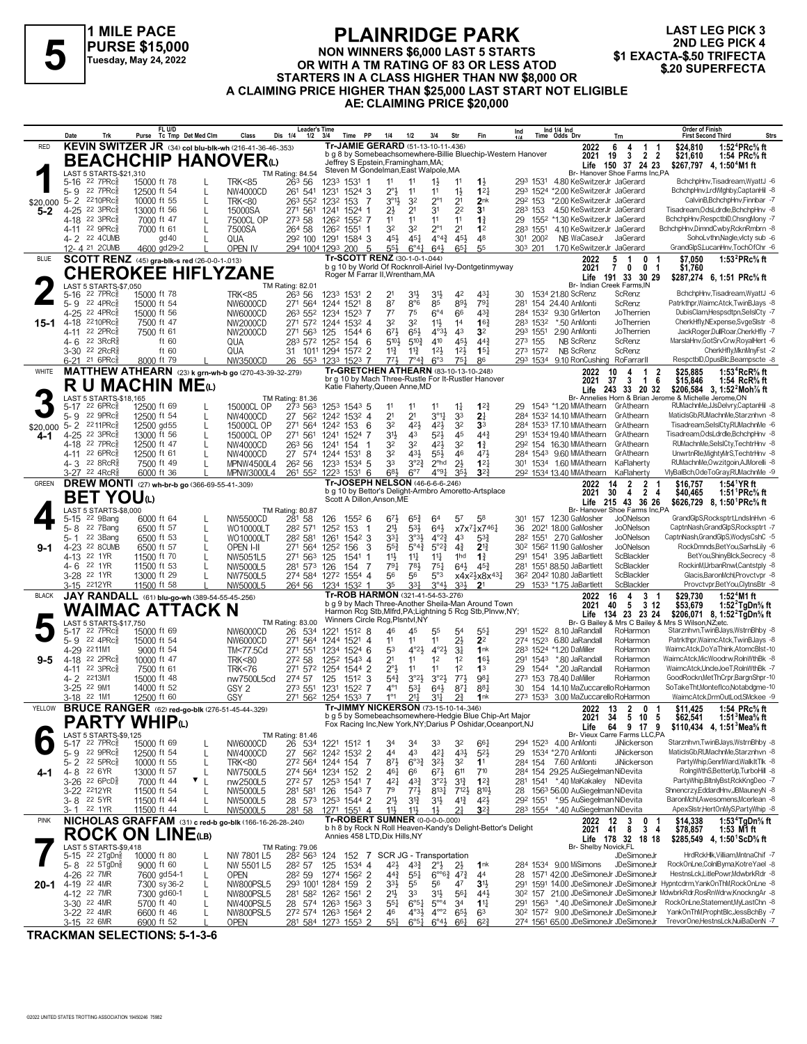# 5

**1 MILE PACE**
**PURSE $15,000**
**Tuesday, May 24, 2022**

## PLAINRIDGE PARK

**NON WINNERS $6,000 LAST 5 STARTS OR WITH A TM RATING OF 83 OR LESS ATOD STARTERS IN A CLASS HIGHER THAN NW $8,000 OR A CLAIMING PRICE HIGHER THAN $25,000 LAST START NOT ELIGIBLE**
**AE: CLAIMING PRICE $20,000**

**LAST LEG PICK 3**
**2ND LEG PICK 4**
**$1 EXACTA-$.50 TRIFECTA**
**$.20 SUPERFECTA**

---

### 1 — RED — 5-2 — $20,000
**KEVIN SWITZER JR** (34) col blu-blk-wh (216-41-36-46-.353)
**BEACHCHIP HANOVER(L)**
Tr-JAMIE GERARD (51-13-10-11-.436)
b g 8 by Somebeachsomewhere-Billie Bluechip-Western Hanover
Jeffrey S Epstein,Framingham,MA; Steven M Gondelman,East Walpole,MA
Br- Hanover Shoe Farms Inc,PA
2022: 6 4 1 1 $24,810 1:52⁴PRc⅝ ft
2021: 19 3 2 2 $21,610 1:54 PRc⅝ ft
Life: 150 37 24 23 $267,797 4, 1:50⁴M1 ft
LAST 5 STARTS-$21,310 — TM Rating: 84.54

| Date | Trk | Purse | Cond | Class | 1/4 | 1/2 | 3/4 | Time PP | 1/4 | 1/2 | 3/4 | Str | Fin | Ind | Odds Drv | Trn | Order of Finish |
|---|---|---|---|---|---|---|---|---|---|---|---|---|---|---|---|---|---|
| 5-16 22 | 7PRc⅝ | 15000 ft 78 | L | TRK<85 | 26³ | 56 | 123³ | 153¹ 1 | 1¹ | 1¹ | 1½ | 1¹ | 1½ | 29³ 153¹ | 4.80 KeSwitzerJr | JaGerard | BchchpHnv,Tisadream,WyattJ -6 |
| 5-9 22 | 7PRc⅝ | 12500 ft 54 | L | NW4000CD | 26¹ | 54¹ | 123¹ | 152⁴ 3 | 2°½ | 1¹ | 1¹ | 1½ | 1²¼ | 29³ 152⁴ | *2.00 KeSwitzerJr | JaGerard | BchchpHnv,LrdWlghby,CaptanHil -8 |
| 5-2 22 | 10PRc⅝ | 10000 ft 55 | L | TRK<80 | 26³ | 55² | 123² | 153 7 | 3°¹½ | 3² | 2°¹ | 2¹ | 2nk | 29² 153 | *2.00 KeSwitzerJr | JaGerard | CalvinB,BchchpHnv,Finnbar -7 |
| 4-25 22 | 3PRc⅝ | 13000 ft 56 | L | 15000SA | 27¹ | 56¹ | 124¹ | 152⁴ 1 | 2½ | 2¹ | 3¹ | 2² | 3¹ | 28³ 153 | 4.50 KeSwitzerJr | JaGerard | Tisadream,OdsLdrdle,BchchpHnv -8 |
| 4-18 22 | 3PRc⅝ | 7000 ft 47 | L | 7500CL OP | 27³ | 58 | 126² | 155² 7 | 1¹ | 1¹ | 1¹ | 1¹ | 1¾ | 29 155² | *1.30 KeSwitzerJr | JaGerard | BchchpHnv,RespctblD,ChsngMony -7 |
| 4-11 22 | 9PRc⅝ | 7000 ft 61 | L | 7500SA | 26⁴ | 58 | 126² | 155¹ 1 | 3² | 3² | 2°¹ | 2¹ | 1² | 28³ 155¹ | 4.10 KeSwitzerJr | JaGerard | BchchpHnv,DimndCwby,RcknRmbrn -8 |
| 4-2 22 | 4CUMB | gd40 | L | QUA | 29² | 100 | 129¹ | 158⁴ 3 | 4⁵½ | 4⁵½ | 4°⁴¾ | 4⁵½ | 4⁸ | 30¹ 200² | NB WaCaseJr | JaGerard | SohoLvthn,Nagle,vlcty sub -6 |
| 12-4 21 | 2CUMB | 4600 gd29-2 | | OPEN IV | 29⁴ | 100⁴ | 129³ | 200 5 | 5⁵½ | 6°⁴¼ | 6⁴½ | 6⁵¼ | 5⁵ | 30³ 201 | 1.70 KeSwitzerJr | JaGerard | GrandGlpS,LucanHnv,TochOfChr -6 |

---

### 2 — BLUE — 15-1
**SCOTT RENZ** (45) gra-blk-s red (26-0-0-1-.013)
**CHEROKEE HIFLYZANE**
Tr-SCOTT RENZ (30-1-0-1-.044)
b g 10 by World Of Rocknroll-Airiel Ivy-Dontgetinmyway
Roger M Farrar II,Wrentham,MA
Br- Indian Creek Farms,IN
2022: 5 1 0 1 $7,050 1:53²PRc⅝ ft
2021: 7 0 0 1 $1,760
Life: 191 33 30 29 $287,274 6, 1:51 PRc⅝ ft
LAST 5 STARTS-$7,050 — TM Rating: 82.01

| Date | Trk | Purse | Cond | Class | 1/4 | 1/2 | 3/4 | Time PP | 1/4 | 1/2 | 3/4 | Str | Fin | Ind | Odds Drv | Trn | Order of Finish |
|---|---|---|---|---|---|---|---|---|---|---|---|---|---|---|---|---|---|
| 5-16 22 | 7PRc⅝ | 15000 ft 78 | | TRK<85 | 26³ | 56 | 123³ | 153¹ 2 | 2¹ | 3¹½ | 3¹½ | 4² | 4³½ | 30 153⁴ | 21.80 ScRenz | ScRenz | BchchpHnv,Tisadream,WyattJ -6 |
| 5-9 22 | 4PRc⅝ | 15000 ft 54 | | NW6000CD | 27¹ | 56⁴ | 124⁴ | 152¹ 8 | 8⁷ | 8°⁶ | 8⁵ | 8⁹½ | 7⁹¼ | 28¹ 154 | 24.40 AnMonti | ScRenz | Patrkthpr,WaimcAtck,TwinBJays -8 |
| 4-25 22 | 4PRc⅝ | 15000 ft 56 | | NW6000CD | 26³ | 55² | 123⁴ | 152³ 7 | 7⁷ | 7⁵ | 6°⁴ | 6⁶ | 4³¾ | 28⁴ 153² | 9.30 GrMerton | JoTherrien | DubisClam,Hespsdtpn,SelslCty -7 |
| 4-18 22 | 10PRc⅝ | 7500 ft 47 | | NW2000CD | 27¹ | 57² | 124⁴ | 153² 4 | 3² | 3² | 1½ | 1⁴ | 1⁶¾ | 28³ 153² | *.50 AnMonti | JoTherrien | CherkHfly,NExpense,SvgeSlstr -8 |
| 4-11 22 | 2PRc⅝ | 7500 ft 61 | | NW2000CD | 27¹ | 56³ | 125 | 154⁴ 6 | 6⁷½ | 6⁵½ | 4°³½ | 4³ | 3² | 29³ 155¹ | 2.90 AnMonti | JoTherrien | JackRoger,DullRoar,CherkHfly -7 |
| 4-6 22 | 3RcR⅝ | ft 60 | | QUA | 28³ | 57² | 125² | 154 6 | 5¹⁰½ | 5¹⁰¾ | 4¹⁰ | 4⁵½ | 4⁴¾ | 27³ 155 | NB ScRenz | ScRenz | MarslaHnv,GotSrvCrw,RoyalHert -6 |
| 3-30 22 | 2RcR⅝ | ft 60 | | QUA | 31 | 101¹ | 129⁴ | 157² 2 | 1¾ | 1¾ | 1²½ | 1²½ | 1⁵½ | 27³ 157² | NB ScRenz | ScRenz | CherkHfly,MknMnyFst -2 |
| 6-21 21 | 6PRc⅝ | 8000 ft 79 | | NW3500CD | 26 | 55³ | 123³ | 152³ 7 | 7⁷½ | 7°⁴¾ | 6°³ | 7⁵½ | 8⁶ | 29³ 153⁴ | 9.10 RonCushing | RoFarrarII | RespctblD,OpusBlc,Beampscte -8 |

---

### 3 — WHITE — 4-1 — $20,000
**MATTHEW ATHEARN** (23) k grn-wh-b go (270-43-39-32-.279)
**R U MACHIN ME(L)**
Tr-GRETCHEN ATHEARN (83-10-13-10-.248)
br g 10 by Mach Three-Rustle For It-Rustler Hanover
Katie Flaherty,Queen Anne,MD
Br- Annelies Horn & Brian Jerome & Michelle Jerome,ON
2022: 10 4 1 2 $25,885 1:53⁴RcR⅝ ft
2021: 37 3 1 6 $15,846 1:54 RcR⅝ ft
Life: 243 33 20 32 $206,584 3, 1:52²Moh⅞ ft
LAST 5 STARTS-$18,165 — TM Rating: 81.36

| Date | Trk | Purse | Cond | Class | 1/4 | 1/2 | 3/4 | Time PP | 1/4 | 1/2 | 3/4 | Str | Fin | Ind | Odds Drv | Trn | Order of Finish |
|---|---|---|---|---|---|---|---|---|---|---|---|---|---|---|---|---|---|
| 5-17 22 | 6PRc⅝ | 12500 ft 69 | L | 15000CL OP | 27³ | 56³ | 125³ | 154³ 5 | 1¹ | 1¹ | 1¹ | 1¾ | 1²¾ | 29 154³ | *1.20 MMAthearn | GrAthearn | RUMachnMe,JJsDelvry,CaptanHil -8 |
| 5-9 22 | 9PRc⅝ | 12500 ft 54 | L | NW4000CD | 27 | 56² | 124² | 153² 4 | 2¹ | 2¹ | 3°¹¼ | 3³ | 2¾ | 28⁴ 153² | 14.10 MMAthearn | GrAthearn | MaticlsGb,RUMachnMe,Starznhvn -8 |
| 5-2 22 | 11PRc⅝ | 12500 gd55 | L | 15000CL OP | 27¹ | 56⁴ | 124² | 153 6 | 3² | 4²½ | 4²½ | 3² | 3³ | 28⁴ 153³ | 17.10 MMAthearn | GrAthearn | Tisadream,SelslCty,RUMachnMe -6 |
| 4-25 22 | 3PRc⅝ | 13000 ft 56 | L | 15000SA | 27¹ | 56¹ | 124¹ | 152⁴ 7 | 3¹½ | 4³ | 5²½ | 4⁵ | 4⁴¾ | 29¹ 153⁴ | 19.40 MMAthearn | GrAthearn | Tisadream,OdsLdrdle,BchchpHnv -8 |
| 4-18 22 | 7PRc⅝ | 12500 ft 47 | L | NW4000CD | 26³ | 56 | 124¹ | 154 1 | 3² | 3² | 4²½ | 3² | 1¾ | 29² 154 | 16.30 MMAthearn | GrAthearn | RUMachnMe,SelslCty,TechtrHnv -8 |
| 4-11 22 | 6PRc⅝ | 12500 ft 61 | L | NW4000CD | 27 | 57⁴ | 124⁴ | 153¹ 8 | 3² | 4³½ | 5⁵½ | 4⁶ | 4⁷½ | 28⁴ 154⁴ | 9.60 MMAthearn | GrAthearn | UnwrtnRle,MightyMrS,TechtrHnv -8 |
| 4-3 22 | 8RcR⅝ | 7500 ft 49 | L | MPNW4500L4 | 26² | 56 | 123³ | 153⁴ 5 | 3³ | 3°²¾ | 2°hd | 2½ | 1²¼ | 30¹ 153⁴ | 1.60 MMAthearn | KaFlaherty | RUMachnMe,Owzitgoin,AJMorelli -8 |
| 3-27 22 | 4RcR⅝ | 6000 ft 36 | L | MPNW3000L4 | 26¹ | 55² | 122³ | 153¹ 6 | 6⁸½ | 6°⁷ | 4°⁹¼ | 3⁵½ | 3²¾ | 29² 153⁴ | 13.40 MMAthearn | KaFlaherty | VlyBalBch,OdeToGray,RUMachnMe -9 |

---

### 4 — GREEN — 9-1
**DREW MONTI** (27) wh-br-b go (366-69-55-41-.309)
**BET YOU(L)**
Tr-JOSEPH NELSON (46-6-6-6-.246)
b g 10 by Bettor's Delight-Armbro Amoretto-Artsplace
Scott A Dillon,Anson,ME
Br- Hanover Shoe Farms Inc,PA
2022: 14 2 2 1 $16,757 1:54¹YR ft
2021: 30 4 2 4 $40,465 1:51¹PRc⅝ ft
Life: 215 43 36 26 $626,729 8, 1:50¹PRc⅝ ft
LAST 5 STARTS-$8,000 — TM Rating: 80.87

| Date | Trk | Purse | Cond | Class | 1/4 | 1/2 | 3/4 | Time PP | 1/4 | 1/2 | 3/4 | Str | Fin | Ind | Odds Drv | Trn | Order of Finish |
|---|---|---|---|---|---|---|---|---|---|---|---|---|---|---|---|---|---|
| 5-15 22 | 9Bang | 6000 ft 64 | L | NW5500CD | 28¹ | 58 | 126 | 155² 6 | 6⁷½ | 6⁵¾ | 6⁴ | 5⁷ | 5⁸ | 30¹ 157 | 12.30 GaMosher | JoONelson | GrandGlpS,Rocksptrt,LndsInHvn -6 |
| 5-8 22 | 7Bang | 6500 ft 57 | L | WO10000LT | 28² | 57¹ | 125² | 153 1 | 2¹½ | 5³½ | 6⁴½ | x7x⁷½ | x7⁴⁶½ | 36 202¹ | 18.00 GaMosher | JoONelson | CaptnNash,GrandGlpS,Rocksptrt -7 |
| 5-1 22 | 3Bang | 6500 ft 53 | L | WO10000LT | 28² | 58¹ | 126¹ | 154² 3 | 3³½ | 3°³½ | 4°²¾ | 4³ | 5³¾ | 28² 155¹ | 2.70 GaMosher | JoONelson | CaptnNash,GrandGlpS,WodysCshC -5 |
| 4-23 22 | 8CUMB | 6500 ft 57 | L | OPEN I-II | 27¹ | 56⁴ | 125² | 156 3 | 5⁶¾ | 5°⁴¾ | 5°²¾ | 4¾ | 2¹¾ | 30¹ 156² | 11.90 GaMosher | JoONelson | RockDmnds,BetYou,SarhsLily -6 |
| 4-13 22 | 1YR | 11500 ft 70 | L | NW5051L5 | 27¹ | 56³ | 125 | 154¹ 1 | 1¹½ | 1¹½ | 1¹½ | 1hd | 1¾ | 29¹ 154¹ | 3.95 JaBartlett | ScBlackler | BetYou,ShinyBlck,Secrecy -8 |
| 4-6 22 | 1YR | 11500 ft 53 | L | NW5000L5 | 28¹ | 57³ | 126 | 154 7 | 7⁹½ | 7⁸½ | 7⁵¼ | 6⁴½ | 4⁵¾ | 28¹ 155¹ | 88.50 JaBartlett | ScBlackler | RockinM,UrbanRnwl,Cantstply -8 |
| 3-28 22 | 1YR | 13000 ft 29 | L | NW7500L5 | 27⁴ | 58⁴ | 127² | 155⁴ 4 | 5⁶ | 5⁶ | 5°³ | x4x²½ | x8x⁴³¼ | 36² 204² | 10.80 JaBartlett | ScBlackler | Glacis,BaronMchl,Provctvpr -8 |
| 3-15 22 | 12YR | 11500 ft 58 | L | NW5000L5 | 26⁴ | 56 | 123⁴ | 153² 1 | 3⁵ | 3³½ | 3°⁴½ | 3³½ | 2¹ | 29 153³ | *1.75 JaBartlett | ScBlackler | Provctvpr,BetYou,ClytnsBtr -8 |

---

### 5 — BLACK — 9-5
**JAY RANDALL** (61) blu-go-wh (389-54-55-45-.256)
**WAIMAC ATTACK N**
Tr-ROB HARMON (321-41-54-53-.276)
b g 9 by Mach Three-Another Sheila-Man Around Town
Harmon Rcg Stb,Mlfrd,PA;Lightning 5 Rcg Stb,Plnvw,NY; Winners Circle Rcg,Plsntvl,NY
Br- G Bailey & Mrs C Bailey & Mrs S Wilson,NZ,etc.
2022: 16 4 3 1 $29,730 1:52⁴M1 ft
2021: 40 5 3 12 $53,679 1:52²TgDn⅝ ft
Life: 134 23 23 24 $206,071 8, 1:52²TgDn⅝ ft
LAST 5 STARTS-$17,750 — TM Rating: 83.00

| Date | Trk | Purse | Cond | Class | 1/4 | 1/2 | 3/4 | Time PP | 1/4 | 1/2 | 3/4 | Str | Fin | Ind | Odds Drv | Trn | Order of Finish |
|---|---|---|---|---|---|---|---|---|---|---|---|---|---|---|---|---|---|
| 5-17 22 | 7PRc⅝ | 15000 ft 69 | | NW6000CD | 26 | 53⁴ | 122¹ | 151² 8 | 4⁶ | 4⁵ | 5⁵ | 5⁴ | 5⁵¼ | 29¹ 152² | 8.10 JaRandall | RoHarmon | Starznhvn,TwinBJays,WstrnBhby -8 |
| 5-9 22 | 4PRc⅝ | 15000 ft 54 | | NW6000CD | 27¹ | 56⁴ | 124⁴ | 152¹ 4 | 1¹ | 1¹ | 1¹ | 2½ | 2² | 27⁴ 152³ | 6.80 JaRandall | RoHarmon | Patrkthpr,WaimcAtck,TwinBJays -8 |
| 4-29 22 | 11M1 | 9000 ft 54 | | TM<77.5Cd | 27¹ | 55¹ | 123⁴ | 152⁴ 6 | 5³ | 4°²½ | 4°²½ | 3¼ | 1nk | 28³ 152⁴ | *1.20 DaMiller | RoHarmon | WaimcAtck,DoYaThink,AtomcBlst-10 |
| 4-18 22 | 2PRc⅝ | 10000 ft 47 | | TRK<80 | 27² | 58 | 125² | 154³ 4 | 2¹ | 1¹ | 1² | 1² | 1⁶½ | 29¹ 154³ | *.80 JaRandall | RoHarmon | WaimcAtck,MicWoodrw,RolnWthBk -8 |
| 4-11 22 | 3PRc⅝ | 7500 ft 61 | | TRK<76 | 27¹ | 57² | 125⁴ | 154⁴ 2 | 2°½ | 1¹ | 1¹ | 1² | 1³ | 29 154⁴ | *.20 JaRandall | RoHarmon | WaimcAtck,UncleJoeT,RolnWthBk -7 |
| 4-2 22 | 13M1 | 15000 ft 48 | | nw7500L5cd | 27⁴ | 57 | 125 | 151² 3 | 5⁴¾ | 3°²½ | 3°²½ | 7⁷½ | 9⁸¼ | 27³ 153 | 78.40 DaMiller | RoHarmon | GoodRockn,MetThCrpr,BargnShpr-10 |
| 3-25 22 | 9M1 | 14000 ft 52 | | GSY 2 | 27³ | 55¹ | 123¹ | 152² 7 | 4°¹ | 5³½ | 6⁴½ | 8⁷¼ | 8⁸½ | 30 154 | 14.10 MaZuccarelloRoHarmon | | SoTakeTht,Montefico,Notabdgme-10 |
| 3-18 22 | 1M1 | 12500 ft 60 | | GSY | 27¹ | 56² | 125⁴ | 153³ 7 | 1°¹ | 2¹½ | 3¹¼ | 2¾ | 1nk | 27³ 153³ | 3.00 MaZuccarelloRoHarmon | | WaimcAtck,DrmOutLod,SMckee -9 |

---

### 6 — YELLOW — 4-1
**BRUCE RANGER** (62) red-go-blk (276-51-45-44-.329)
**PARTY WHIP(L)**
Tr-JIMMY NICKERSON (73-15-10-14-.346)
b g 5 by Somebeachsomewhere-Hedgie Blue Chip-Art Major
Fox Racing Inc,New York,NY;Darius P Oshidar,Oceanport,NJ
Br- Vieux Carre Farms LLC,PA
2022: 13 2 0 1 $11,425 1:54 PRc⅝ ft
2021: 34 5 10 5 $62,541 1:51³Mea⅝ ft
Life: 64 9 17 9 $110,434 4, 1:51³Mea⅝ ft
LAST 5 STARTS-$9,125 — TM Rating: 81.46

| Date | Trk | Purse | Cond | Class | 1/4 | 1/2 | 3/4 | Time PP | 1/4 | 1/2 | 3/4 | Str | Fin | Ind | Odds Drv | Trn | Order of Finish |
|---|---|---|---|---|---|---|---|---|---|---|---|---|---|---|---|---|---|
| 5-17 22 | 7PRc⅝ | 15000 ft 69 | L | NW6000CD | 26 | 53⁴ | 122¹ | 151² 8 | 3⁴ | 3⁴ | 3³ | 3² | 6⁶¼ | 29⁴ 152³ | 4.00 AnMonti | JiNickerson | Starznhvn,TwinBJays,WstrnBhby -8 |
| 5-9 22 | 9PRc⅝ | 12500 ft 54 | L | NW4000CD | 27 | 56² | 124² | 153² 2 | 4⁴ | 4³ | 4²¼ | 4³½ | 5²½ | 29 153⁴ | *2.70 AnMonti | JiNickerson | MaticlsGb,RUMachnMe,Starznhvn -8 |
| 5-2 22 | 5PRc⅝ | 10000 ft 55 | L | TRK<80 | 27² | 56⁴ | 124⁴ | 154 7 | 8⁷½ | 6°³¾ | 3²½ | 3² | 1¹ | 28⁴ 154 | 7.60 AnMonti | JiNickerson | PartyWhip,GenrlWard,WalkltTlk -8 |
| 4-8 22 | 6YR | 13000 ft 57 | L | NW7500L5 | 27⁴ | 56⁴ | 123⁴ | 152 2 | 4⁶½ | 6⁶ | 6⁷½ | 6¹¹ | 7¹⁰ | 28⁴ 154 | 29.25 AuSiegelmanNiDevita | | RolngWthS,BetterUp,TurboHill -8 |
| 3-26 22 | 6PcD⅝ | 7000 ft 44 | ▼ L | nw2500L5 | 27² | 57 | 125³ | 154¹ 7 | 4²½ | 4³½ | 3°²½ | 3¹½ | 1²¾ | 28¹ 154¹ | *.40 MaKakaley | NiDevita | PartyWhip,BltnlyBst,RckKngDeo -7 |
| 3-22 22 | 12YR | 11500 ft 54 | L | NW5000L5 | 28¹ | 58¹ | 126 | 154³ 7 | 7⁹ | 7⁷½ | 8¹³½ | 7¹²½ | 8¹⁰½ | 28 156³ | 56.00 AuSiegelmanNiDevita | | Shnencrzy,EddardHnv,JBMauneyN -8 |
| 3-8 22 | 5YR | 11500 ft 44 | L | NW5000L5 | 28 | 57³ | 125³ | 154⁴ 2 | 2¹½ | 3¹½ | 3¹½ | 4¹¾ | 4²½ | 29² 155¹ | *.95 AuSiegelmanNiDevita | | BaronMchl,Awesomens,Mcerlean -8 |
| 3-1 22 | 1YR | 11500 ft 44 | L | NW5000L5 | 28¹ | 58 | 127¹ | 155¹ 4 | 1¹½ | 1¹½ | 1½ | 2¼ | 3²¾ | 28³ 155⁴ | *.40 AuSiegelmanNiDevita | | ApexSlstr,HertOnMySl,PartyWhip -8 |

---

### 7 — PINK — 20-1
**NICHOLAS GRAFFAM** (31) c red-b go-blk (166-16-26-28-.240)
**ROCK ON LINE(LB)**
Tr-ROBERT SUMNER (0-0-0-0-.000)
b h 8 by Rock N Roll Heaven-Kandy's Delight-Bettor's Delight
Annies 458 LTD,Dix Hills,NY
Br- Shelby Novick,FL
2022: 12 3 0 1 $14,338 1:53⁴TgDn⅝ ft
2021: 41 8 3 4 $78,857 1:53 M1 ft
Life: 178 32 18 18 $285,549 4, 1:50¹ScD⅝ ft
LAST 5 STARTS-$9,418 — TM Rating: 79.06

| Date | Trk | Purse | Cond | Class | 1/4 | 1/2 | 3/4 | Time PP | 1/4 | 1/2 | 3/4 | Str | Fin | Ind | Odds Drv | Trn | Order of Finish |
|---|---|---|---|---|---|---|---|---|---|---|---|---|---|---|---|---|---|
| 5-15 22 | 2TgDn⅝ | 10000 ft 80 | L | NW 7801 L5 | 28² | 56³ | 124 | 152 7 | SCR JG - Transportation | | | | | | | | |
| 5-8 22 | 5TgDn⅝ | 9000 ft 60 | L | NW 5501 L5 | 28² | 57 | 125 | 153⁴ 4 | 4²½ | 4³¾ | 2°½ | 2½ | 1nk | 28⁴ 153⁴ | 9.00 MiSimons | JDeSimoneJr | HrdRckHlk,Villiam,MntnaChif -7 |
| 4-26 22 | 7MR | 7600 gd54-1 | L | OPEN | 28² | 59 | 127⁴ | 156² 2 | 4⁴½ | 5⁵¼ | 6°⁶¾ | 4⁷¾ | 4⁴ | 28 157¹ | 42.00 JDeSimoneJr JDeSimoneJr | | HestnsLck,LitlePowr,MdwbrkRdr -8 |
| 4-19 22 | 4MR | 7300 sy36-2 | L | NW800PSL5 | 29³ | 100¹ | 128⁴ | 159 2 | 3³½ | 5⁵ | 5⁶ | 4⁷ | 3¹½ | 29¹ 159¹ | 14.00 JDeSimoneJr JDeSimoneJr | | Hypntcdrm,YankOnThM,RockOnLne -8 |
| 4-12 22 | 7MR | 7300 gd60-1 | L | NW800PSL5 | 28¹ | 58² | 126² | 156¹ 2 | 2¹½ | 3³ | 3¹½ | 5⁶¼ | 4⁴½ | 30² 157 | 21.00 JDeSimoneJr JDeSimoneJr | | MdwbrkRdr,RosRnWdrw,KnockngAr -8 |
| 3-30 22 | 4MR | 5700 ft 40 | L | NW400PSL5 | 28 | 57⁴ | 126³ | 156³ 3 | 5⁵½ | 6°⁵½ | 5°⁴ | 3⁴ | 1¾ | 29¹ 156³ | *.40 JDeSimoneJr JDeSimoneJr | | RockOnLne,StatementM,MyLastChn -8 |
| 3-22 22 | 4MR | 6600 ft 46 | L | NW800PSL5 | 27² | 57⁴ | 126³ | 156⁴ 2 | 4⁶ | 4°³½ | 4°⁴ | 6⁵½ | 6³ | 30² 157² | 9.00 JDeSimoneJr JDeSimoneJr | | YankOnThM,ProphtBlc,JessBchBy -7 |
| 3-15 22 | 6MR | 6900 ft 52 | L | OPEN | 28¹ | 58⁴ | 127³ | 155³ 2 | 5⁵½ | 6°⁵½ | 6°⁴½ | 6⁶½ | 6²¾ | 27⁴ 156¹ | 65.00 JDeSimoneJr JDeSimoneJr | | TrevorOne,HestnsLck,NuiBaDenN -7 |

---

**TRACKMAN SELECTIONS: 5-1-3-6**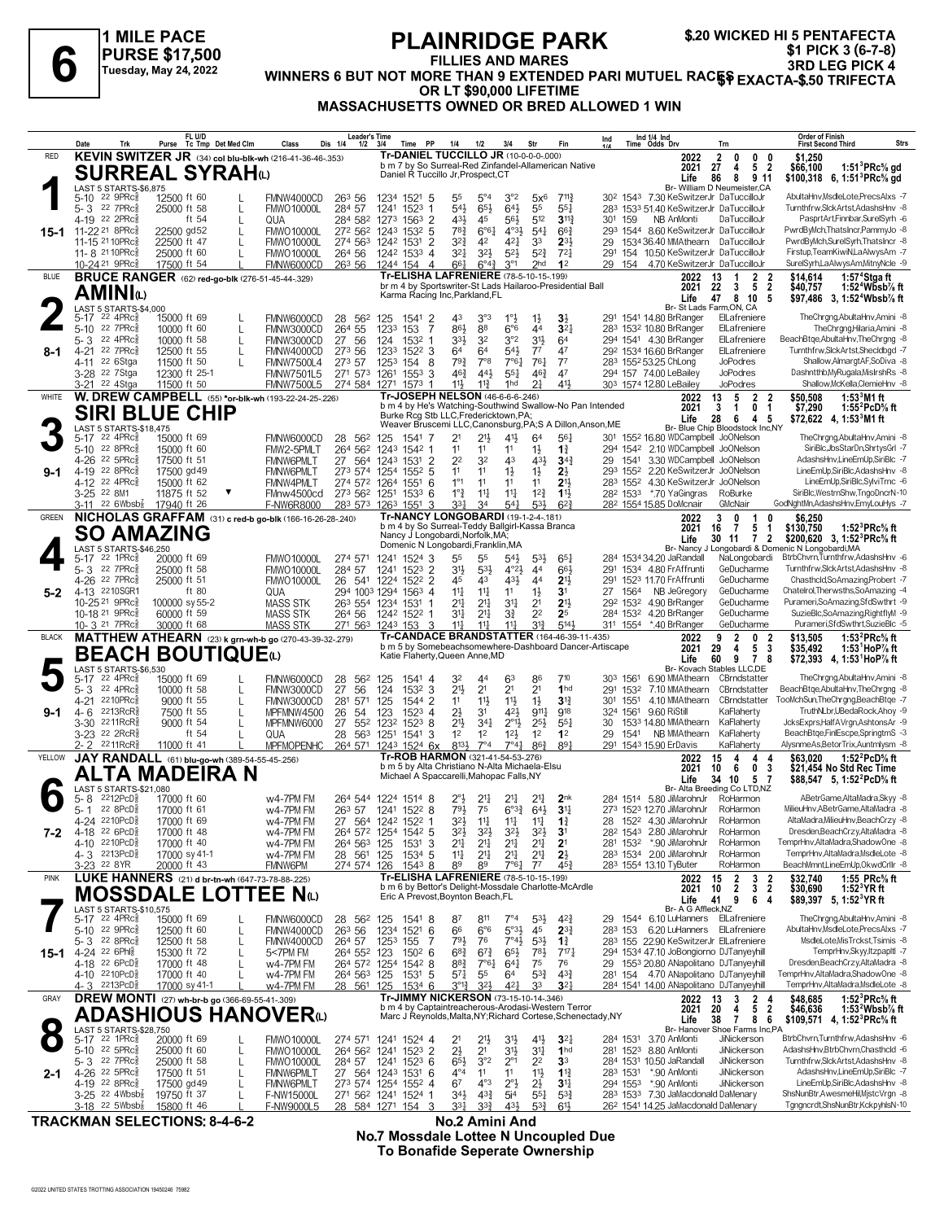# 6

**1 MILE PACE**
**PURSE $17,500**
Tuesday, May 24, 2022

# PLAINRIDGE PARK

**FILLIES AND MARES**
**WINNERS 6 BUT NOT MORE THAN 9 EXTENDED PARI MUTUEL RACES OR LT $90,000 LIFETIME**
**MASSACHUSETTS OWNED OR BRED ALLOWED 1 WIN**

**$.20 WICKED HI 5 PENTAFECTA**
**$1 PICK 3 (6-7-8)**
**3RD LEG PICK 4**
**$1 EXACTA-$.50 TRIFECTA**

---

## 1 — RED — 15-1
**KEVIN SWITZER JR** (34) col blu-blk-wh (216-41-36-46-.353)
**SURREAL SYRAH(L)**
Tr-DANIEL TUCCILLO JR (10-0-0-0-.000)
b m 7 by So Surreal-Red Zinfandel-Allamerican Native
Daniel R Tuccillo Jr,Prospect,CT
Br- William D Neumeister,CA

2022: 2 0 0 0 $1,250
2021: 27 4 5 2 $66,100 1:51³PRc⅝ gd
Life: 86 8 9 11 $100,318 6, 1:51³PRc⅝ gd

LAST 5 STARTS-$6,875

| Date | Trk | Purse | Cond | Class | Leader's Time | PP | 1/4 | 1/2 | 3/4 | Str | Fin | Ind Time | Odds | Drv | Trn | Order of Finish |
|---|---|---|---|---|---|---|---|---|---|---|---|---|---|---|---|---|
| 5-10 22 9PRc⅝ | | 12500 | ft 60 | FMNW4000CD | 26³ 56 123⁴ 152¹ | 5 | 5⁵ | 5°⁴ | 3°² | 5x⁶ | 7¹¹¾ | 30² 154³ | 7.30 | KeSwitzerJr | DaTuccilloJr | AbultaHnv,MsdleLote,PrecsAlxs -7 |
| 5-3 22 7PRc⅝ | | 25000 | ft 58 | FMWO10000L | 28⁴ 57 124¹ 152³ | 1 | 5⁴½ | 6⁵½ | 6⁴¾ | 5⁵ | 5⁵¼ | 28³ 153³ | 51.40 | KeSwitzerJr | DaTuccilloJr | Turnthfrw,SlckArtst,AdashsHnv -8 |
| 4-19 22 2PRc⅝ | | | ft 54 | QUA | 28⁴ 58² 127³ 156³ | 2 | 4³½ | 4⁵ | 5⁶½ | 5¹² | 3¹¹¾ | 30¹ 159 | NB | AnMonti | DaTuccilloJr | PasprtArt,Finnbar,SurelSyrh -6 |
| 11-22 21 8PRc⅝ | | 22500 | gd 52 | FMWO10000L | 27² 56² 124³ 153² | 5 | 7⁸¾ | 6°⁶¼ | 4°³½ | 5⁴¼ | 6⁶¾ | 29³ 154⁴ | 8.60 | KeSwitzerJr | DaTuccilloJr | PwrdByMch,ThatsIncr,PammyJo -8 |
| 11-15 21 10PRc⅝ | | 22500 | ft 47 | FMWO10000L | 27⁴ 56³ 124² 153¹ | 2 | 3²¾ | 4² | 4²¼ | 3³ | 2³½ | 29 153⁴ | 36.40 | MMAthearn | DaTuccilloJr | PwrdByMch,SurelSyrh,ThatsIncr -8 |
| 11-8 21 10PRc⅝ | | 25000 | ft 60 | FMWO10000L | 26⁴ 56 124² 153³ | 4 | 3²¼ | 3²½ | 5²½ | 5²¾ | 7²¼ | 29¹ 154 | 10.50 | KeSwitzerJr | DaTuccilloJr | Firstup,TeamKiwiN,LaAlwysAm -7 |
| 10-24 21 9PRc⅝ | | 17500 | ft 54 | FMNW6000CD | 26³ 56 124⁴ 154 | 4 | 6⁶¾ | 6°⁴¾ | 3°¹ | 2hd | 1² | 29 154 | 4.70 | KeSwitzerJr | DaTuccilloJr | SurelSyrh,LaAlwysAm,MitnyNcle -9 |

## 2 — BLUE — 8-1
**BRUCE RANGER** (62) red-go-blk (276-51-45-44-.329)
**AMINI(L)**
Tr-ELISHA LAFRENIERE (78-5-10-15-.199)
br m 4 by Sportswriter-St Lads Hailaroo-Presidential Ball
Karma Racing Inc,Parkland,FL
Br- St Lads Farm,ON, CA

2022: 13 1 2 2 $14,614 1:57⁴Stga ft
2021: 22 3 5 2 $40,757 1:52⁴Wbsb⅞ ft
Life: 47 8 10 5 $97,486 3, 1:52⁴Wbsb⅞ ft

LAST 5 STARTS-$4,000

| Date | Trk | Purse | Cond | Class | Leader's Time | PP | 1/4 | 1/2 | 3/4 | Str | Fin | Ind Time | Odds | Drv | Trn | Order of Finish |
|---|---|---|---|---|---|---|---|---|---|---|---|---|---|---|---|---|
| 5-17 22 4PRc⅝ | | 15000 | ft 69 | FMNW6000CD | 28 56² 125 154¹ | 2 | 4³ | 3°³ | 1°½ | 1½ | 3¾ | 29¹ 154¹ | 14.80 | BrRanger | ElLafreniere | TheChrgng,AbultaHnv,Amini -8 |
| 5-10 22 7PRc⅝ | | 10000 | ft 60 | FMNW3000CD | 26⁴ 55 123³ 153 | 7 | 8⁶½ | 8⁸ | 6°⁶ | 4⁴ | 3²¼ | 28³ 153² | 10.80 | BrRanger | ElLafreniere | TheChrgng,Hilaria,Amini -8 |
| 5-3 22 4PRc⅝ | | 10000 | ft 58 | FMNW3000CD | 27 56 124 153² | 1 | 3³½ | 3² | 3°² | 3¹½ | 6⁴ | 29⁴ 154¹ | 4.30 | BrRanger | ElLafreniere | BeachBtqe,AbultaHnv,TheChrgng -8 |
| 4-21 22 7PRc⅝ | | 12500 | ft 55 | FMNW4000CD | 27³ 56 123³ 152² | 6 | 6⁴ | 6⁴ | 5⁴½ | 7⁷ | 4⁷ | 29² 153⁴ | 16.60 | BrRanger | ElLafreniere | Turnthfrw,SlckArtst,Sheclbgd -7 |
| 4-11 22 6Stga | | 11500 | ft 50 | FMNW7500L4 | 27³ 57 125³ 154 | 8 | 7⁹¾ | 7°⁸ | 7°⁶¼ | 7⁶¼ | 7⁷ | 28³ 155² | 53.25 | ChLong | JoPodres | Shallow,AlmargtAF,SoDiva -8 |
| 3-28 22 7Stga | | 12300 | ft 25-1 | FMNW7501L5 | 27¹ 57³ 126¹ 155³ | 6 | 4⁶¾ | 4⁴½ | 5⁵¼ | 4⁶¾ | 4⁷ | 29⁴ 157 | 74.00 | LeBailey | JoPodres | Dashnttbb,MyRugala,MisIrshRs -8 |
| 3-21 22 4Stga | | 11500 | ft 50 | FMNW7500L5 | 27⁴ 58⁴ 127¹ 157³ | 1 | 1¹½ | 1¹¾ | 1hd | 2¾ | 4¹½ | 30³ 157⁴ | 12.80 | LeBailey | JoPodres | Shallow,McKella,ClemieHnv -8 |

## 3 — WHITE — 9-1
**W. DREW CAMPBELL** (55) *or-blk-wh (193-22-24-25-.226)
**SIRI BLUE CHIP**
Tr-JOSEPH NELSON (46-6-6-6-.246)
b m 4 by He's Watching-Southwind Swallow-No Pan Intended
Burke Rcg Stb LLC,Fredericktown,PA;
Weaver Bruscemi LLC,Canonsburg,PA;S A Dillon,Anson,ME
Br- Blue Chip Bloodstock Inc,NY

2022: 13 5 2 2 $50,508 1:53³M1 ft
2021: 3 1 0 1 $7,290 1:55²PcD⅝ ft
Life: 28 6 4 5 $72,622 4, 1:53³M1 ft

LAST 5 STARTS-$18,475

| Date | Trk | Purse | Cond | Class | Leader's Time | PP | 1/4 | 1/2 | 3/4 | Str | Fin | Ind Time | Odds | Drv | Trn | Order of Finish |
|---|---|---|---|---|---|---|---|---|---|---|---|---|---|---|---|---|
| 5-17 22 4PRc⅝ | | 15000 | ft 69 | FMNW6000CD | 28 56² 125 154¹ | 7 | 2¹ | 2¹½ | 4¹½ | 6⁴ | 5⁶¼ | 30¹ 155² | 16.80 | WDCampbell | JoONelson | TheChrgng,AbultaHnv,Amini -8 |
| 5-10 22 8PRc⅝ | | 15000 | ft 60 | FMW2-5PMLT | 26⁴ 56² 124³ 154² | 1 | 1¹ | 1¹ | 1¹ | 1½ | 1¾ | 29⁴ 154² | 2.10 | WDCampbell | JoONelson | SiriBlc,JbsStarDn,ShrtysGrl -7 |
| 4-26 22 5PRc⅝ | | 17500 | ft 51 | FMNW6PMLT | 27 56⁴ 124³ 155¹ | 2 | 2² | 3² | 4³ | 4³½ | 3⁴¾ | 29 154¹ | 3.30 | WDCampbell | JoONelson | AdashsHnv,LineEmUp,SiriBlc -7 |
| 4-19 22 8PRc⅝ | | 17500 | gd 49 | FMNW6PMLT | 27³ 57⁴ 125⁴ 155² | 5 | 1¹ | 1¹ | 1½ | 1½ | 2½ | 29³ 155² | 2.20 | KeSwitzerJr | JoONelson | LineEmUp,SiriBlc,AdashsHnv -8 |
| 4-12 22 4PRc⅝ | | 15000 | ft 62 | FMNW4PMLT | 27⁴ 57² 126⁴ 155¹ | 6 | 1°¹ | 1¹ | 1¹ | 1¹ | 2¹½ | 28³ 155² | 4.30 | KeSwitzerJr | JoONelson | LineEmUp,SiriBlc,SylviTrnc -6 |
| 3-25 22 8M1 | | 11875 | ft 52 ▼ | FMnw4500cd | 27³ 56² 125¹ 153³ | 6 | 1°½ | 1¹½ | 1¹½ | 1²½ | 1¹½ | 28² 153³ | *.70 | YaGingras | RoBurke | SiriBlc,WestrnShw,TngoDncrN -10 |
| 3-11 22 6Wbsb⅞ | | 17940 | ft 26 | F-NW6R8000 | 28³ 57³ 126³ 155¹ | 3 | 3³½ | 3⁴ | 5⁴½ | 5³½ | 6²½ | 28² 155⁴ | 15.85 | DoMcnair | GMcNair | GodNghtMn,AdashsHnv,EmyLouHys -7 |

## 4 — GREEN — 5-2
**NICHOLAS GRAFFAM** (31) c red-b go-blk (166-16-26-28-.240)
**SO AMAZING**
Tr-NANCY LONGOBARDI (19-1-2-4-.181)
b m 4 by So Surreal-Teddy Ballgirl-Kassa Branca
Nancy J Longobardi,Norfolk,MA;
Domenic N Longobardi,Franklin,MA
Br- Nancy J Longobardi & Domenic N Longobardi,MA

2022: 3 0 1 0 $6,250
2021: 16 7 5 1 $130,750 1:52³PRc⅝ ft
Life: 30 11 7 2 $200,620 3, 1:52³PRc⅝ ft

LAST 5 STARTS-$46,250

| Date | Trk | Purse | Cond | Class | Leader's Time | PP | 1/4 | 1/2 | 3/4 | Str | Fin | Ind Time | Odds | Drv | Trn | Order of Finish |
|---|---|---|---|---|---|---|---|---|---|---|---|---|---|---|---|---|
| 5-17 22 1PRc⅝ | | 20000 | ft 69 | FMWO10000L | 27⁴ 57¹ 124¹ 152⁴ | 3 | 5⁵ | 5⁵ | 5⁴½ | 5³½ | 6⁵¼ | 28⁴ 153⁴ | 34.20 | JaRandall | NaLongobardi | BtrbChvrn,Turnthfrw,AdashsHnv -6 |
| 5-3 22 7PRc⅝ | | 25000 | ft 58 | FMWO10000L | 28⁴ 57 124¹ 152³ | 2 | 3¹½ | 5³½ | 4°²½ | 4⁴ | 6⁶¼ | 29¹ 153⁴ | 4.80 | FrAffrunti | GeDucharme | Turnthfrw,SlckArtst,AdashsHnv -8 |
| 4-26 22 7PRc⅝ | | 25000 | ft 51 | FMWO10000L | 26 54¹ 122⁴ 152² | 2 | 4⁵ | 4³ | 4³½ | 4⁴ | 2¹½ | 29¹ 152³ | 11.70 | FrAffrunti | GeDucharme | Chasthcld,SoAmazing,Probert -7 |
| 4-13 22 10SGR1 | | | ft 80 | QUA | 29⁴ 100³ 129⁴ 156³ | 4 | 1¹½ | 1¹½ | 1¹ | 1½ | 3¹ | 27 156⁴ | NB | JeGregory | GeDucharme | Chatelrol,Therwsths,SoAmazing -4 |
| 10-25 21 9PRc⅝ | | 100000 | sy 55-2 | MASS STK | 26³ 55⁴ 123⁴ 153¹ | 1 | 2¹½ | 2¹½ | 3¹½ | 2¹ | 2¹½ | 29² 153² | 4.90 | BrRanger | GeDucharme | Puramerl,SoAmazing,SfdSwthrt -9 |
| 10-18 21 9PRc⅝ | | 60000 | ft 59 | MASS STK | 26⁴ 56 124² 152¹ | 1 | 3¹½ | 2¹½ | 3¾ | 2² | 2⁵ | 28⁴ 153² | 4.20 | BrRanger | GeDucharme | SuzieBlc,SoAmazing,RightflyM -9 |
| 10-3 21 7PRc⅝ | | 30000 | ft 68 | MASS STK | 27¹ 56³ 124³ 153 | 1 | 1¹½ | 1¹½ | 1¹½ | 3¹¾ | 5¹⁴½ | 31¹ 155⁴ | *.40 | BrRanger | GeDucharme | Puramerl,SfdSwthrt,SuzieBlc -5 |

## 5 — BLACK — 9-1
**MATTHEW ATHEARN** (23) k grn-wh-b go (270-43-39-32-.279)
**BEACH BOUTIQUE(L)**
Tr-CANDACE BRANDSTATTER (164-46-39-11-.435)
b m 5 by Somebeachsomewhere-Dashboard Dancer-Artiscape
Katie Flaherty,Queen Anne,MD
Br- Kovach Stables LLC,DE

2022: 9 2 0 2 $13,505 1:53³PRc⅝ ft
2021: 29 4 5 3 $35,492 1:53¹HoP⅞ ft
Life: 60 9 7 8 $72,393 4, 1:53¹HoP⅞ ft

LAST 5 STARTS-$6,530

| Date | Trk | Purse | Cond | Class | Leader's Time | PP | 1/4 | 1/2 | 3/4 | Str | Fin | Ind Time | Odds | Drv | Trn | Order of Finish |
|---|---|---|---|---|---|---|---|---|---|---|---|---|---|---|---|---|
| 5-17 22 4PRc⅝ | | 15000 | ft 69 | FMNW6000CD | 28 56² 125 154¹ | 4 | 3² | 4⁴ | 6³ | 8⁶ | 7¹⁰ | 30³ 156¹ | 6.90 | MMAthearn | CBrndstatter | TheChrgng,AbultaHnv,Amini -8 |
| 5-3 22 4PRc⅝ | | 10000 | ft 58 | FMNW3000CD | 27 56 124 153² | 3 | 2¹½ | 2¹ | 2¹ | 2¹ | 1hd | 29¹ 153² | 7.10 | MMAthearn | CBrndstatter | BeachBtqe,AbultaHnv,TheChrgng -8 |
| 4-21 22 10PRc⅝ | | 9000 | ft 55 | FMNW3000CD | 28¹ 57¹ 125 154⁴ | 2 | 1¹ | 1¹½ | 1¹½ | 1½ | 3¹¾ | 30¹ 155¹ | 4.10 | MMAthearn | CBrndstatter | TooMchSun,TheChrgng,BeachBtqe -7 |
| 4-6 22 13RcR⅝ | | 7500 | ft 55 | MPFMNW4500 | 26 54 123 153² | 4 | 2½ | 3¹ | 4²½ | 9¹¹½ | 9¹⁸ | 32⁴ 156¹ | 9.60 | RiStill | KaFlaherty | TruthNLbr,UBedaRock,Ahoy -9 |
| 3-30 22 11RcR⅝ | | 9000 | ft 54 | MPFMNW6000 | 27 55² 123² 152³ | 8 | 2¹½ | 3⁴½ | 2°¹½ | 2⁵½ | 5⁵¼ | 30 153³ | 14.80 | MMAthearn | KaFlaherty | JcksExprs,HalfAVirgn,AshtonsAr -9 |
| 3-23 22 2RcR⅝ | | | ft 54 | QUA | 28 56³ 125¹ 154¹ | 3 | 1² | 1² | 1²½ | 1² | 1² | 29 154¹ | NB | MMAthearn | KaFlaherty | BeachBtqe,FinlEscpe,SpringtmS -3 |
| 2-2 22 11RcR⅝ | | 11000 | ft 41 | MPFMOPENHC | 26⁴ 57¹ 124³ 152⁴ | 6x | 8¹³½ | 7°⁴ | 7°⁴¼ | 8⁶¾ | 8⁹¼ | 29¹ 154³ | 15.90 | ErDavis | KaFlaherty | AlysnmeAs,BetorTrix,Auntmlysm -8 |

## 6 — YELLOW — 7-2
**JAY RANDALL** (61) blu-go-wh (389-54-55-45-.256)
**ALTA MADEIRA N**
Tr-ROB HARMON (321-41-54-53-.276)
b m 5 by Alta Christiano N-Alta Michaela-Elsu
Michael A Spaccarelli,Mahopac Falls,NY
Br- Alta Breeding Co LTD,NZ

2022: 15 4 4 4 $63,020 1:52²PcD⅝ ft
2021: 10 6 0 3 $21,454 No Std Rec Time
Life: 34 10 5 7 $88,547 5, 1:52²PcD⅝ ft

LAST 5 STARTS-$21,080

| Date | Trk | Purse | Cond | Class | Leader's Time | PP | 1/4 | 1/2 | 3/4 | Str | Fin | Ind Time | Odds | Drv | Trn | Order of Finish |
|---|---|---|---|---|---|---|---|---|---|---|---|---|---|---|---|---|
| 5-8 22 12PcD⅝ | | 17000 | ft 60 | w4-7PM FM | 26⁴ 54⁴ 122⁴ 151⁴ | 8 | 2°½ | 2¹½ | 2¹½ | 2¹½ | 2nk | 28⁴ 151⁴ | 5.80 | JiMarohnJr | RoHarmon | ABetrGame,AltaMadra,Skyy -8 |
| 5-1 22 8PcD⅝ | | 17000 | ft 61 | w4-7PM FM | 26³ 57 124¹ 152² | 8 | 7⁹½ | 7⁵ | 6°³¾ | 6⁴¾ | 3¹½ | 27³ 152³ | 12.70 | JiMarohnJr | RoHarmon | MilieuHnv,ABetrGame,AltaMadra -8 |
| 4-24 22 10PcD⅝ | | 17000 | ft 69 | w4-7PM FM | 27 56⁴ 124² 152² | 1 | 3²½ | 1¹½ | 1¹½ | 1¹½ | 1¾ | 28 152² | 4.30 | JiMarohnJr | RoHarmon | AltaMadra,MilieuHnv,BeachCrzy -8 |
| 4-18 22 6PcD⅝ | | 17000 | ft 48 | w4-7PM FM | 26⁴ 57² 125⁴ 154² | 5 | 3²½ | 3²½ | 3²½ | 3²½ | 3¹ | 28² 154³ | 2.80 | JiMarohnJr | RoHarmon | Dresden,BeachCrzy,AltaMadra -8 |
| 4-10 22 10PcD⅝ | | 17000 | ft 40 | w4-7PM FM | 26⁴ 56³ 125 153¹ | 3 | 2¹½ | 2¹½ | 2¹½ | 2¹½ | 2¹ | 28¹ 153² | *.90 | JiMarohnJr | RoHarmon | TemprHnv,AltaMadra,ShadowOne -8 |
| 4-3 22 13PcD⅝ | | 17000 | sy 41-1 | w4-7PM FM | 28 56¹ 125 153⁴ | 5 | 1¹½ | 2¹½ | 2¹½ | 2¹½ | 2½ | 28³ 153⁴ | 2.00 | JiMarohnJr | RoHarmon | TemprHnv,AltaMadra,MsdleLote -8 |
| 3-23 22 8YR | | 20000 | ft 43 | FMNW6PM | 27⁴ 57⁴ 126 154³ | 8 | 8⁹ | 8⁹ | 7°⁶¼ | 7⁷ | 4⁵¾ | 28³ 155⁴ | 13.10 | TyButer | RoHarmon | BeachMmnt,LineEmUp,OkwdCrllr -8 |

## 7 — PINK — 15-1
**LUKE HANNERS** (21) d br-tn-wh (647-73-78-88-.225)
**MOSSDALE LOTTEE N(L)**
Tr-ELISHA LAFRENIERE (78-5-10-15-.199)
b m 6 by Bettor's Delight-Mossdale Charlotte-McArdle
Eric A Prevost,Boynton Beach,FL
Br- A G Affleck,NZ

2022: 15 2 3 2 $32,740 1:55 PRc⅝ ft
2021: 10 2 3 2 $30,690 1:52³YR ft
Life: 41 9 6 4 $89,397 5, 1:52³YR ft

LAST 5 STARTS-$10,575

| Date | Trk | Purse | Cond | Class | Leader's Time | PP | 1/4 | 1/2 | 3/4 | Str | Fin | Ind Time | Odds | Drv | Trn | Order of Finish |
|---|---|---|---|---|---|---|---|---|---|---|---|---|---|---|---|---|
| 5-17 22 4PRc⅝ | | 15000 | ft 69 | FMNW6000CD | 28 56² 125 154¹ | 8 | 8⁷ | 8¹¹ | 7°⁴ | 5³½ | 4²¾ | 29 154⁴ | 6.10 | LuHanners | ElLafreniere | TheChrgng,AbultaHnv,Amini -8 |
| 5-10 22 9PRc⅝ | | 12500 | ft 60 | FMNW4000CD | 26³ 56 123⁴ 152¹ | 6 | 6⁶ | 6°⁶ | 5°³½ | 4⁵ | 2³¾ | 28³ 153 | 6.20 | LuHanners | ElLafreniere | AbultaHnv,MsdleLote,PrecsAlxs -7 |
| 5-3 22 8PRc⅝ | | 12500 | ft 58 | FMNW4000CD | 26⁴ 57 125³ 155 | 1 | 7⁹½ | 7⁶ | 7°⁴¾ | 5³½ | 1¾ | 28³ 155 | 22.90 | KeSwitzerJr | ElLafreniere | MsdleLote,MisTrckst,Tsimis -8 |
| 4-24 22 6Phl⅝ | | 15300 | ft 72 | 5<7PM FM | 26⁴ 55² 123 150² | 6 | 6⁸¾ | 6⁷¾ | 6⁵½ | 7⁸½ | 7¹⁷¼ | 29⁴ 153⁴ | 47.10 | JoBongiorno | DJTanyeyhill | TemprHnv,Skyy,Itzpapltl -7 |
| 4-18 22 6PcD⅝ | | 17000 | ft 48 | w4-7PM FM | 26⁴ 57² 125⁴ 154² | 8 | 8⁸¾ | 7°⁶½ | 6⁴¼ | 7⁵ | 7⁶ | 29 155³ | 20.80 | ANapolitano | DJTanyeyhill | Dresden,BeachCrzy,AltaMadra -8 |
| 4-10 22 10PcD⅝ | | 17000 | ft 40 | w4-7PM FM | 26⁴ 56³ 125 153¹ | 5 | 5⁷½ | 5⁵ | 6⁴ | 5³¾ | 4³¾ | 28¹ 154 | 4.70 | ANapolitano | DJTanyeyhill | TemprHnv,AltaMadra,ShadowOne -8 |
| 4-3 22 13PcD⅝ | | 17000 | sy 41-1 | w4-7PM FM | 28 56¹ 125 153⁴ | 6 | 3°¹½ | 3²½ | 4²¼ | 3³ | 3²¼ | 28⁴ 154¹ | 14.00 | ANapolitano | DJTanyeyhill | TemprHnv,AltaMadra,MsdleLote -8 |

## 8 — GRAY — 2-1
**DREW MONTI** (27) wh-br-b go (366-69-55-41-.309)
**ADASHIOUS HANOVER(L)**
Tr-JIMMY NICKERSON (73-15-10-14-.346)
b m 4 by Captaintreacherous-Arodasi-Western Terror
Marc J Reynolds,Malta,NY;Richard Cortese,Schenectady,NY
Br- Hanover Shoe Farms Inc,PA

2022: 13 3 2 4 $48,685 1:52³PRc⅝ ft
2021: 20 4 5 2 $46,636 1:53²Wbsb⅞ ft
Life: 38 7 8 6 $109,571 4, 1:52³PRc⅝ ft

LAST 5 STARTS-$28,750

| Date | Trk | Purse | Cond | Class | Leader's Time | PP | 1/4 | 1/2 | 3/4 | Str | Fin | Ind Time | Odds | Drv | Trn | Order of Finish |
|---|---|---|---|---|---|---|---|---|---|---|---|---|---|---|---|---|
| 5-17 22 1PRc⅝ | | 20000 | ft 69 | FMWO10000L | 27⁴ 57¹ 124¹ 152⁴ | 4 | 2¹ | 2¹½ | 3¹½ | 4¹½ | 3²¼ | 28⁴ 153¹ | 3.70 | AnMonti | JiNickerson | BtrbChvrn,Turnthfrw,AdashsHnv -6 |
| 5-10 22 5PRc⅝ | | 25000 | ft 60 | FMWO10000L | 26⁴ 56² 124¹ 152³ | 6 | 2½ | 2¹ | 3¹½ | 3¹¼ | 1hd | 28¹ 152³ | 8.80 | AnMonti | JiNickerson | AdashsHnv,BtrbChvrn,Chasthcld -6 |
| 5-3 22 7PRc⅝ | | 25000 | ft 58 | FMWO10000L | 28⁴ 57 124¹ 152³ | 6 | 6⁵½ | 3°² | 2°¹ | 2² | 3³ | 28⁴ 153¹ | 10.50 | JaRandall | JiNickerson | Turnthfrw,SlckArtst,AdashsHnv -8 |
| 4-26 22 5PRc⅝ | | 17500 | ft 51 | FMNW6PMLT | 27 56⁴ 124³ 155¹ | 6 | 4°⁴ | 1¹ | 1¹ | 1¹½ | 1¹¾ | 28³ 153¹ | *.90 | AnMonti | JiNickerson | AdashsHnv,LineEmUp,SiriBlc -7 |
| 4-19 22 8PRc⅝ | | 17500 | gd 49 | FMNW6PMLT | 27³ 57⁴ 125⁴ 155² | 4 | 6⁷ | 4°³ | 2°½ | 2½ | 3¹¼ | 29⁴ 155³ | *.90 | AnMonti | JiNickerson | LineEmUp,SiriBlc,AdashsHnv -8 |
| 3-25 22 4Wbsb⅞ | | 19750 | ft 37 | F-NW15000L | 27¹ 56² 124¹ 152⁴ | 1 | 3⁴½ | 4³¾ | 5ⁱ⁴ | 5⁵½ | 5³¾ | 28³ 153³ | 7.30 | JaMacdonald | DaMenary | ShsNunBtr,AwesmeHil,MjstcVrgn -8 |
| 3-18 22 5Wbsb⅞ | | 15800 | ft 46 | F-NW9000L5 | 28 58⁴ 127¹ 154 | 3 | 3³½ | 3³¾ | 4³½ | 5³¾ | 6¹½ | 26² 154¹ | 14.25 | JaMacdonald | DaMenary | Tgngncrdt,ShsNunBtr,KckpylsN -10 |

**TRACKMAN SELECTIONS: 8-4-6-2**

**No.2 Amini And**
**No.7 Mossdale Lottee N Uncoupled Due**
**To Bonafide Seperate Ownership**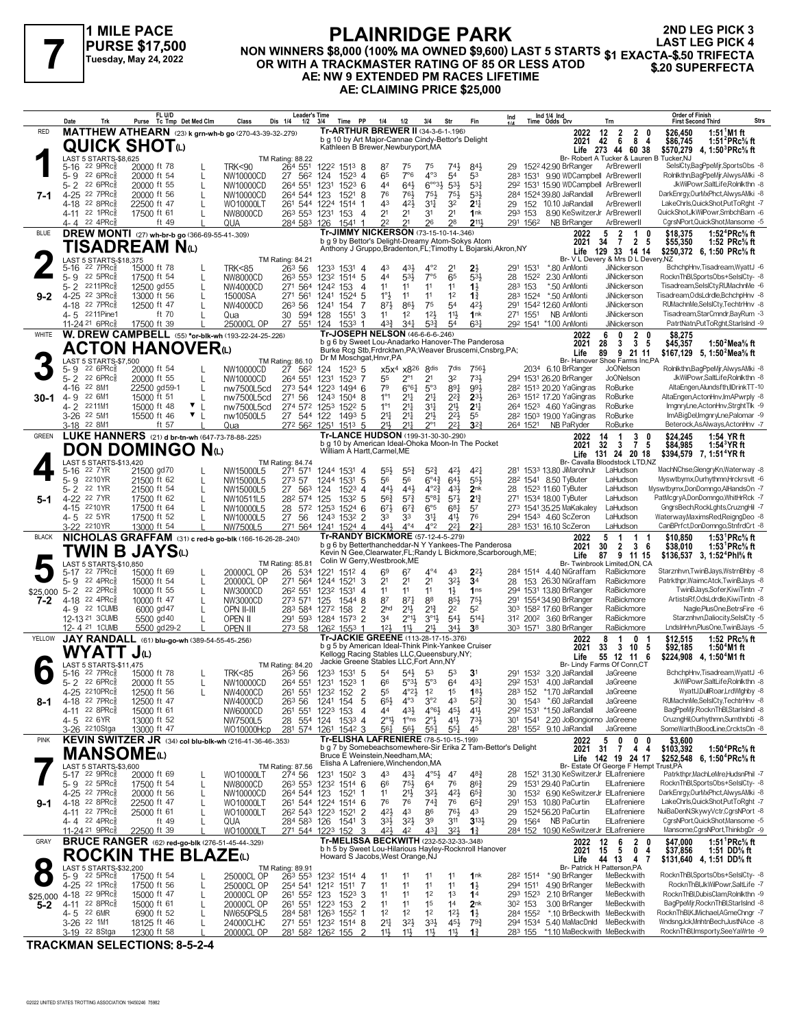# 7

**1 MILE PACE**
**PURSE $17,500**
Tuesday, May 24, 2022

# PLAINRIDGE PARK

**NON WINNERS $8,000 (100% MA OWNED $9,600) LAST 5 STARTS OR WITH A TRACKMASTER RATING OF 85 OR LESS ATOD**
**AE: NW 9 EXTENDED PM RACES LIFETIME**
**AE: CLAIMING PRICE $25,000**

**2ND LEG PICK 3**
**LAST LEG PICK 4**
**$1 EXACTA-$.50 TRIFECTA**
**$.20 SUPERFECTA**

---

## 1 — RED — QUICK SHOT(L) — 7-1

**MATTHEW ATHEARN** (23) k grn-wh-b go (270-43-39-32-.279)
Tr-ARTHUR BREWER II (34-3-6-1-.196)
b g 10 by Art Major-Cannae Cindy-Bettor's Delight
Kathleen B Brewer,Newburyport,MA
Br- Robert A Tucker & Lauren B Tucker,NJ
LAST 5 STARTS-$8,625 — TM Rating: 82.24

| | Starts | Win | Place | Show | Earnings | Record |
|---|---|---|---|---|---|---|
| 2022 | 12 | 2 | 2 | 0 | $26,450 | 1:51¹M1 ft |
| 2021 | 42 | 6 | 8 | 4 | $86,745 | 1:51²PRc⅝ ft |
| Life | 273 | 44 | 60 | 38 | $570,279 | 4, 1:50³PRc⅝ ft |

| Date | Trk | Purse | Class | Time | PP | Fin | Odds Drv | Trn | Order of Finish |
|---|---|---|---|---|---|---|---|---|---|
| 5-16 22 9PRc⅝ | | 20000 ft 78 | TRK<90 | 264 551 1222 1513 | 8 | 8⁴½ | 29 152² 42.90 BrRanger | ArBrewerII | SelslCty,BagPpeMjr,SportsObs -8 |
| 5-9 22 6PRc⅝ | | 20000 ft 54 | NW10000CD | 27 56² 124 152³ | 4 | 5³ | 28³ 153¹ 9.90 WDCampbell | ArBrewerII | Rolnlkthn,BagPpeMjr,AlwysAMki -8 |
| 5-2 22 6PRc⅝ | | 20000 ft 55 | NW10000CD | 264 551 1231 152³ | 6 | 5³¼ | 29² 153¹ 15.90 WDCampbell | ArBrewerII | JkWilPowr,SaltLife,Rolnlkthn -8 |
| 4-25 22 7PRc⅝ | | 20000 ft 56 | NW10000CD | 264 544 123 152¹ | 8 | 5³½ | 28⁴ 152⁴ 39.80 JaRandall | ArBrewerII | DarkEngy,OurMxPhct,AlwysAMki -8 |
| 4-18 22 8PRc⅝ | | 22500 ft 47 | WO10000LT | 261 544 1224 151⁴ | 1 | 2¹½ | 29 152 10.10 JaRandall | ArBrewerII | LakeChrls,QuickShot,PutToRght -7 |
| 4-11 22 1PRc⅝ | | 17500 ft 61 | NW8000CD | 263 553 1231 153 | 4 | 1nk | 29³ 153 8.90 KeSwitzerJr | ArBrewerII | QuickShot,JkWilPowr,SmbchBarn -6 |
| 4-4 22 4PRc⅝ | | ft 49 | QUA | 284 583 126 154¹ | 1 | 2¹¹½ | 29¹ 156² NB BrRanger | ArBrewerII | CgrsNPort,QuickShot,Mansome -5 |

## 2 — BLUE — TISADREAM N(L) — 9-2

**DREW MONTI** (27) wh-br-b go (366-69-55-41-.309)
Tr-JIMMY NICKERSON (73-15-10-14-.346)
b g 9 by Bettor's Delight-Dreamy Atom-Sokys Atom
Anthony J Gruppo,Bradenton,FL;Timothy L Bojarski,Akron,NY
Br- V L Devery & Mrs D L Devery,NZ
LAST 5 STARTS-$18,375 — TM Rating: 84.21

| | Starts | Win | Place | Show | Earnings | Record |
|---|---|---|---|---|---|---|
| 2022 | 5 | 2 | 1 | 0 | $18,375 | 1:52⁴PRc⅝ ft |
| 2021 | 34 | 7 | 2 | 5 | $55,350 | 1:52 PRc⅝ ft |
| Life | 129 | 33 | 14 | 14 | $250,372 | 6, 1:50 PRc⅝ ft |

| Date | Trk | Purse | Class | Time | PP | Fin | Odds Drv | Trn | Order of Finish |
|---|---|---|---|---|---|---|---|---|---|
| 5-16 22 7PRc⅝ | | 15000 ft 78 | TRK<85 | 263 56 1233 153¹ | 4 | 2½ | 29¹ 153¹ *.80 AnMonti | JiNickerson | BchchpHnv,Tisadream,WyattJ -6 |
| 5-9 22 5PRc⅝ | | 17500 ft 54 | NW8000CD | 263 553 1232 151⁴ | 5 | 5³½ | 28 152² 2.30 AnMonti | JiNickerson | RocknThBl,SportsObs+SelslCty- -8 |
| 5-2 2211PRc⅝ | | 12500 gd55 | NW4000CD | 271 564 1242 153 | 4 | 1½ | 28³ 153 *.50 AnMonti | JiNickerson | Tisadream,SelslCty,RUMachnMe -6 |
| 4-25 22 3PRc⅝ | | 13000 ft 56 | 15000SA | 271 561 1241 152⁴ | 5 | 1¾ | 28³ 152⁴ *.50 AnMonti | JiNickerson | Tisadream,OdsLdrdle,BchchpHnv -8 |
| 4-18 22 7PRc⅝ | | 12500 ft 47 | NW4000CD | 263 56 1241 154 | 7 | 4²½ | 29¹ 154² 12.60 AnMonti | JiNickerson | RUMachnMe,SelslCty,TechtrHnv -8 |
| 4-5 2211Pine1 | | ft 70 | Qua | 30 594 128 155¹ | 3 | 1nk | 27¹ 155¹ NB AnMonti | JiNickerson | Tisadream,StarCmndr,BayRum -3 |
| 11-24 21 6PRc⅝ | | 17500 ft 39 | 25000CL OP | 27 551 124 153¹ | 1 | 6³¼ | 29² 154¹ *1.00 AnMonti | JiNickerson | PatrtNatn,PutToRght,Starlsind -9 |

## 3 — WHITE — ACTON HANOVER(L) — 30-1

**W. DREW CAMPBELL** (55) *or-blk-wh (193-22-24-25-.226)
Tr-JOSEPH NELSON (46-6-6-6-.246)
b g 6 by Sweet Lou-Anadarko Hanover-The Panderosa
Burke Rcg Stb,Frdrcktwn,PA;Weaver Bruscemi,Cnsbrg,PA;
Dr M Moschgat,Hnvr,PA
Br- Hanover Shoe Farms Inc,PA
LAST 5 STARTS-$7,500 — TM Rating: 86.10

| | Starts | Win | Place | Show | Earnings | Record |
|---|---|---|---|---|---|---|
| 2022 | 6 | 0 | 2 | 0 | $8,275 | |
| 2021 | 28 | 3 | 3 | 5 | $45,357 | 1:50²Mea⅝ ft |
| Life | 89 | 9 | 21 | 11 | $167,129 | 5, 1:50²Mea⅝ ft |

| Date | Trk | Purse | Class | Time | PP | Fin | Odds Drv | Trn | Order of Finish |
|---|---|---|---|---|---|---|---|---|---|
| 5-9 22 6PRc⅝ | | 20000 ft 54 | NW10000CD | 27 56² 124 152³ | 5 | 7⁵⁶½ | 203⁴ 6.10 BrRanger | JoONelson | Rolnlkthn,BagPpeMjr,AlwysAMki -8 |
| 5-2 22 6PRc⅝ | | 20000 ft 55 | NW10000CD | 264 551 1231 152³ | 7 | 7³½ | 29⁴ 153¹ 26.20 BrRanger | JoONelson | JkWilPowr,SaltLife,Rolnlkthn -8 |
| 4-16 22 8M1 | | 22500 gd59-1 | nw7500L5cd | 273 544 1223 149⁴ | 6 | 9⁹½ | 28² 151³ 20.20 YaGingras | RoBurke | AltaEngen,Alundsfth,IlDrinkTT-10 |
| 4-9 22 6M1 | | 15000 ft 51 | nw7500L5cd | 271 56 1243 150⁴ | 8 | 2³½ | 26³ 151² 17.20 YaGingras | RoBurke | AltaEngen,ActonHnv,ImAPwrply -8 |
| 4-2 2211M1 | | 15000 ft 48 | nw7500L5cd | 274 572 1253 152² | 5 | 2¹¾ | 26⁴ 152³ 4.60 YaGingras | RoBurke | ImgnryLne,ActonHnv,StrghtTlk -9 |
| 3-26 22 5M1 | | 15500 ft 46 | nw10500L5 | 27 544 122 149³ | 5 | 5⁵ | 28² 150³ 19.00 YaGingras | RoBurke | ImABigDel,ImgnryLne,Palomar -9 |
| 3-18 22 8M1 | | ft 57 | Qua | 272 562 1251 151³ | 5 | 3²¾ | 26⁴ 152¹ NB PaRyder | RoBurke | Beterock,AsAlways,ActonHnv -7 |

## 4 — GREEN — DON DOMINGO N(L) — 5-1

**LUKE HANNERS** (21) d br-tn-wh (647-73-78-88-.225)
Tr-LANCE HUDSON (199-31-30-30-.290)
b g 10 by American Ideal-Ohoka Moon-In The Pocket
William A Hartt,Carmel,ME
Br- Cavalla Bloodstock LTD,NZ
LAST 5 STARTS-$13,420 — TM Rating: 84.74

| | Starts | Win | Place | Show | Earnings | Record |
|---|---|---|---|---|---|---|
| 2022 | 14 | 1 | 3 | 0 | $24,245 | 1:54 YR ft |
| 2021 | 32 | 3 | 7 | 5 | $84,985 | 1:54³YR ft |
| Life | 131 | 24 | 20 | 18 | $394,579 | 7, 1:51⁴YR ft |

| Date | Trk | Purse | Class | Time | PP | Fin | Odds Drv | Trn | Order of Finish |
|---|---|---|---|---|---|---|---|---|---|
| 5-16 22 7YR | | 21500 gd70 | NW15000L5 | 271 571 1244 153¹ | 4 | 4²½ | 28¹ 153³ 13.80 JiMarohnJr | LaHudson | MachNChse,GlengryKn,Waterway -8 |
| 5-9 2210YR | | 21500 ft 62 | NW15000L5 | 273 57 1244 153¹ | 5 | 5⁵½ | 28² 154¹ 8.50 TyButler | LaHudson | Myswtbymx,Ourhythmn,Hrckrsvlt -6 |
| 5-2 22 1YR | | 21500 ft 54 | NW15000L5 | 27 563 124 152³ | 4 | 2nk | 28 152³ 11.60 TyButler | LaHudson | Myswtbymx,DonDomngo,AlHandsOn -7 |
| 4-22 22 7YR | | 17500 ft 62 | NW10511L5 | 282 574 125 153² | 5 | 2¹¾ | 27¹ 153⁴ 18.00 TyButler | LaHudson | PatMcgryA,DonDomngo,WhitHrRck -7 |
| 4-15 2210YR | | 17500 ft 64 | NW10000L5 | 28 572 1253 152⁴ | 6 | 5⁷ | 27³ 154¹ 35.25 MaKakaley | LaHudson | GngrsBech,RockLghts,CruzngHil -7 |
| 4-5 22 5YR | | 17500 ft 52 | NW10000L5 | 27 56 1243 153² | 2 | 7⁶ | 29⁴ 154³ 4.60 ScZeron | LaHudson | Waterway,MaximsRed,ReigngDeo -8 |
| 3-22 2210YR | | 13000 ft 54 | NW7500L5 | 271 564 1241 152⁴ | 4 | 2²¼ | 28³ 153¹ 16.10 ScZeron | LaHudson | CanBPrfct,DonDomngo,StnfrdCrt -8 |

## 5 — BLACK — TWIN B JAYS(L) — 7-2 — $25,000

**NICHOLAS GRAFFAM** (31) c red-b go-blk (166-16-26-28-.240)
Tr-RANDY BICKMORE (57-12-4-5-.279)
b g 6 by Betterthancheddar-N Y Yankees-The Panderosa
Kevin N Gee,Clearwater,FL;Randy L Bickmore,Scarborough,ME;
Colin W Gerry,Westbrook,ME
Br- Twinbrook Limited,ON, CA
LAST 5 STARTS-$10,850 — TM Rating: 85.81

| | Starts | Win | Place | Show | Earnings | Record |
|---|---|---|---|---|---|---|
| 2022 | 5 | 1 | 1 | 1 | $10,850 | 1:53¹PRc⅝ ft |
| 2021 | 30 | 2 | 3 | 6 | $38,010 | 1:53¹PRc⅝ ft |
| Life | 87 | 9 | 11 | 15 | $136,537 | 3, 1:52⁴Phl⅝ ft |

| Date | Trk | Purse | Class | Time | PP | Fin | Odds Drv | Trn | Order of Finish |
|---|---|---|---|---|---|---|---|---|---|
| 5-17 22 7PRc⅝ | | 15000 ft 69 | 20000CL OP | 26 534 1221 151² | 4 | 2²½ | 28⁴ 151⁴ 4.40 NiGraffam | RaBickmore | Starznhvn,TwinBJays,WstrnBhby -8 |
| 5-9 22 4PRc⅝ | | 15000 ft 54 | 20000CL OP | 271 564 1244 152¹ | 3 | 3⁴ | 28 153 26.30 NiGraffam | RaBickmore | Patrkthpr,WaimcAtck,TwinBJays -8 |
| 5-2 22 2PRc⅝ | | 10000 ft 55 | NW3000CD | 262 551 1232 153¹ | 4 | 1ns | 29⁴ 153¹ 13.80 BrRanger | RaBickmore | TwinBJays,Sofer,KiwiTintn -7 |
| 4-18 22 4PRc⅝ | | 10000 ft 47 | NW3000CD | 273 571 125 154⁴ | 8 | 7⁵½ | 29¹ 155⁴ 34.90 BrRanger | RaBickmore | ArtistsRf,OdsLdrdle,KiwiTintn -8 |
| 4-9 22 1CUMB | | 6000 gd47 | OPN II-III | 283 584 1272 158 | 2 | 5² | 30³ 158² 17.60 BrRanger | RaBickmore | Nagle,PlusOne,BetrsFire -6 |
| 12-13 21 3CUMB | | 5500 gd40 | OPEN II | 291 593 1284 157³ | 2 | 5¹⁴¼ | 31² 200² 3.60 BrRanger | RaBickmore | Starznhvn,Daliocity,SelslCty -5 |
| 12-4 21 1CUMB | | 5500 gd29-2 | OPEN II | 273 58 1262 155³ | 1 | 3⁸ | 30³ 157¹ 3.80 BrRanger | RaBickmore | LndsInHvn,PlusOne,TwinBJays -5 |

## 6 — YELLOW — WYATT J(L) — 8-1

**JAY RANDALL** (61) blu-go-wh (389-54-55-45-.256)
Tr-JACKIE GREENE (113-28-17-15-.376)
b g 5 by American Ideal-Think Pink-Yankee Cruiser
Kellogg Racing Stables LLC,Queensbury,NY;
Jackie Greene Stables LLC,Fort Ann,NY
Br- Lindy Farms Of Conn,CT
LAST 5 STARTS-$11,475 — TM Rating: 84.20

| | Starts | Win | Place | Show | Earnings | Record |
|---|---|---|---|---|---|---|
| 2022 | 8 | 1 | 0 | 1 | $12,515 | 1:52 PRc⅝ ft |
| 2021 | 33 | 3 | 10 | 5 | $92,185 | 1:50⁴M1 ft |
| Life | 55 | 12 | 11 | 6 | $224,908 | 4, 1:50⁴M1 ft |

| Date | Trk | Purse | Class | Time | PP | Fin | Odds Drv | Trn | Order of Finish |
|---|---|---|---|---|---|---|---|---|---|
| 5-16 22 7PRc⅝ | | 15000 ft 78 | TRK<85 | 263 56 1233 153¹ | 5 | 3¹ | 29¹ 153² 3.20 JaRandall | JaGreene | BchchpHnv,Tisadream,WyattJ -6 |
| 5-2 22 6PRc⅝ | | 20000 ft 55 | NW10000CD | 264 551 1231 152³ | 1 | 4³¼ | 29² 153¹ 4.00 JaRandall | JaGreene | JkWilPowr,SaltLife,Rolnlkthn -8 |
| 4-25 2210PRc⅝ | | 12500 ft 56 | NW4000CD | 261 551 1232 152 | 2 | 1⁸½ | 28³ 152 *1.70 JaRandall | JaGreene | WyattJ,DullRoar,LrdWghby -8 |
| 4-18 22 7PRc⅝ | | 12500 ft 47 | NW4000CD | 263 56 1241 154 | 5 | 5²¾ | 30 154³ *.60 JaRandall | JaGreene | RUMachnMe,SelslCty,TechtrHnv -8 |
| 4-11 22 8PRc⅝ | | 15000 ft 61 | NW6000CD | 261 551 1223 153 | 4 | 4¹½ | 29¹ 153¹ *1.50 JaRandall | JaGreene | BagPpeMjr,RocknThBl,Starlsind -8 |
| 4-5 22 6YR | | 13000 ft 52 | NW7500L5 | 28 554 124 153³ | 4 | 7³½ | 30¹ 154¹ 2.20 JoBongiorno | JaGreene | CruzngHil,Ourhythmn,Sumthnbti -8 |
| 3-26 2210Stga | | 13000 ft 47 | WO10000Hcp | 281 574 1261 154² | 3 | 4⁵ | 28¹ 155² 9.10 JaRandall | JaGreene | SomeWarth,BloodLine,CrcktsCln -8 |

## 7 — PINK — MANSOME(L) — 9-1

**KEVIN SWITZER JR** (34) col blu-blk-wh (216-41-36-46-.353)
Tr-ELISHA LAFRENIERE (78-5-10-15-.199)
b g 7 by Somebeachsomewhere-Sir Erika Z Tam-Bettor's Delight
Bruce E Weinstein,Needham,MA;
Elisha A Lafreniere,Winchendon,MA
Br- Estate Of George F Hempt Trust,PA
LAST 5 STARTS-$3,600 — TM Rating: 87.56

| | Starts | Win | Place | Show | Earnings | Record |
|---|---|---|---|---|---|---|
| 2022 | 5 | 0 | 0 | 0 | $3,600 | |
| 2021 | 31 | 7 | 4 | 4 | $103,392 | 1:50⁴PRc⅝ ft |
| Life | 142 | 19 | 24 | 17 | $252,548 | 6, 1:50⁴PRc⅝ ft |

| Date | Trk | Purse | Class | Time | PP | Fin | Odds Drv | Trn | Order of Finish |
|---|---|---|---|---|---|---|---|---|---|
| 5-17 22 9PRc⅝ | | 20000 ft 69 | WO10000LT | 274 56 1231 150² | 3 | 4⁸¾ | 28 152¹ 31.30 KeSwitzerJr | ElLafreniere | Patrkthpr,MachLeMre,HudsnPhil -7 |
| 5-9 22 5PRc⅝ | | 17500 ft 54 | NW8000CD | 263 553 1232 151⁴ | 6 | 8⁶¾ | 29 153¹ 29.40 PaCurtin | ElLafreniere | RocknThBl,SportsObs+SelslCty- -8 |
| 4-25 22 7PRc⅝ | | 20000 ft 56 | NW10000CD | 264 544 123 152¹ | 1 | 6⁵¾ | 30 153² 6.90 KeSwitzerJr | ElLafreniere | DarkEngy,OurMxPhct,AlwysAMki -8 |
| 4-18 22 8PRc⅝ | | 22500 ft 47 | WO10000LT | 261 544 1224 151⁴ | 6 | 6⁵¾ | 29¹ 153 10.80 PaCurtin | ElLafreniere | LakeChrls,QuickShot,PutToRght -7 |
| 4-11 22 7PRc⅝ | | 25000 ft 61 | WO10000LT | 262 543 1223 152¹ | 2 | 4³ | 29 152⁴ 56.20 PaCurtin | ElLafreniere | NuiBaDenN,SkywyVctr,CgrsNPort -8 |
| 4-4 22 4PRc⅝ | | ft 49 | QUA | 284 583 126 154¹ | 3 | 3¹³¼ | 29 156⁴ NB PaCurtin | ElLafreniere | CgrsNPort,QuickShot,Mansome -5 |
| 11-24 21 9PRc⅝ | | 22500 ft 39 | WO10000LT | 271 544 1223 152 | 3 | 1¾ | 28⁴ 152 10.90 KeSwitzerJr | ElLafreniere | Mansome,CgrsNPort,ThinkbgDr -9 |

## 8 — GRAY — ROCKIN THE BLAZE(L) — 5-2 — $25,000

**BRUCE RANGER** (62) red-go-blk (276-51-45-44-.329)
Tr-MELISSA BECKWITH (232-52-32-33-.348)
b h 5 by Sweet Lou-Hilarious Hayley-Rocknroll Hanover
Howard S Jacobs,West Orange,NJ
Br- Patrick H Patterson,PA
LAST 5 STARTS-$32,200 — TM Rating: 89.91

| | Starts | Win | Place | Show | Earnings | Record |
|---|---|---|---|---|---|---|
| 2022 | 12 | 6 | 2 | 0 | $47,000 | 1:51¹PRc⅝ ft |
| 2021 | 15 | 5 | 0 | 4 | $37,856 | 1:51 DD⅝ ft |
| Life | 44 | 13 | 4 | 7 | $131,640 | 4, 1:51 DD⅝ ft |

| Date | Trk | Purse | Class | Time | PP | Fin | Odds Drv | Trn | Order of Finish |
|---|---|---|---|---|---|---|---|---|---|
| 5-9 22 5PRc⅝ | | 17500 ft 54 | 25000CL OP | 263 553 1232 151⁴ | 4 | 1nk | 28² 151⁴ *.90 BrRanger | MeBeckwith | RocknThBl,SportsObs+SelslCty- -8 |
| 4-25 22 1PRc⅝ | | 17500 ft 56 | 25000CL OP | 254 541 1212 151¹ | 7 | 1½ | 29⁴ 151¹ 4.90 BrRanger | MeBeckwith | RocknThBl,JkWilPowr,SaltLife -7 |
| 4-18 22 9PRc⅝ | | 15000 ft 47 | 20000CL OP | 261 552 123 152³ | 3 | 1⁴ | 29³ 152³ 2.10 BrRanger | MeBeckwith | RocknThBl,DubisClam,Rolnlkthn -9 |
| 4-11 22 8PRc⅝ | | 15000 ft 61 | 20000CL OP | 261 551 1223 153 | 2 | 2nk | 30² 153 3.00 BrRanger | MeBeckwith | BagPpeMjr,RocknThBl,Starlsind -8 |
| 4-5 22 6MR | | 6900 ft 52 | NW650PSL5 | 284 581 1263 155² | 1 | 1¾ | 28⁴ 155² *.10 BrBeckwith | MeBeckwith | RocknThBl,KJMichael,AGmeChngr -7 |
| 3-26 22 1M1 | | 18125 ft 46 | 24000CLHC | 271 551 1232 151⁴ | 8 | 7⁹¾ | 29⁴ 153⁴ 5.40 MaMacDnld | MeBeckwith | WndsngJck,MnhtnBech,JustNAce -8 |
| 3-19 22 8Stga | | 12300 ft 58 | 20000CL OP | 281 582 1262 155 | 2 | 1¾ | 28³ 155 *1.10 MaBeckwith | MeBeckwith | RocknThBl,Imsporty,SeeYaWrte -9 |

**TRACKMAN SELECTIONS: 8-5-2-4**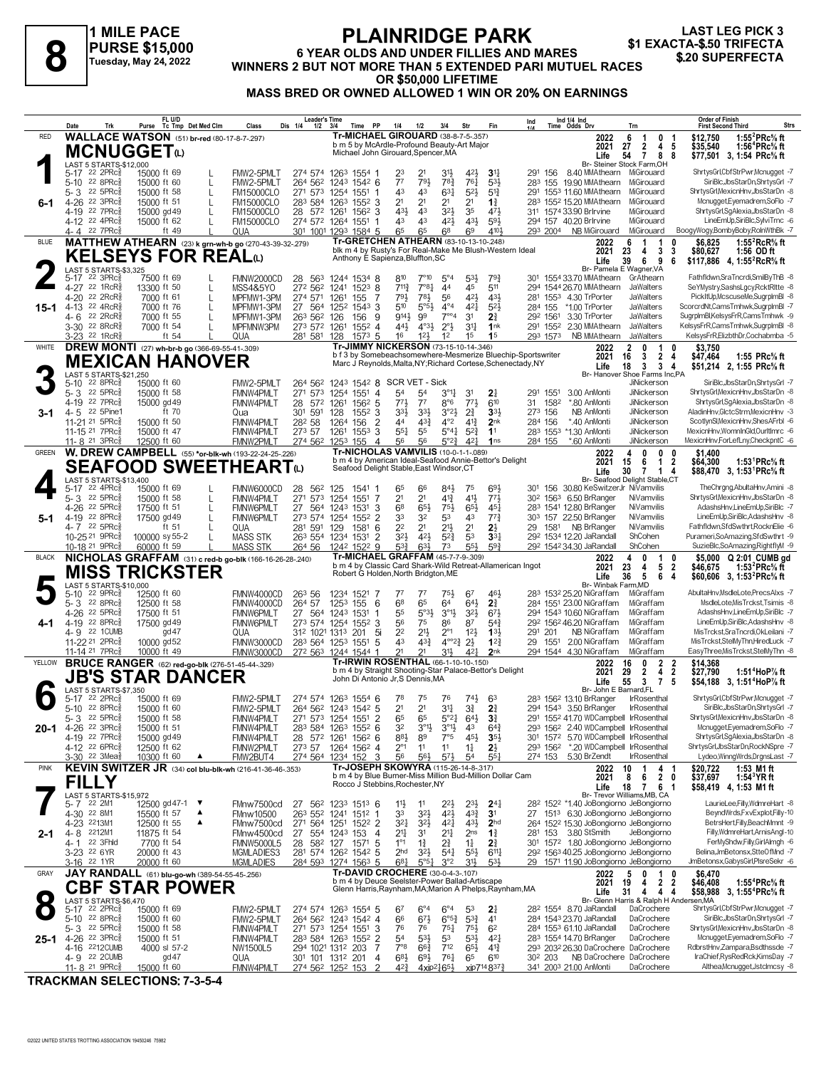# 8

**1 MILE PACE**
**PURSE $15,000**
Tuesday, May 24, 2022

# PLAINRIDGE PARK

**6 YEAR OLDS AND UNDER FILLIES AND MARES**
**WINNERS 2 BUT NOT MORE THAN 5 EXTENDED PARI MUTUEL RACES OR $50,000 LIFETIME**
**MASS BRED OR OWNED ALLOWED 1 WIN OR 20% ON EARNINGS**

**LAST LEG PICK 3**
**$1 EXACTA-$.50 TRIFECTA**
**$.20 SUPERFECTA**

---

## 1 — RED — 6-1
**WALLACE WATSON** (51) br-red (80-17-8-7-.297)
**MCNUGGET(L)**
Tr-MICHAEL GIROUARD (38-8-7-5-.357)
b m 5 by McArdle-Profound Beauty-Art Major
Michael John Girouard,Spencer,MA
Br- Steiner Stock Farm,OH

| | Starts | 1st | 2nd | 3rd | Earnings | Best |
|---|---|---|---|---|---|---|
| 2022 | 6 | 1 | 0 | 1 | $12,750 | 1:55²PRc⅝ ft |
| 2021 | 27 | 2 | 4 | 5 | $35,540 | 1:56⁴PRc⅝ ft |
| Life | 54 | 7 | 8 | 8 | $77,501 | 3, 1:54 PRc⅝ ft |

LAST 5 STARTS-$12,000

| Date | Trk | Purse | Cond | Class | 1/4 | 1/2 | 3/4 | Time | PP | 1/4 | 1/2 | 3/4 | Str | Fin | Ind 1/4 | Ind Time | Odds | Drv | Trn | Order of Finish |
|---|---|---|---|---|---|---|---|---|---|---|---|---|---|---|---|---|---|---|---|---|
| 5-17 22 | 2PRc⅝ | 15000 | ft 69 | FMW2-5PMLT | 27⁴ | 57⁴ | 126³ | 155⁴ | 1 | 2³ | 2¹ | 3¹½ | 4²½ | 3¹½ | 29¹ | 156 | 8.40 | MMAthearn | MiGirouard | ShrtysGrl,CbfStrPwr,Mcnugget -7 |
| 5-10 22 | 8PRc⅝ | 15000 | ft 60 | FMW2-5PMLT | 26⁴ | 56² | 124³ | 154² | 6 | 7⁷ | 7⁹½ | 7⁸¾ | 7⁶¼ | 5³½ | 28³ | 155 | 19.90 | MMAthearn | MiGirouard | SiriBlc,JbsStarDn,ShrtysGrl -7 |
| 5-3 22 | 5PRc⅝ | 15000 | ft 58 | FM15000CLO | 27¹ | 57³ | 125⁴ | 155¹ | 1 | 4³ | 4³ | 6³¼ | 5²½ | 5¹¾ | 29¹ | 155³ | 11.60 | MMAthearn | MiGirouard | ShrtysGrl,MexicnHnv,JbsStarDn -8 |
| 4-26 22 | 3PRc⅝ | 15000 | ft 51 | FM15000CLO | 28³ | 58⁴ | 126³ | 155² | 3 | 2¹ | 2¹ | 2¹ | 2¹ | 1¾ | 28³ | 155² | 15.20 | MMAthearn | MiGirouard | Mcnugget,Eyemadrem,SoFlo -7 |
| 4-19 22 | 7PRc⅝ | 15000 | gd 49 | FM15000CLO | 28 | 57² | 126¹ | 156² | 3 | 4³½ | 4³ | 3²½ | 3⁵ | 4⁷½ | 31¹ | 157⁴ | 33.90 | BrIrvine | MiGirouard | ShrtysGrl,SgAlexia,JbsStarDn -8 |
| 4-12 22 | 4PRc⅝ | 15000 | ft 62 | FM15000CLO | 27⁴ | 57² | 126⁴ | 155¹ | 1 | 4³ | 4³ | 4²½ | 4³½ | 5⁹½ | 29⁴ | 157 | 40.20 | BrIrvine | MiGirouard | LineEmUp,SiriBlc,SylviTrnc -6 |
| 4-4 22 | 7PRc⅝ | | ft 49 | QUA | 30¹ | 100¹ | 129³ | 158⁴ | 5 | 6⁵ | 6⁵ | 6⁸ | 6⁹ | 4¹⁰½ | 29³ | 200⁴ | NB | MiGirouard | MiGirouard | BoogyWogy,BombyBoby,RolnWthBk -7 |

## 2 — BLUE — 15-1
**MATTHEW ATHEARN** (23) k grn-wh-b go (270-43-39-32-.279)
**KELSEYS FOR REAL(L)**
Tr-GRETCHEN ATHEARN (83-10-13-10-.248)
blk m 4 by Rusty's For Real-Make Me Blush-Western Ideal
Anthony E Sapienza,Bluffton,SC
Br- Pamela E Wagner,VA

| | Starts | 1st | 2nd | 3rd | Earnings | Best |
|---|---|---|---|---|---|---|
| 2022 | 6 | 1 | 1 | 0 | $6,825 | 1:55²RcR⅝ ft |
| 2021 | 23 | 4 | 3 | 3 | $80,627 | 1:56 OD ft |
| Life | 39 | 6 | 9 | 6 | $117,886 | 4, 1:55²RcR⅝ ft |

LAST 5 STARTS-$3,325

| Date | Trk | Purse | Cond | Class | 1/4 | 1/2 | 3/4 | Time | PP | 1/4 | 1/2 | 3/4 | Str | Fin | Ind 1/4 | Ind Time | Odds | Drv | Trn | Order of Finish |
|---|---|---|---|---|---|---|---|---|---|---|---|---|---|---|---|---|---|---|---|---|
| 5-17 22 | 3PRc⅝ | 7500 | ft 69 | FMNW2000CD | 28 | 56³ | 124⁴ | 153⁴ | 8 | 8¹⁰ | 7°¹⁰ | 5°⁴ | 5³½ | 7⁹¾ | 30¹ | 155⁴ | 33.70 | MMAthearn | GrAthearn | Fathfldwn,SraTncrdi,SmilByThB -8 |
| 4-27 22 | 1RcR⅝ | 13300 | ft 50 | MSS4&5YO | 27² | 56² | 124¹ | 152³ | 8 | 7¹¹½ | 7°⁸¼ | 4⁴ | 4⁵ | 5¹¹ | 29⁴ | 154⁴ | 26.70 | MMAthearn | JaWalters | SeYMystry,SashsLgcy,RcktRltte -8 |
| 4-20 22 | 2RcR⅝ | 7000 | ft 61 | MPFMW1-3PM | 27⁴ | 57¹ | 126¹ | 155 | 7 | 7⁹½ | 7⁸½ | 5⁶ | 4²½ | 4³½ | 28¹ | 155³ | 4.30 | TrPorter | JaWalters | PickItUp,Mcscuse,SugrplmBl -8 |
| 4-13 22 | 4RcR⅝ | 7000 | ft 76 | MPFMW1-3PM | 27 | 56⁴ | 125² | 154³ | 3 | 5¹⁰ | 5°⁵½ | 4°⁴ | 4²½ | 5²½ | 28⁴ | 155 | *1.00 | TrPorter | JaWalters | ScorcrdNt,CamsTmhwk,SugrplmBl -7 |
| 4-6 22 | 2RcR⅝ | 7000 | ft 55 | MPFMW1-3PM | 26³ | 56² | 126 | 156 | 9 | 9¹⁴½ | 9⁹ | 7°°⁴ | 3¹ | 2¾ | 29² | 156¹ | 3.30 | TrPorter | JaWalters | SugrplmBl,KelsysFrR,CamsTmhwk -9 |
| 3-30 22 | 8RcR⅝ | 7000 | ft 54 | MPFMNW3PM | 27³ | 57² | 126¹ | 155² | 4 | 44½ | 4°³½ | 2°½ | 3¹½ | 1ⁿᵏ | 29¹ | 155² | 2.30 | MMAthearn | JaWalters | KelsysFrR,CamsTmhwk,SugrplmBl -8 |
| 3-23 22 | 1RcR⅝ | | ft 54 | QUA | 28¹ | 58¹ | 128 | 157³ | 5 | 1⁶ | 1²½ | 1² | 1⁵ | 1⁵ | 29³ | 157³ | NB | MMAthearn | JaWalters | KelsysFrR,ElizbthDr,Cochabmba -5 |

## 3 — WHITE — 3-1
**DREW MONTI** (27) wh-br-b go (366-69-55-41-.309)
**MEXICAN HANOVER**
Tr-JIMMY NICKERSON (73-15-10-14-.346)
b f 3 by Somebeachsomewhere-Mesmerize Bluechip-Sportswriter
Marc J Reynolds,Malta,NY;Richard Cortese,Schenectady,NY
Br- Hanover Shoe Farms Inc,PA

| | Starts | 1st | 2nd | 3rd | Earnings | Best |
|---|---|---|---|---|---|---|
| 2022 | 2 | 0 | 1 | 0 | $3,750 | |
| 2021 | 16 | 3 | 2 | 4 | $47,464 | 1:55 PRc⅝ ft |
| Life | 18 | 3 | 3 | 4 | $51,214 | 2, 1:55 PRc⅝ ft |

LAST 5 STARTS-$21,250

| Date | Trk | Purse | Cond | Class | 1/4 | 1/2 | 3/4 | Time | PP | 1/4 | 1/2 | 3/4 | Str | Fin | Ind 1/4 | Ind Time | Odds | Drv | Trn | Order of Finish |
|---|---|---|---|---|---|---|---|---|---|---|---|---|---|---|---|---|---|---|---|---|
| 5-10 22 | 8PRc⅝ | 15000 | ft 60 | FMW2-5PMLT | 26⁴ | 56² | 124³ | 154² | 8 | SCR VET - Sick | | | | | | | | | JiNickerson | SiriBlc,JbsStarDn,ShrtysGrl -7 |
| 5-3 22 | 5PRc⅝ | 15000 | ft 58 | FMNW4PMLT | 27¹ | 57³ | 125⁴ | 155¹ | 4 | 5⁴ | 5⁴ | 3°¹¼ | 3¹ | 2¾ | 29¹ | 155¹ | 3.00 | AnMonti | JiNickerson | ShrtysGrl,MexicnHnv,JbsStarDn -8 |
| 4-19 22 | 7PRc⅝ | 15000 | gd 49 | FMNW4PMLT | 28 | 57² | 126¹ | 156² | 5 | 7⁷½ | 7⁷ | 8°⁶ | 7⁷½ | 6¹⁰ | 31 | 158² | *.80 | AnMonti | JiNickerson | ShrtysGrl,SgAlexia,JbsStarDn -8 |
| 4-5 22 | 5Pine1 | | ft 70 | Qua | 30¹ | 59¹ | 128 | 155² | 3 | 3³½ | 3³½ | 3°²½ | 2¾ | 3³½ | 27³ | 156 | NB | AnMonti | JiNickerson | AladinHnv,GlctcStrm,MexicnHnv -3 |
| 11-21 21 | 5PRc⅝ | 15000 | ft 50 | FMNW4PMLT | 28² | 58 | 126⁴ | 156 | 2 | 4⁴ | 4³¾ | 4°² | 4¹¾ | 2ⁿᵏ | 28⁴ | 156 | *.40 | AnMonti | JiNickerson | ScotlynSl,MexicnHnv,ShesAFrbl -6 |
| 11-15 21 | 7PRc⅝ | 15000 | ft 47 | FMNW4PMLT | 27³ | 57 | 126¹ | 155³ | 3 | 5⁵½ | 5⁵ | 5°⁴¼ | 5²¾ | 1¹ | 28³ | 155³ | *1.30 | AnMonti | JiNickerson | MexicnHnv,WomnInGld,OurltImrc -6 |
| 11-8 21 | 3PRc⅝ | 12500 | ft 60 | FMNW2PMLT | 27⁴ | 56² | 125³ | 155 | 4 | 5⁶ | 5⁶ | 5°²¾ | 4²½ | 1ⁿˢ | 28⁴ | 155 | *.60 | AnMonti | JiNickerson | MexicnHnv,ForLeFLny,CheckpntC -6 |

## 4 — GREEN — 5-1
**W. DREW CAMPBELL** (55) *or-blk-wh (193-22-24-25-.226)
**SEAFOOD SWEETHEART(L)**
Tr-NICHOLAS VAMVILIS (10-0-1-1-.089)
b m 4 by American Ideal-Seafood Annie-Bettor's Delight
Seafood Delight Stable,East Windsor,CT
Br- Seafood Delight Stable,CT

| | Starts | 1st | 2nd | 3rd | Earnings | Best |
|---|---|---|---|---|---|---|
| 2022 | 4 | 0 | 0 | 0 | $1,400 | |
| 2021 | 15 | 6 | 1 | 2 | $64,300 | 1:53¹PRc⅝ ft |
| Life | 30 | 7 | 1 | 4 | $88,470 | 3, 1:53¹PRc⅝ ft |

LAST 5 STARTS-$13,400

| Date | Trk | Purse | Cond | Class | 1/4 | 1/2 | 3/4 | Time | PP | 1/4 | 1/2 | 3/4 | Str | Fin | Ind 1/4 | Ind Time | Odds | Drv | Trn | Order of Finish |
|---|---|---|---|---|---|---|---|---|---|---|---|---|---|---|---|---|---|---|---|---|
| 5-17 22 | 4PRc⅝ | 15000 | ft 69 | FMNW6000CD | 28 | 56² | 125 | 154¹ | 1 | 6⁵ | 6⁶ | 8⁴½ | 7⁵ | 6⁹½ | 30¹ | 156 | 30.80 | KeSwitzerJr | NiVamvilis | TheCrngn,AbultaHnv,Amini -8 |
| 5-3 22 | 5PRc⅝ | 15000 | ft 58 | FMNW4PMLT | 27¹ | 57³ | 125⁴ | 155¹ | 7 | 2¹ | 2¹ | 4¹¾ | 4¹½ | 7⁷½ | 30² | 156³ | 6.50 | BrRanger | NiVamvilis | ShrtysGrl,MexicnHnv,JbsStarDn -8 |
| 4-26 22 | 5PRc⅝ | 17500 | ft 51 | FMNW6PMLT | 27 | 56⁴ | 124³ | 153¹ | 3 | 6⁸ | 6⁵½ | 7⁵½ | 6⁵½ | 4⁵½ | 28³ | 154¹ | 12.80 | BrRanger | NiVamvilis | AdashsHnv,LineEmUp,SiriBlc -7 |
| 4-19 22 | 8PRc⅝ | 17500 | gd 49 | FMNW6PMLT | 27³ | 57⁴ | 125⁴ | 155² | 2 | 3³ | 3² | 5³ | 4³ | 7⁷¾ | 30³ | 157 | 22.50 | BrRanger | NiVamvilis | LineEmUp,SiriBlc,AdashsHnv -8 |
| 4-7 22 | 5PRc⅝ | | ft 51 | QUA | 28¹ | 59¹ | 129 | 158¹ | 6 | 2² | 2¹ | 2¹½ | 2¹ | 2½ | 29 | 158¹ | NB | BrRanger | NiVamvilis | Fathfldwn,SfdSwthrt,RocknElie -6 |
| 10-25 21 | 9PRc⅝ | 100000 | sy 55-2 | MASS STK | 26³ | 55⁴ | 123⁴ | 153¹ | 2 | 3²½ | 4²½ | 5²¾ | 5³ | 3³½ | 29² | 153⁴ | 12.20 | JaRandall | ShCohen | Puramerі,SoAmazing,SfdSwthrt -9 |
| 10-18 21 | 9PRc⅝ | 60000 | ft 59 | MASS STK | 26⁴ | 56 | 124² | 152² | 9 | 5³¾ | 6³½ | 7³ | 5⁵½ | 5⁹¾ | 29² | 154² | 34.30 | JaRandall | ShCohen | SuzieBlc,SoAmazing,RightflyM -9 |

## 5 — BLACK — 4-1
**NICHOLAS GRAFFAM** (31) c red-b go-blk (166-16-26-28-.240)
**MISS TRICKSTER**
Tr-MICHAEL GRAFFAM (45-7-7-9-.309)
b m 4 by Classic Card Shark-Wild Retreat-Allamerican Ingot
Robert G Holden,North Bridgton,ME
Br- Winbak Farm,MD

| | Starts | 1st | 2nd | 3rd | Earnings | Best |
|---|---|---|---|---|---|---|
| 2022 | 4 | 0 | 1 | 0 | $5,000 | Q 2:01 CUMB gd |
| 2021 | 23 | 4 | 5 | 2 | $46,675 | 1:53²PRc⅝ ft |
| Life | 36 | 5 | 6 | 4 | $60,606 | 3, 1:53²PRc⅝ ft |

LAST 5 STARTS-$10,000

| Date | Trk | Purse | Cond | Class | 1/4 | 1/2 | 3/4 | Time | PP | 1/4 | 1/2 | 3/4 | Str | Fin | Ind 1/4 | Ind Time | Odds | Drv | Trn | Order of Finish |
|---|---|---|---|---|---|---|---|---|---|---|---|---|---|---|---|---|---|---|---|---|
| 5-10 22 | 9PRc⅝ | 12500 | ft 60 | FMNW4000CD | 26³ | 56 | 123⁴ | 152¹ | 7 | 7⁷ | 7⁷ | 7⁵½ | 6⁷ | 4⁶½ | 28³ | 153² | 25.20 | NiGraffam | MiGraffam | AbultaHnv,MsdleLote,PrecsAlxs -7 |
| 5-3 22 | 8PRc⅝ | 12500 | ft 58 | FMNW4000CD | 26⁴ | 57 | 125³ | 155 | 6 | 6⁸ | 6⁵ | 6⁴ | 6⁴½ | 2¾ | 28⁴ | 155¹ | 24.00 | NiGraffam | MiGraffam | MsdleLote,MisTrckst,Tsimis -8 |
| 4-26 22 | 5PRc⅝ | 17500 | ft 51 | FMNW6PMLT | 27 | 56⁴ | 124³ | 153¹ | 1 | 5⁵ | 5°³½ | 3°¹½ | 3²½ | 6⁷½ | 29⁴ | 154³ | 10.60 | NiGraffam | MiGraffam | AdashsHnv,LineEmUp,SiriBlc -7 |
| 4-19 22 | 8PRc⅝ | 17500 | gd 49 | FMNW6PMLT | 27³ | 57⁴ | 125⁴ | 155² | 6 | 5⁶ | 7⁵ | 8⁶ | 8⁷ | 5⁴¾ | 29² | 156² | 46.20 | NiGraffam | MiGraffam | LineEmUp,SiriBlc,AdashsHnv -8 |
| 4-9 22 | 1CUMB | | gd 47 | QUA | 31² | 102¹ | 131³ | 201 | 5i | 2² | 2¹½ | 2°¹ | 1²½ | 1³½ | 29¹ | 201 | NB | NiGraffam | MiGraffam | MisTrckst,SraTncrdi,OkLeilani -7 |
| 11-22 21 | 2PRc⅝ | 10000 | gd 52 | FMNW3000CD | 28³ | 56⁴ | 125³ | 155¹ | 5 | 4³ | 4³¾ | 4°°²¾ | 2½ | 1²¾ | 29 | 155¹ | 2.00 | NiGraffam | MiGraffam | MisTrckst,StelMyThn,HiredLuck -7 |
| 11-14 21 | 7PRc⅝ | 10000 | ft 49 | FMNW3000CD | 27² | 56³ | 124⁴ | 154⁴ | 1 | 2¹ | 2¹ | 3¹½ | 4²½ | 2ⁿᵏ | 29⁴ | 154⁴ | 4.30 | NiGraffam | MiGraffam | EasyThree,MisTrckst,StelMyThn -8 |

## 6 — YELLOW — 20-1
**BRUCE RANGER** (62) red-go-blk (276-51-45-44-.329)
**JB'S STAR DANCER**
Tr-IRWIN ROSENTHAL (66-1-10-10-.150)
b m 4 by Straight Shooting-Star Palace-Bettor's Delight
John Di Antonio Jr,S Dennis,MA
Br- John E Barnard,FL

| | Starts | 1st | 2nd | 3rd | Earnings | Best |
|---|---|---|---|---|---|---|
| 2022 | 16 | 0 | 2 | 2 | $14,368 | |
| 2021 | 29 | 2 | 4 | 2 | $27,790 | 1:51⁴HoP⅞ ft |
| Life | 55 | 3 | 7 | 5 | $54,188 | 3, 1:51⁴HoP⅞ ft |

LAST 5 STARTS-$7,350

| Date | Trk | Purse | Cond | Class | 1/4 | 1/2 | 3/4 | Time | PP | 1/4 | 1/2 | 3/4 | Str | Fin | Ind 1/4 | Ind Time | Odds | Drv | Trn | Order of Finish |
|---|---|---|---|---|---|---|---|---|---|---|---|---|---|---|---|---|---|---|---|---|
| 5-17 22 | 2PRc⅝ | 15000 | ft 69 | FMW2-5PMLT | 27⁴ | 57⁴ | 126³ | 155⁴ | 6 | 7⁸ | 7⁵ | 7⁶ | 7⁴½ | 6³ | 28³ | 156² | 13.10 | BrRanger | IrRosenthal | ShrtysGrl,CbfStrPwr,Mcnugget -7 |
| 5-10 22 | 8PRc⅝ | 15000 | ft 60 | FMW2-5PMLT | 26⁴ | 56² | 124³ | 154² | 5 | 2¹ | 2¹ | 3¹½ | 3¾ | 2¾ | 29⁴ | 154³ | 3.50 | BrRanger | IrRosenthal | SiriBlc,JbsStarDn,ShrtysGrl -7 |
| 5-3 22 | 5PRc⅝ | 15000 | ft 58 | FMNW4PMLT | 27¹ | 57³ | 125⁴ | 155¹ | 2 | 6⁵ | 6⁵ | 5°²¼ | 6⁴½ | 3¾ | 29¹ | 155² | 41.70 | WDCampbell | IrRosenthal | ShrtysGrl,MexicnHnv,JbsStarDn -8 |
| 4-26 22 | 3PRc⅝ | 15000 | ft 51 | FM15000CLO | 28³ | 58⁴ | 126³ | 155² | 6 | 3² | 3°¹½ | 3°¹½ | 4³ | 6⁴¾ | 29³ | 156² | 2.40 | WDCampbell | IrRosenthal | Mcnugget,Eyemadrem,SoFlo -7 |
| 4-19 22 | 7PRc⅝ | 15000 | gd 49 | FM15000CLO | 28 | 57² | 126¹ | 156² | 8 | 8⁸½ | 8⁹ | 7°⁵ | 4⁵½ | 3⁵½ | 30¹ | 157² | 5.70 | WDCampbell | IrRosenthal | ShrtysGrl,SgAlexia,JbsStarDn -8 |
| 4-12 22 | 6PRc⅝ | 12500 | ft 62 | FMNW2PMLT | 27³ | 57 | 126⁴ | 156² | 4 | 2°¹ | 1¹ | 1¹ | 1¾ | 2½ | 29³ | 156² | *.20 | WDCampbell | IrRosenthal | ShrtysGrl,JbsStarDn,RockNSpre -7 |
| 3-30 22 | 3Mea⅝ | 10330 | ft 60 ▲ | FMW2BUT4 | 27⁴ | 56⁴ | 123⁴ | 152 | 3 | 5⁶ | 5⁶½ | 5⁷½ | 5⁴ | 5⁵½ | 27⁴ | 153 | 5.30 | BrZendt | IrRosenthal | Lydeo,WinngWrds,DrgnsLast -7 |

## 7 — PINK — 2-1
**KEVIN SWITZER JR** (34) col blu-blk-wh (216-41-36-46-.353)
**FILLY**
Tr-JOSEPH SKOWYRA (115-26-14-8-.317)
b m 4 by Blue Burner-Miss Million Bud-Million Dollar Cam
Rocco J Stebbins,Rochester,NY
Br- Trevor Williams,MB, CA

| | Starts | 1st | 2nd | 3rd | Earnings | Best |
|---|---|---|---|---|---|---|
| 2022 | 10 | 1 | 4 | 1 | $20,722 | 1:53 M1 ft |
| 2021 | 8 | 6 | 2 | 0 | $37,697 | 1:54³YR ft |
| Life | 18 | 7 | 6 | 1 | $58,419 | 4, 1:53 M1 ft |

LAST 5 STARTS-$15,972

| Date | Trk | Purse | Cond | Class | 1/4 | 1/2 | 3/4 | Time | PP | 1/4 | 1/2 | 3/4 | Str | Fin | Ind 1/4 | Ind Time | Odds | Drv | Trn | Order of Finish |
|---|---|---|---|---|---|---|---|---|---|---|---|---|---|---|---|---|---|---|---|---|
| 5-7 22 | 2M1 | 12500 | gd 47-1 ▼ | FMnw7500cd | 27 | 56² | 123³ | 151³ | 6 | 1¹½ | 1¹ | 2²½ | 2³½ | 2⁴¼ | 28² | 152² | *1.40 | JoBongiorno | JeBongiorno | LaurieLee,Filly,WdmreHart -8 |
| 4-30 22 | 8M1 | 15500 | ft 57 ▲ | FMnw10500 | 26³ | 55² | 124¹ | 151² | 1 | 3³ | 3²½ | 4²½ | 4³¾ | 3¹ | 27 | 151³ | 6.30 | JoBongiorno | JeBongiorno | BeyndWrds,FxvExplot,Filly -10 |
| 4-23 22 | 13M1 | 12500 | ft 55 ▲ | FMnw7500cd | 27¹ | 56⁴ | 125¹ | 152² | 2 | 3²½ | 3²½ | 4²½ | 4²½ | 2ʰᵈ | 26⁴ | 152² | 15.30 | JoBongiorno | JeBongiorno | BetrsHert,Filly,BeachMmnt -9 |
| 4-8 22 | 12M1 | 11875 | ft 54 | FMnw4500cd | 27 | 55⁴ | 124³ | 153 | 4 | 2¹½ | 3¹ | 2¹½ | 2ⁿˢ | 1¾ | 28¹ | 153 | 3.80 | StSmith | JeBongiorno | Filly,WdmreHart,ArnisAngl -10 |
| 4-1 22 | 3Fhld | 7700 | ft 54 | FMNW5000L5 | 28 | 58² | 127 | 157¹ | 5 | 1°¹ | 1¾ | 2¾ | 1½ | 2¾ | 30¹ | 157² | 1.80 | JoBongiorno | JeBongiorno | FerMyShdw,Filly,GirlAlmgh -6 |
| 3-23 22 | 6YR | 20000 | ft 43 | MGMLADIES3 | 28¹ | 57⁴ | 126² | 154² | 5 | 2ʰᵈ | 3²½ | 5⁴¼ | 5⁵½ | 6¹¹½ | 29² | 156³ | 40.25 | JoBongiorno | JeBongiorno | Belina,JmBetonsx,SteeOfMnd -7 |
| 3-16 22 | 1YR | 20000 | ft 60 | MGMLADIES | 28⁴ | 59³ | 127⁴ | 156³ | 8 | 6⁸½ | 5°⁵¼ | 3°² | 3¹½ | 5³½ | 29 | 157¹ | 11.90 | JoBongiorno | JeBongiorno | JmBetonsx,GabysGirl,PlsreSekr -6 |

## 8 — GRAY — 25-1
**JAY RANDALL** (61) blu-go-wh (389-55-55-45-.256)
**CBF STAR POWER**
Tr-DAVID CROCHERE (30-0-4-3-.107)
b m 4 by Deuce Seelster-Power Ballad-Artiscape
Glenn Harris,Raynham,MA;Marion A Phelps,Raynham,MA
Br- Glenn Harris & Ralph H Andersen,MA

| | Starts | 1st | 2nd | 3rd | Earnings | Best |
|---|---|---|---|---|---|---|
| 2022 | 5 | 0 | 1 | 0 | $6,470 | |
| 2021 | 19 | 4 | 2 | 2 | $46,408 | 1:55⁴PRc⅝ ft |
| Life | 31 | 4 | 4 | 4 | $58,988 | 3, 1:55⁴PRc⅝ ft |

LAST 5 STARTS-$6,470

| Date | Trk | Purse | Cond | Class | 1/4 | 1/2 | 3/4 | Time | PP | 1/4 | 1/2 | 3/4 | Str | Fin | Ind 1/4 | Ind Time | Odds | Drv | Trn | Order of Finish |
|---|---|---|---|---|---|---|---|---|---|---|---|---|---|---|---|---|---|---|---|---|
| 5-17 22 | 2PRc⅝ | 15000 | ft 69 | FMW2-5PMLT | 27⁴ | 57⁴ | 126³ | 155⁴ | 5 | 6⁷ | 6°⁴ | 6°⁴ | 5³ | 2¾ | 28² | 155⁴ | 8.70 | JaRandall | DaCrochere | ShrtysGrl,CbfStrPwr,Mcnugget -7 |
| 5-10 22 | 8PRc⅝ | 15000 | ft 60 | FMW2-5PMLT | 26⁴ | 56² | 124³ | 154² | 4 | 6⁶ | 6⁷½ | 6°⁵¾ | 5³¾ | 4¹ | 28⁴ | 154³ | 23.70 | JaRandall | DaCrochere | SiriBlc,JbsStarDn,ShrtysGrl -7 |
| 5-3 22 | 5PRc⅝ | 15000 | ft 58 | FMNW4PMLT | 27¹ | 57³ | 125⁴ | 155¹ | 3 | 7⁶ | 7⁶ | 7⁵¾ | 7⁵½ | 6² | 28⁴ | 155³ | 61.10 | JaRandall | DaCrochere | ShrtysGrl,MexicnHnv,JbsStarDn -8 |
| 4-26 22 | 3PRc⅝ | 15000 | ft 51 | FM15000CLO | 28³ | 58⁴ | 126³ | 155² | 2 | 5⁴ | 5³½ | 5³ | 5³½ | 4²½ | 28³ | 155⁴ | 14.70 | BrRanger | DaCrochere | Mcnugget,Eyemadrem,SoFlo -7 |
| 4-16 22 | 12CUMB | 4000 | sl 57-2 | NW1500L5 | 29⁴ | 101² | 131² | 203 | 7 | 7°⁸ | 6⁶¾ | 7¹² | 6⁵½ | 4¹½ | 29³ | 203² | 26.30 | DaCrochere | DaCrochere | RdbrstHnv,Zampara,Bsdthssde -7 |
| 4-9 22 | 2CUMB | | gd 47 | QUA | 30¹ | 101 | 131² | 201 | 4 | 6⁸½ | 6⁹½ | 7⁶¾ | 6⁵ | 6¹⁰ | 30² | 203 | NB | DaCrochere | DaCrochere | IraChief,RysRedRck,KimsDay -7 |
| 11-8 21 | 9PRc⅝ | 15000 | ft 60 | FMNW4PMLT | 27⁴ | 56² | 125² | 153 | 2 | 4²¾ | 4xip²¼6⁵½ | | xip⁷¹⁴ | 8³⁷¾ | 34¹ | 200³ | 21.00 | AnMonti | DaCrochere | Althea,Mcnugget,Jstclmcsy -8 |

**TRACKMAN SELECTIONS: 7-3-5-4**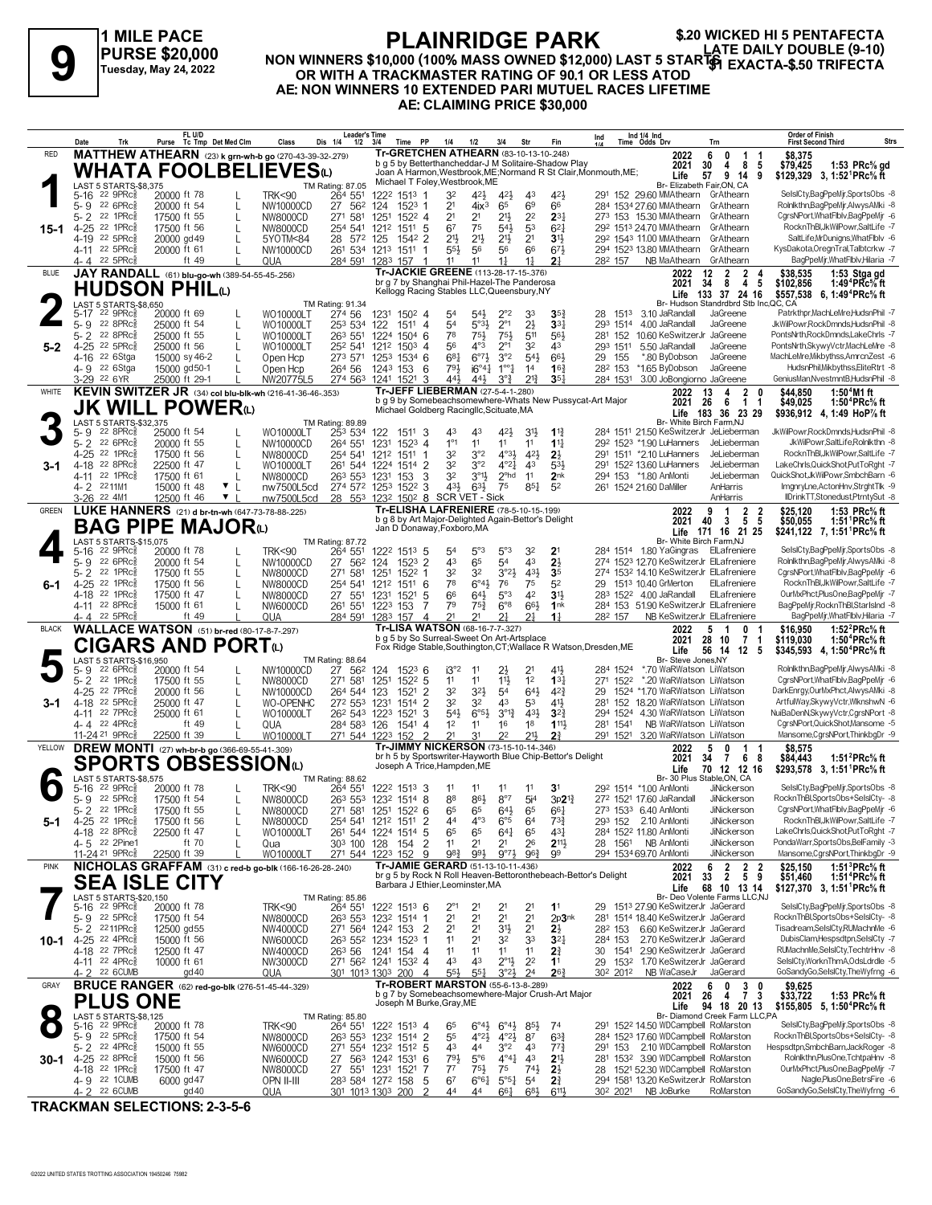# 9

**1 MILE PACE**
**PURSE $20,000**
**Tuesday, May 24, 2022**

# PLAINRIDGE PARK

**NON WINNERS $10,000 (100% MASS OWNED $12,000) LAST 5 STARTS OR WITH A TRACKMASTER RATING OF 90.1 OR LESS ATOD**
**AE: NON WINNERS 10 EXTENDED PARI MUTUEL RACES LIFETIME**
**AE: CLAIMING PRICE $30,000**

**$.20 WICKED HI 5 PENTAFECTA**
**LATE DAILY DOUBLE (9-10)**
**$1 EXACTA-$.50 TRIFECTA**

---

## 1 — RED — 15-1

**MATTHEW ATHEARN** (23) k grn-wh-b go (270-43-39-32-.279)

**WHATA FOOLBELIEVES(L)**

Tr-GRETCHEN ATHEARN (83-10-13-10-.248)
b g 5 by Betterthancheddar-J M Solitaire-Shadow Play
Joan A Harmon,Westbrook,ME;Normand R St Clair,Monmouth,ME;
Michael T Foley,Westbrook,ME
Br- Elizabeth Fair,ON, CA

| | Starts | Win | Pl | Sh | Earnings | Mark |
|---|---|---|---|---|---|---|
| 2022 | 6 | 0 | 1 | 1 | $8,375 | |
| 2021 | 30 | 4 | 8 | 5 | $79,425 | 1:53 PRc⅝ gd |
| Life | 57 | 9 | 14 | 9 | $129,329 | 3, 1:52¹PRc⅝ ft |

LAST 5 STARTS-$8,375 — TM Rating: 87.05

| Date | Trk | Purse | FL U/D Tc Tmp | Class | Leader's Time Dis 1/4 1/2 3/4 | Time PP | 1/4 | 1/2 | 3/4 | Str | Fin | Ind Time Odds Drv | Trn | Order of Finish |
|---|---|---|---|---|---|---|---|---|---|---|---|---|---|---|
| 5-16 22 9PRc⅝ | | 20000 ft 78 | L | TRK<90 | 26⁴ 55¹ 122² 151³ | 3 | 3² | 4²½ | 4²½ | 4³ | 4²½ | 29¹ 152 29.60 MMAthearn | GrAthearn | SelslCty,BagPpeMjr,SportsObs -8 |
| 5- 9 22 6PRc⅝ | | 20000 ft 54 | L | NW10000CD | 27 56² 124 152³ | 1 | 2¹ | 4ix³ | 6⁵ | 6⁹ | 6⁶ | 28⁴ 153⁴ 27.60 MMAthearn | GrAthearn | Rolnlkthn,BagPpeMjr,AlwysAMki -8 |
| 5- 2 22 1PRc⅝ | | 17500 ft 55 | L | NW8000CD | 27¹ 58¹ 125¹ 152² | 4 | 2¹ | 2¹ | 2¹½ | 2² | 2³½ | 27³ 153 15.30 MMAthearn | GrAthearn | CgrsNPort,WhatFlblv,BagPpeMjr -6 |
| 4-25 22 1PRc⅝ | | 17500 ft 56 | L | NW8000CD | 25⁴ 54¹ 121² 151¹ | 5 | 6⁷ | 7⁵ | 5⁴½ | 5³ | 6²½ | 29² 151³ 24.70 MMAthearn | GrAthearn | RocknThBl,JkWilPowr,SaltLife -7 |
| 4-19 22 5PRc⅝ | | 20000 gd 49 | L | 5YOTM<84 | 28 57² 125 154² | 2 | 2¹½ | 2¹½ | 2¹½ | 2¹ | 3¹½ | 29² 154³ 11.00 MMAthearn | GrAthearn | SaltLife,MrDunigns,WhatFlblv -6 |
| 4-11 22 5PRc⅝ | | 20000 ft 61 | L | NW10000CD | 26¹ 53⁴ 121³ 151¹ | 1 | 5⁵½ | 5⁶ | 5⁶ | 6⁶ | 6⁷½ | 29⁴ 152³ 13.80 MMAthearn | GrAthearn | KysDakota,OregnTral,Talbtcrkw -7 |
| 4- 4 22 5PRc⅝ | | ft 49 | | QUA | 28⁴ 59¹ 128³ 157 | 1 | 1¹ | 1¹ | 1½ | 1½ | 2½ | 28² 157 NB MaAthearn | GrAthearn | BagPpeMjr,WhatFlblv,Hilaria -7 |

---

## 2 — BLUE — 5-2

**JAY RANDALL** (61) blu-go-wh (389-55-45-55-.256)

**HUDSON PHIL(L)**

Tr-JACKIE GREENE (113-28-17-15-.376)
br g 7 by Shanghai Phil-Hazel-The Panderosa
Kellogg Racing Stables LLC,Queensbury,NY
Br- Hudson Standrdbrd Stb Inc,QC, CA

| | Starts | Win | Pl | Sh | Earnings | Mark |
|---|---|---|---|---|---|---|
| 2022 | 12 | 2 | 2 | 4 | $38,535 | 1:53 Stga gd |
| 2021 | 34 | 8 | 4 | 5 | $102,856 | 1:49⁴PRc⅝ ft |
| Life | 133 | 37 | 24 | 16 | $557,538 | 6, 1:49⁴PRc⅝ ft |

LAST 5 STARTS-$8,650 — TM Rating: 91.34

| Date | Trk | Purse | FL U/D Tc Tmp | Class | Leader's Time Dis 1/4 1/2 3/4 | Time PP | 1/4 | 1/2 | 3/4 | Str | Fin | Ind Time Odds Drv | Trn | Order of Finish |
|---|---|---|---|---|---|---|---|---|---|---|---|---|---|---|
| 5-17 22 9PRc⅝ | | 20000 ft 69 | L | WO10000LT | 27⁴ 56 123¹ 150² | 4 | 5⁴ | 5⁴½ | 2°² | 3³ | 3⁵¾ | 28 151³ 3.10 JaRandall | JaGreene | Patrktnpr,MachLeMre,HudsnPhil -7 |
| 5- 9 22 8PRc⅝ | | 25000 ft 54 | L | WO10000LT | 25³ 53⁴ 122 151 | 4 | 5⁴ | 5°3½ | 2°¹ | 2½ | 3³¼ | 29³ 151⁴ 4.00 JaRandall | JaGreene | JkWilPowr,RockDmnds,HudsnPhil -8 |
| 5- 2 22 8PRc⅝ | | 25000 ft 55 | L | WO10000LT | 26³ 55¹ 122⁴ 150⁴ | 6 | 7⁸ | 7⁵½ | 7⁵½ | 5¹¹ | 5⁶½ | 28¹ 152 10.60 KeSwitzerJr | JaGreene | PontsNrth,RockDmnds,LakeChrls -7 |
| 4-25 22 5PRc⅝ | | 25000 ft 56 | L | WO10000LT | 25² 54¹ 121² 150³ | 4 | 5⁶ | 4°³ | 2°¹ | 3² | 4³ | 29³ 151¹ 5.50 JaRandall | JaGreene | PontsNrth,SkywyVctr,MachLeMre -8 |
| 4-16 22 6Stga | | 15000 sy 46-2 | L | Open Hcp | 27³ 57¹ 125³ 153⁴ | 6 | 6⁸½ | 6°7½ | 3°² | 5⁴½ | 6⁶½ | 29 155 *.80 ByDobson | JaGreene | MachLeMre,Mikbythss,AmrcnZest -6 |
| 4- 9 22 6Stga | | 15000 gd 50-1 | L | Open Hcp | 26⁴ 56 124³ 153 | 6 | 7⁹½ | i6°4½ | 1°°1 | 1⁴ | 1⁶¾ | 28² 153 *1.65 ByDobson | JaGreene | HudsnPhil,Mikbythss,EliteRtrt -8 |
| 3-29 22 6YR | | 25000 ft 29-1 | L | NW27775L5 | 27⁴ 56³ 124¹ 152¹ | 3 | 4⁴½ | 4⁴½ | 3°¾ | 2¹¾ | 3⁵¼ | 28⁴ 153¹ 3.00 JoBongiorno | JaGreene | GeniusMan,NvestmntB,HudsnPhil -8 |

---

## 3 — WHITE — 3-1

**KEVIN SWITZER JR** (34) col blu-blk-wh (216-41-36-46-.353)

**JK WILL POWER(L)**

Tr-JEFF LIEBERMAN (27-5-4-1-.280)
b g 9 by Somebeachsomewhere-Whats New Pussycat-Art Major
Michael Goldberg Racingllc,Scituate,MA
Br- White Birch Farm,NJ

| | Starts | Win | Pl | Sh | Earnings | Mark |
|---|---|---|---|---|---|---|
| 2022 | 13 | 4 | 2 | 0 | $44,850 | 1:50⁴M1 ft |
| 2021 | 26 | 6 | 1 | 1 | $49,025 | 1:50⁴PRc⅝ ft |
| Life | 183 | 36 | 23 | 29 | $936,912 | 4, 1:49 HoP⅞ ft |

LAST 5 STARTS-$32,375 — TM Rating: 89.89

| Date | Trk | Purse | FL U/D Tc Tmp | Class | Leader's Time Dis 1/4 1/2 3/4 | Time PP | 1/4 | 1/2 | 3/4 | Str | Fin | Ind Time Odds Drv | Trn | Order of Finish |
|---|---|---|---|---|---|---|---|---|---|---|---|---|---|---|
| 5- 9 22 8PRc⅝ | | 25000 ft 54 | L | WO10000LT | 25³ 53⁴ 122 151¹ | 3 | 4³ | 4³ | 4²½ | 3¹½ | 1¹¾ | 28⁴ 151¹ 21.50 KeSwitzerJr | JeLieberman | JkWilPowr,RockDmnds,HudsnPhil -8 |
| 5- 2 22 6PRc⅝ | | 20000 ft 55 | L | NW10000CD | 26⁴ 55¹ 123¹ 152³ | 4 | 1°¹ | 1¹ | 1¹ | 1¹ | 1¹¼ | 29² 152³ *1.90 LuHanners | JeLieberman | JkWilPowr,SaltLife,Rolnlkthn -8 |
| 4-25 22 1PRc⅝ | | 17500 ft 56 | L | NW8000CD | 25⁴ 54¹ 121² 151¹ | 3 | 3² | 3°² | 4°3½ | 4²½ | 2½ | 29¹ 151 *2.10 LuHanners | JeLieberman | RocknThBl,JkWilPowr,SaltLife -7 |
| 4-18 22 8PRc⅝ | | 22500 ft 47 | L | WO10000LT | 26¹ 54⁴ 122⁴ 151⁴ | 2 | 3² | 3°² | 4°2¼ | 4³ | 5³½ | 29¹ 152² 13.60 LuHanners | JeLieberman | LakeChrls,QuickShot,PutToRght -7 |
| 4-11 22 1PRc⅝ | | 17500 ft 61 | L | NW8000CD | 26³ 55³ 123¹ 153 | 3 | 3² | 3°1½ | 1°hd | 1¹ | 2nk | 29⁴ 153 *1.80 AnMonti | JeLieberman | QuickShot,JkWilPowr,SmbchBarn -6 |
| 4- 2 22 11M1 | | 15000 ft 48 ▼ | L | nw7500L5cd | 27⁴ 57² 125³ 152² | 3 | 4³½ | 6³½ | 7⁵ | 8⁵¼ | 5² | 26¹ 152⁴ 21.60 DaMiller | AnHarris | ImgnryLne,ActonHnv,StrghtTlk -9 |
| 3-26 22 4M1 | | 12500 ft 46 ▼ | L | nw7500L5cd | 28 55³ 123² 150² | 8 | SCR VET - Sick | | | | | | AnHarris | IlDrinkTT,Stonedust,PtrntySut -8 |

---

## 4 — GREEN — 6-1

**LUKE HANNERS** (21) d br-tn-wh (647-73-78-88-.225)

**BAG PIPE MAJOR(L)**

Tr-ELISHA LAFRENIERE (78-5-10-15-.199)
b g 8 by Art Major-Delighted Again-Bettor's Delight
Jan D Donaway,Foxboro,MA
Br- White Birch Farm,NJ

| | Starts | Win | Pl | Sh | Earnings | Mark |
|---|---|---|---|---|---|---|
| 2022 | 9 | 1 | 2 | 2 | $25,120 | 1:53 PRc⅝ ft |
| 2021 | 40 | 3 | 5 | 5 | $50,055 | 1:51¹PRc⅝ ft |
| Life | 171 | 16 | 21 | 25 | $241,122 | 7, 1:51¹PRc⅝ ft |

LAST 5 STARTS-$15,075 — TM Rating: 87.72

| Date | Trk | Purse | FL U/D Tc Tmp | Class | Leader's Time Dis 1/4 1/2 3/4 | Time PP | 1/4 | 1/2 | 3/4 | Str | Fin | Ind Time Odds Drv | Trn | Order of Finish |
|---|---|---|---|---|---|---|---|---|---|---|---|---|---|---|
| 5-16 22 9PRc⅝ | | 20000 ft 78 | L | TRK<90 | 26⁴ 55¹ 122² 151³ | 5 | 5⁴ | 5°³ | 5°³ | 3² | 2¹ | 28⁴ 151⁴ 1.80 YaGingras | ElLafreniere | SelslCty,BagPpeMjr,SportsObs -8 |
| 5- 9 22 6PRc⅝ | | 20000 ft 54 | L | NW10000CD | 27 56² 124 152³ | 2 | 4³ | 6⁵ | 5⁴ | 4³ | 2¾ | 27⁴ 152³ 12.70 KeSwitzerJr | ElLafreniere | Rolnlkthn,BagPpeMjr,AlwysAMki -8 |
| 5- 2 22 1PRc⅝ | | 17500 ft 55 | L | NW8000CD | 27¹ 58¹ 125¹ 152² | 1 | 3² | 3² | 3°²½ | 4³½ | 3⁵ | 27⁴ 153² 14.10 KeSwitzerJr | ElLafreniere | CgrsNPort,WhatFlblv,BagPpeMjr -6 |
| 4-25 22 1PRc⅝ | | 17500 ft 56 | L | NW8000CD | 25⁴ 54¹ 121² 151¹ | 6 | 7⁸ | 6°4½ | 7⁶ | 7⁵ | 5² | 29 151³ 10.40 GrMerton | ElLafreniere | RocknThBl,JkWilPowr,SaltLife -7 |
| 4-18 22 1PRc⅝ | | 17500 ft 47 | L | NW8000CD | 27 55¹ 123¹ 152¹ | 5 | 6⁶ | 6⁴½ | 5°³ | 4² | 3¹½ | 28³ 152² 4.00 JaRandall | ElLafreniere | OurMxPhct,PlusOne,BagPpeMjr -7 |
| 4-11 22 8PRc⅝ | | 15000 ft 61 | L | NW6000CD | 26¹ 55¹ 122³ 153 | 7 | 7⁹ | 7⁵¾ | 6°⁸ | 6⁶½ | 1nk | 28⁴ 153 51.90 KeSwitzerJr | ElLafreniere | BagPpeMjr,RocknThBl,StarlsInd -8 |
| 4- 4 22 5PRc⅝ | | ft 49 | | QUA | 28⁴ 59¹ 128³ 157 | 4 | 2¹ | 2¹ | 2½ | 2½ | 1½ | 28² 157 NB KeSwitzerJr | ElLafreniere | BagPpeMjr,WhatFlblv,Hilaria -7 |

---

## 5 — BLACK — 3-1

**WALLACE WATSON** (51) br-red (80-17-8-7-.297)

**CIGARS AND PORT(L)**

Tr-LISA WATSON (68-16-7-7-.327)
b g 5 by So Surreal-Sweet On Art-Artsplace
Fox Ridge Stable,Southington,CT;Wallace R Watson,Dresden,ME
Br- Steve Jones,NY

| | Starts | Win | Pl | Sh | Earnings | Mark |
|---|---|---|---|---|---|---|
| 2022 | 5 | 1 | 0 | 1 | $16,950 | 1:52²PRc⅝ ft |
| 2021 | 28 | 10 | 7 | 1 | $119,030 | 1:50⁴PRc⅝ ft |
| Life | 56 | 14 | 12 | 5 | $345,593 | 4, 1:50⁴PRc⅝ ft |

LAST 5 STARTS-$16,950 — TM Rating: 88.64

| Date | Trk | Purse | FL U/D Tc Tmp | Class | Leader's Time Dis 1/4 1/2 3/4 | Time PP | 1/4 | 1/2 | 3/4 | Str | Fin | Ind Time Odds Drv | Trn | Order of Finish |
|---|---|---|---|---|---|---|---|---|---|---|---|---|---|---|
| 5- 9 22 6PRc⅝ | | 20000 ft 54 | L | NW10000CD | 27 56² 124 152³ | 6 | i3°² | 1¹ | 2½ | 2¹ | 4¹½ | 28⁴ 152⁴ *.70 WaRWatson | LiWatson | Rolnlkthn,BagPpeMjr,AlwysAMki -8 |
| 5- 2 22 1PRc⅝ | | 17500 ft 55 | L | NW8000CD | 27¹ 58¹ 125¹ 152² | 5 | 1¹ | 1¹ | 1¹½ | 1² | 1³¼ | 27¹ 152² *.20 WaRWatson | LiWatson | CgrsNPort,WhatFlblv,BagPpeMjr -6 |
| 4-25 22 7PRc⅝ | | 20000 ft 56 | L | NW10000CD | 26⁴ 54⁴ 123 152¹ | 2 | 3² | 3²½ | 5⁴ | 6⁴¾ | 4²¾ | 29 152⁴ *1.70 WaRWatson | LiWatson | DarkEnrgy,OurMxPhct,AlwysAMki -8 |
| 4-18 22 5PRc⅝ | | 25000 ft 47 | L | WO-OPENHC | 27² 55³ 123¹ 151⁴ | 2 | 3² | 3² | 4³ | 5³ | 4¹½ | 28¹ 152 18.20 WaRWatson | LiWatson | ArtfulWay,SkywyVctr,Wlknshwn -6 |
| 4-11 22 7PRc⅝ | | 25000 ft 61 | L | WO10000LT | 26² 54³ 122³ 152¹ | 3 | 5⁴½ | 6°5½ | 3°1¾ | 4³½ | 3²¾ | 29⁴ 152⁴ 4.30 WaRWatson | LiWatson | NuiBaDenN,SkywyVctr,CgrsNPort -8 |
| 4- 4 22 4PRc⅝ | | ft 49 | | QUA | 28⁴ 58³ 126 154¹ | 4 | 1² | 1¹ | 1⁶ | 1⁸ | 1¹¹½ | 28¹ 154¹ NB WaRWatson | LiWatson | CgrsNPort,QuickShot,Mansome -5 |
| 11-24 21 9PRc⅝ | | 22500 ft 39 | L | WO10000LT | 27¹ 54⁴ 122³ 152 | 2 | 2¹ | 3¹ | 2² | 2¹½ | 2¾ | 29¹ 152¹ 3.20 WaRWatson | LiWatson | Mansome,CgrsNPort,ThinkbgDr -9 |

---

## 6 — YELLOW — 5-1

**DREW MONTI** (27) wh-br-b go (366-69-55-41-.309)

**SPORTS OBSESSION(L)**

Tr-JIMMY NICKERSON (73-15-10-14-.346)
br h 5 by Sportswriter-Hayworth Blue Chip-Bettor's Delight
Joseph A Trice,Hampden,ME
Br- 30 Plus Stable,ON, CA

| | Starts | Win | Pl | Sh | Earnings | Mark |
|---|---|---|---|---|---|---|
| 2022 | 5 | 0 | 1 | 1 | $8,575 | |
| 2021 | 34 | 7 | 6 | 8 | $84,443 | 1:51²PRc⅝ ft |
| Life | 70 | 12 | 12 | 16 | $293,578 | 3, 1:51¹PRc⅝ ft |

LAST 5 STARTS-$8,575 — TM Rating: 88.62

| Date | Trk | Purse | FL U/D Tc Tmp | Class | Leader's Time Dis 1/4 1/2 3/4 | Time PP | 1/4 | 1/2 | 3/4 | Str | Fin | Ind Time Odds Drv | Trn | Order of Finish |
|---|---|---|---|---|---|---|---|---|---|---|---|---|---|---|
| 5-16 22 9PRc⅝ | | 20000 ft 78 | L | TRK<90 | 26⁴ 55¹ 122² 151³ | 3 | 1¹ | 1¹ | 1¹ | 1¹ | 3¹ | 29² 151⁴ *1.00 AnMonti | JiNickerson | SelslCty,BagPpeMjr,SportsObs -8 |
| 5- 9 22 5PRc⅝ | | 17500 ft 54 | L | NW8000CD | 26³ 55³ 123² 151⁴ | 8 | 8⁸ | 8⁶½ | 8°⁷ | 5i⁴ | 3p2¹¾ | 27² 152¹ 17.60 JaRandall | JiNickerson | RocknThBl,SportsObs+SelslCty- -8 |
| 5- 2 22 1PRc⅝ | | 17500 ft 55 | L | NW8000CD | 27¹ 58¹ 125¹ 152² | 6 | 6⁵ | 6⁵ | 6⁴½ | 6⁵ | 6⁴½ | 27³ 153³ 6.40 AnMonti | JiNickerson | CgrsNPort,WhatFlblv,BagPpeMjr -6 |
| 4-25 22 1PRc⅝ | | 17500 ft 56 | L | NW8000CD | 25⁴ 54¹ 121² 151¹ | 2 | 4⁴ | 4°³ | 6°⁵ | 6⁴ | 7³¾ | 29³ 152 2.10 AnMonti | JiNickerson | RocknThBl,JkWilPowr,SaltLife -7 |
| 4-18 22 8PRc⅝ | | 22500 ft 47 | L | WO10000LT | 26¹ 54⁴ 122⁴ 151⁴ | 5 | 6⁵ | 6⁵ | 6⁴½ | 6⁵ | 4³¾ | 28⁴ 152² 11.80 AnMonti | JiNickerson | LakeChrls,QuickShot,PutToRght -7 |
| 4- 5 22 2Pine1 | | ft 70 | L | Qua | 30³ 100 128 154 | 2 | 1¹ | 2¹ | 2¹ | 2⁶ | 2¹¹½ | 28 156¹ NB AnMonti | JiNickerson | PondaWarr,SportsObs,BelFamily -3 |
| 11-24 21 9PRc⅝ | | 22500 ft 39 | L | WO10000LT | 27¹ 54⁴ 122³ 152 | 9 | 9⁸½ | 9⁹½ | 9°7½ | 9⁶¾ | 9⁹ | 29⁴ 153⁴ 69.70 AnMonti | JiNickerson | Mansome,CgrsNPort,ThinkbgDr -9 |

---

## 7 — PINK — 10-1

**NICHOLAS GRAFFAM** (31) c red-b go-blk (166-16-26-28-.240)

**SEA ISLE CITY**

Tr-JAMIE GERARD (51-13-10-11-.436)
br g 5 by Rock N Roll Heaven-Bettoronthebeach-Bettor's Delight
Barbara J Ethier,Leominster,MA
Br- Deo Volente Farms LLC,NJ

| | Starts | Win | Pl | Sh | Earnings | Mark |
|---|---|---|---|---|---|---|
| 2022 | 6 | 2 | 2 | 2 | $25,150 | 1:51³PRc⅝ ft |
| 2021 | 33 | 2 | 5 | 9 | $51,460 | 1:51⁴PRc⅝ ft |
| Life | 68 | 10 | 13 | 14 | $127,370 | 3, 1:51¹PRc⅝ ft |

LAST 5 STARTS-$20,150 — TM Rating: 85.86

| Date | Trk | Purse | FL U/D Tc Tmp | Class | Leader's Time Dis 1/4 1/2 3/4 | Time PP | 1/4 | 1/2 | 3/4 | Str | Fin | Ind Time Odds Drv | Trn | Order of Finish |
|---|---|---|---|---|---|---|---|---|---|---|---|---|---|---|
| 5-16 22 9PRc⅝ | | 20000 ft 78 | | TRK<90 | 26⁴ 55¹ 122² 151³ | 6 | 2°¹ | 2¹ | 2¹ | 2¹ | 1¹ | 29 151³ 27.90 KeSwitzerJr | JaGerard | SelslCty,BagPpeMjr,SportsObs -8 |
| 5- 9 22 5PRc⅝ | | 17500 ft 54 | | NW8000CD | 26³ 55³ 123² 151⁴ | 1 | 2¹ | 2¹ | 2¹ | 2¹ | 2p3nk | 28¹ 151⁴ 18.40 KeSwitzerJr | JaGerard | RocknThBl,SportsObs+SelslCty- -8 |
| 5- 2 22 11PRc⅝ | | 12500 gd 55 | | NW4000CD | 27¹ 56⁴ 124² 153 | 2 | 2¹ | 2¹ | 3¹½ | 2¹ | 2½ | 28² 153 6.60 KeSwitzerJr | JaGerard | Tisadream,SelslCty,RUMachnMe -6 |
| 4-25 22 4PRc⅝ | | 15000 ft 56 | | NW6000CD | 26³ 55² 123⁴ 152³ | 1 | 1¹ | 2¹ | 3² | 3³ | 3²¼ | 28⁴ 153 2.70 KeSwitzerJr | JaGerard | DubisClam,Hespsdtpn,SelslCty -7 |
| 4-18 22 7PRc⅝ | | 12500 ft 47 | | NW4000CD | 26³ 56 124¹ 154 | 4 | 1¹ | 1¹ | 1¹ | 1¹ | 2¾ | 30 154¹ 2.90 KeSwitzerJr | JaGerard | RUMachnMe,SelslCty,TechtrHnv -8 |
| 4-11 22 4PRc⅝ | | 10000 ft 61 | | NW3000CD | 27¹ 56² 124¹ 153² | 4 | 4³ | 4³ | 2°1½ | 2² | 1¹ | 29 153² 1.70 KeSwitzerJr | JaGerard | SelslCty,WorknThmA,OdsLdrdle -5 |
| 4- 2 22 6CUMB | | gd 40 | | QUA | 30¹ 101³ 130³ 200 | 4 | 5⁵½ | 5⁵½ | 3°2½ | 2⁴ | 2⁶¾ | 30² 201² NB WaCaseJr | JaGerard | GoSandyGo,SelslCty,TheWyfrng -6 |

---

## 8 — GRAY — 30-1

**BRUCE RANGER** (62) red-go-blk (276-51-45-44-.329)

**PLUS ONE**

Tr-ROBERT MARSTON (55-6-13-8-.289)
b g 7 by Somebeachsomewhere-Major Crush-Art Major
Joseph M Burke,Gray,ME
Br- Diamond Creek Farm LLC,PA

| | Starts | Win | Pl | Sh | Earnings | Mark |
|---|---|---|---|---|---|---|
| 2022 | 6 | 0 | 3 | 0 | $9,625 | |
| 2021 | 26 | 4 | 7 | 3 | $33,722 | 1:53 PRc⅝ ft |
| Life | 94 | 18 | 20 | 13 | $155,805 | 5, 1:50⁴PRc⅝ ft |

LAST 5 STARTS-$8,125 — TM Rating: 85.80

| Date | Trk | Purse | FL U/D Tc Tmp | Class | Leader's Time Dis 1/4 1/2 3/4 | Time PP | 1/4 | 1/2 | 3/4 | Str | Fin | Ind Time Odds Drv | Trn | Order of Finish |
|---|---|---|---|---|---|---|---|---|---|---|---|---|---|---|
| 5-16 22 9PRc⅝ | | 20000 ft 78 | | TRK<90 | 26⁴ 55¹ 122² 151³ | 4 | 6⁵ | 6°4½ | 6°4½ | 8⁵½ | 7⁴ | 29¹ 152² 14.50 WDCampbell | RoMarston | SelslCty,BagPpeMjr,SportsObs -8 |
| 5- 9 22 5PRc⅝ | | 17500 ft 54 | | NW8000CD | 26³ 55³ 123² 151⁴ | 2 | 5⁵ | 4°2½ | 4°2½ | 8⁷ | 6³¾ | 28⁴ 152³ 17.60 WDCampbell | RoMarston | RocknThBl,SportsObs+SelslCty- -8 |
| 5- 2 22 4PRc⅝ | | 15000 ft 55 | | NW6000CD | 27¹ 55⁴ 123² 151² | 5 | 4³ | 4⁴ | 3°² | 4³ | 7⁷¾ | 29¹ 153 2.10 WDCampbell | RoMarston | Hespsdtpn,SmbchBarn,JackRoger -8 |
| 4-25 22 8PRc⅝ | | 15000 ft 56 | | NW6000CD | 27 56³ 124² 153¹ | 6 | 7⁹½ | 5°⁶ | 4°4¼ | 4³ | 2¹½ | 28¹ 153² 3.90 WDCampbell | RoMarston | Rolnlkthn,PlusOne,TchtpaHnv -8 |
| 4-18 22 1PRc⅝ | | 17500 ft 47 | | NW8000CD | 27 55¹ 123¹ 152¹ | 7 | 7⁷ | 7⁵½ | 7⁵ | 7⁴½ | 2½ | 28 152¹ 52.30 WDCampbell | RoMarston | OurMxPhct,PlusOne,BagPpeMjr -7 |
| 4- 9 22 1CUMB | | 6000 gd 47 | | OPN II-III | 28³ 58⁴ 127² 158 | 5 | 6⁷ | 6°6½ | 5°5½ | 5⁴ | 2¾ | 29⁴ 158¹ 13.20 KeSwitzerJr | RoMarston | Nagle,PlusOne,BetrsFire -6 |
| 4- 2 22 6CUMB | | gd 40 | | QUA | 30¹ 101³ 130³ 200 | 2 | 4⁴ | 4⁴ | 6⁶½ | 6⁸½ | 6¹¹½ | 30² 202¹ NB JoBurke | RoMarston | GoSandyGo,SelslCty,TheWyfrng -6 |

---

**TRACKMAN SELECTIONS: 2-3-5-6**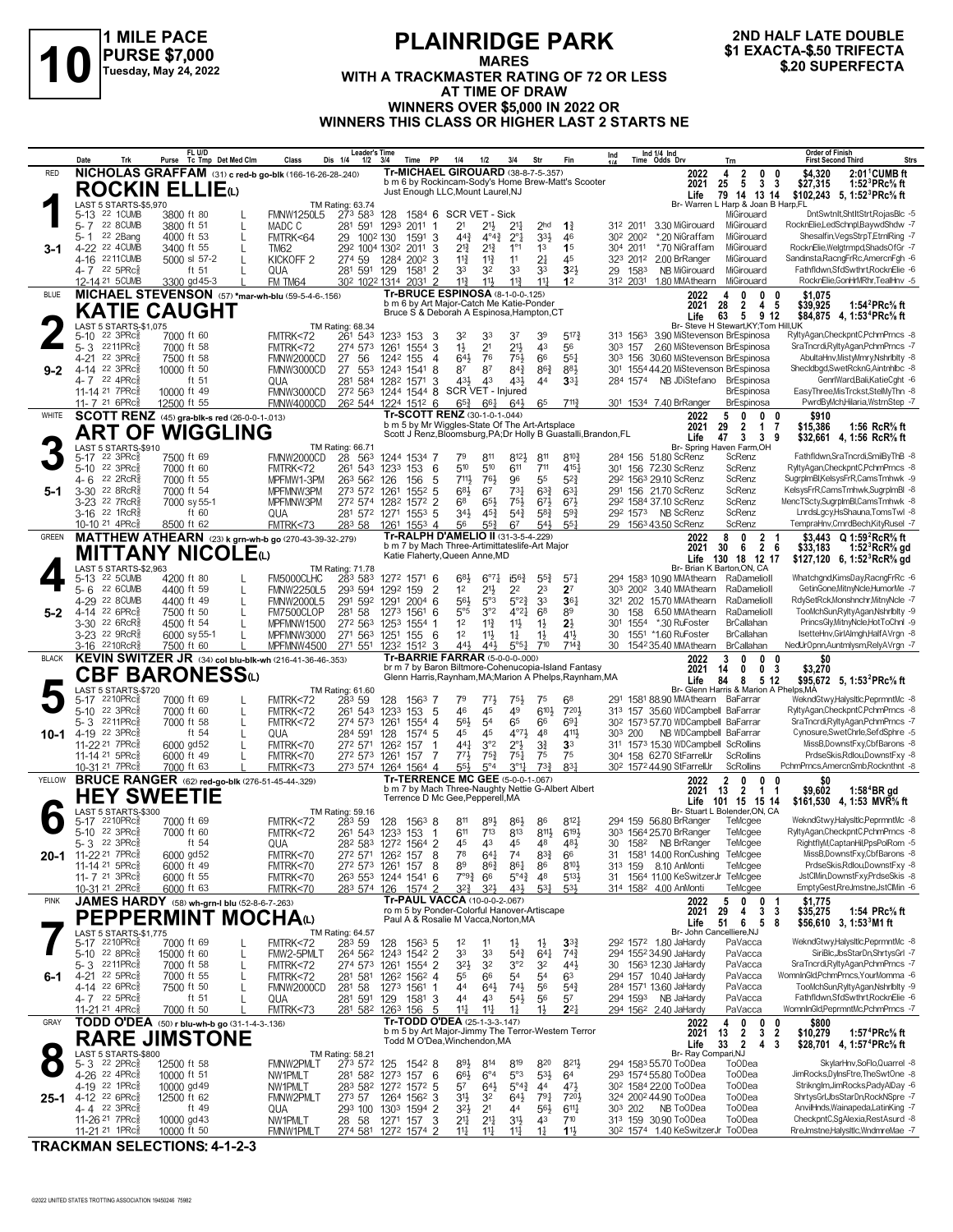# 10

**1 MILE PACE**
**PURSE $7,000**
**Tuesday, May 24, 2022**

## PLAINRIDGE PARK

**MARES**
**WITH A TRACKMASTER RATING OF 72 OR LESS**
**AT TIME OF DRAW**
**WINNERS OVER $5,000 IN 2022 OR**
**WINNERS THIS CLASS OR HIGHER LAST 2 STARTS NE**

**2ND HALF LATE DOUBLE**
**$1 EXACTA-$.50 TRIFECTA**
**$.20 SUPERFECTA**

---

### RED — 1 — 3-1
**NICHOLAS GRAFFAM** (31) c red-b go-blk (166-16-26-28-.240)
**ROCKIN ELLIE(L)**
Tr-MICHAEL GIROUARD (38-8-7-5-.357)
b m 6 by Rockincam-Sody's Home Brew-Matt's Scooter
Just Enough LLC,Mount Laurel,NJ
LAST 5 STARTS-$5,970 — TM Rating: 63.74
2022: 4 2 0 0 $4,320 2:01¹CUMB ft
2021: 25 5 3 3 $27,315 1:52³PRc⅝ ft
Life: 79 14 13 14 $102,243 5, 1:52³PRc⅝ ft
Br- Warren L Harp & Joan B Harp,FL

| Date | Trk | Purse | Cond | Class | 1/4 | 1/2 | 3/4 | Time | PP | 1/4 | 1/2 | 3/4 | Str | Fin | Ind | Time | Odds Drv | Trn | Order of Finish |
|---|---|---|---|---|---|---|---|---|---|---|---|---|---|---|---|---|---|---|---|
| 5-13 22 1CUMB | | 3800 ft 80 | L | FMNW1250L5 | 27³ | 58³ | 128 | 158⁴ | 6 | SCR VET - Sick | | | | | | | MiGirouard | | DntSwtnIt,ShtItStrt,RojasBlc -5 |
| 5-7 22 8CUMB | | 3800 ft 51 | L | MADC C | 28¹ | 59¹ | 129³ | 201¹ | 1 | 2¹ | 2½ | 2½ | 2hd | 1¾ | 31² | 201¹ | 3.30 MiGirouard | MiGirouard | RocknElie,LedSchnpl,BaywdShdw -7 |
| 5-1 22 2Bang | | 4000 ft 53 | L | FMTRK<64 | 29 | 100² | 130 | 159¹ | 3 | 4⁴¾ | 4°⁴¾ | 2°½ | 3³½ | 4⁶ | 30² | 200² | *.20 NiGraffam | MiGirouard | Shesalfin,VegsStrpT,EtrnlRing -7 |
| 4-22 22 4CUMB | | 3400 ft 55 | L | TM62 | 29² | 100⁴ | 130² | 201¹ | 3 | 2¹¾ | 2¹¾ | 1°¹ | 1³ | 1⁵ | 30⁴ | 201¹ | *.70 NiGraffam | MiGirouard | RocknElie,Welgtrmpd,ShadsOfGr -7 |
| 4-16 22 11CUMB | | 5000 sl 57-2 | L | KICKOFF 2 | 27⁴ | 59 | 128⁴ | 200² | 3 | 1¹¾ | 1¹¾ | 1¹ | 2¾ | 4⁵ | 32³ | 201² | 2.00 BrRanger | MiGirouard | Sandinsta,RacngFrRc,AmercnFgh -6 |
| 4-7 22 5PRc⅝ | | ft 51 | L | QUA | 28¹ | 59¹ | 129 | 158¹ | 2 | 3³ | 3² | 3³ | 3³ | 3²½ | 29 | 158³ | NB MiGirouard | MiGirouard | Fathfldwn,SfdSwthrt,RocknElie -6 |
| 12-14 21 5CUMB | | 3300 gd45-3 | L | FM TM64 | 30² | 102² | 131⁴ | 203¹ | 2 | 1¹¾ | 1¹½ | 1¹¾ | 1¹½ | 1² | 31² | 203¹ | 1.80 MMAthearn | MiGirouard | RocknElie,GonHrMRhr,TeallHnv -5 |

### BLUE — 2 — 9-2
**MICHAEL STEVENSON** (57) *mar-wh-blu (59-5-4-6-.156)
**KATIE CAUGHT**
Tr-BRUCE ESPINOSA (8-1-0-0-.125)
b m 6 by Art Major-Catch Me Katie-Ponder
Bruce S & Deborah A Espinosa,Hampton,CT
LAST 5 STARTS-$1,075 — TM Rating: 68.34
2022: 4 0 0 0 $1,075
2021: 28 2 4 5 $39,925 1:54²PRc⅝ ft
Life: 63 5 9 12 $84,875 4, 1:53⁴PRc⅝ ft
Br- Steve H Stewart,KY;Tom Hill,UK

| Date | Trk | Purse | Cond | Class | 1/4 | 1/2 | 3/4 | Time | PP | 1/4 | 1/2 | 3/4 | Str | Fin | Ind | Time | Odds Drv | Trn | Order of Finish |
|---|---|---|---|---|---|---|---|---|---|---|---|---|---|---|---|---|---|---|---|
| 5-10 22 3PRc⅝ | | 7000 ft 60 | | FMTRK<72 | 26¹ | 54³ | 123³ | 153 | 3 | 3² | 3³ | 3⁷ | 3⁹ | 5¹⁷¾ | 31³ | 156³ | 3.90 MiStevenson | BrEspinosa | RyltyAgan,CheckpntC,PchmPrncs -8 |
| 5-3 22 11PRc⅝ | | 7000 ft 58 | | FMTRK<72 | 27⁴ | 57³ | 126¹ | 155⁴ | 3 | 1½ | 2¹ | 2¹½ | 4³ | 5⁶ | 30³ | 157 | 2.60 MiStevenson | BrEspinosa | SraTncrdi,RyltyAgan,PchmPrncs -7 |
| 4-21 22 3PRc⅝ | | 7500 ft 58 | | FMNW2000CD | 27 | 56 | 124² | 155 | 4 | 6⁴½ | 7⁶ | 7⁵½ | 6⁶ | 5⁵¼ | 30³ | 156 | 30.60 MiStevenson | BrEspinosa | AbultaHnv,MistyMmry,Nshrlbty -8 |
| 4-14 22 3PRc⅝ | | 10000 ft 50 | | FMNW3000CD | 27 | 55³ | 124³ | 154¹ | 8 | 8⁷ | 8⁷ | 8⁴¾ | 8⁶¾ | 8⁸½ | 30¹ | 155⁴ | 44.20 MiStevenson | BrEspinosa | Shecldbgd,SwetRcknG,Aintnhlbc -8 |
| 4-7 22 4PRc⅝ | | ft 51 | | QUA | 28¹ | 58⁴ | 128² | 157¹ | 3 | 4³½ | 4³ | 4³½ | 4⁴ | 3³¼ | 28⁴ | 157⁴ | NB JDiStefano | BrEspinosa | GenrlWard,Bali,KatieCght -6 |
| 11-14 21 7PRc⅝ | | 10000 ft 49 | | FMNW3000CD | 27² | 56³ | 124⁴ | 154⁴ | 8 | SCR VET - Injured | | | | | | | | BrEspinosa | EasyThree,MistyTrckst,StelMyThn -8 |
| 11-7 21 6PRc⅝ | | 12500 ft 55 | | FMNW4000CD | 26² | 54⁴ | 122⁴ | 151² | 6 | 6⁵¾ | 6⁶¾ | 6⁴½ | 6⁵ | 7¹¹¾ | 30¹ | 153⁴ | 7.40 BrRanger | BrEspinosa | PwrdByMch,Hilaria,WstrnStep -7 |

### WHITE — 3 — 5-1
**SCOTT RENZ** (45) gra-blk-s red (26-0-0-1-.013)
**ART OF WIGGLING**
Tr-SCOTT RENZ (30-1-0-1-.044)
b m 5 by Mr Wiggles-State Of The Art-Artsplace
Scott J Renz,Bloomsburg,PA;Dr Holly B Guastalli,Brandon,FL
LAST 5 STARTS-$910 — TM Rating: 66.71
2022: 5 0 0 0 $910
2021: 29 2 1 7 $15,386 1:56 RcR⅝ ft
Life: 47 3 3 9 $32,661 4, 1:56 RcR⅝ ft
Br- Spring Haven Farm,OH

| Date | Trk | Purse | Cond | Class | 1/4 | 1/2 | 3/4 | Time | PP | 1/4 | 1/2 | 3/4 | Str | Fin | Ind | Time | Odds Drv | Trn | Order of Finish |
|---|---|---|---|---|---|---|---|---|---|---|---|---|---|---|---|---|---|---|---|
| 5-17 22 3PRc⅝ | | 7500 ft 69 | | FMNW2000CD | 28 | 56³ | 124⁴ | 153⁴ | 7 | 7⁹ | 8¹¹ | 8¹²½ | 8¹¹ | 8¹⁰¾ | 28⁴ | 156 | 51.80 ScRenz | ScRenz | Fathfldwn,SraTncrdi,SmilByThB -8 |
| 5-10 22 3PRc⅝ | | 7000 ft 60 | | FMTRK<72 | 26¹ | 54³ | 123³ | 153 | 6 | 5¹⁰ | 5¹⁰ | 6¹¹ | 7¹¹ | 4¹⁵¼ | 30¹ | 156 | 72.30 ScRenz | ScRenz | RyltyAgan,CheckpntC,PchmPrncs -8 |
| 4-6 22 2RcR⅝ | | 7000 ft 55 | | MPFMW1-3PM | 26³ | 56² | 126 | 156 | 5 | 7¹¹½ | 7⁶½ | 9⁶ | 5⁵ | 5²¾ | 29² | 156³ | 29.10 ScRenz | ScRenz | SugrplmBl,KelsysFrR,CamsTmhwk -9 |
| 3-30 22 8RcR⅝ | | 7000 ft 54 | | MPFMNW3PM | 27³ | 57² | 126¹ | 155² | 5 | 6⁸½ | 6⁷ | 7³¼ | 6³¾ | 6³¼ | 29¹ | 156 | 21.70 ScRenz | ScRenz | KelsysFrR,CamsTmhwk,SugrplmBl -8 |
| 3-23 22 7RcR⅝ | | 7000 sy55-1 | | MPFMNW3PM | 27² | 57⁴ | 128² | 157² | 2 | 6⁸ | 6⁵½ | 7⁵½ | 6⁷½ | 6⁷½ | 29² | 158⁴ | 37.10 ScRenz | ScRenz | MencTScty,SugrplmBl,CamsTmhwk -8 |
| 3-16 22 1RcR⅝ | | ft 60 | | QUA | 28¹ | 57² | 127¹ | 155³ | 5 | 3⁴½ | 4⁵¾ | 5⁴¾ | 5⁸¾ | 5⁹¾ | 29² | 157³ | NB ScRenz | ScRenz | LnrdsLgcy,HsShauna,TomsTwl -8 |
| 10-10 21 4PRc⅝ | | 8500 ft 62 | | FMTRK<73 | 28³ | 58 | 126¹ | 155³ | 4 | 5⁶ | 5⁵¾ | 6⁷ | 5⁴½ | 5⁵¼ | 29 | 156³ | 43.50 ScRenz | ScRenz | TempraHnv,CmrdBech,KityRusel -7 |

### GREEN — 4 — 5-2
**MATTHEW ATHEARN** (23) k grn-wh-b go (270-43-39-32-.279)
**MITTANY NICOLE(L)**
Tr-RALPH D'AMELIO II (31-3-5-4-.229)
b m 7 by Mach Three-Artimittateslife-Art Major
Katie Flaherty,Queen Anne,MD
LAST 5 STARTS-$2,963 — TM Rating: 71.78
2022: 8 0 2 1 $3,443 Q 1:59²RcR⅝ ft
2021: 30 6 2 6 $33,183 1:52³RcR⅝ gd
Life: 130 18 12 17 $127,120 6, 1:52³RcR⅝ gd
Br- Brian K Barton,ON, CA

| Date | Trk | Purse | Cond | Class | 1/4 | 1/2 | 3/4 | Time | PP | 1/4 | 1/2 | 3/4 | Str | Fin | Ind | Time | Odds Drv | Trn | Order of Finish |
|---|---|---|---|---|---|---|---|---|---|---|---|---|---|---|---|---|---|---|---|
| 5-13 22 5CUMB | | 4200 ft 80 | L | FM5000CLHC | 28³ | 58³ | 127² | 157¹ | 6 | 6⁸½ | 6°⁷¼ | i5⁶¾ | 5⁵¾ | 5⁷¼ | 29⁴ | 158³ | 10.90 MMAthearn | RaDamelioII | Whatchgnd,KimsDay,RacngFrRc -6 |
| 5-6 22 6CUMB | | 4400 ft 59 | L | FMNW2250L5 | 29³ | 59⁴ | 129² | 159 | 2 | 1² | 2½ | 2² | 2³ | 2⁷ | 30³ | 200² | 3.40 MMAthearn | RaDamelioII | GetinGone,MitnyNcle,HumorMe -7 |
| 4-29 22 8CUMB | | 4400 ft 49 | L | FMNW2000L5 | 29¹ | 59² | 129¹ | 200⁴ | 6 | 5⁶½ | 5°³ | 5°²¾ | 3³ | 3⁶¼ | 32¹ | 202 | 15.70 MMAthearn | RaDamelioII | RdySetRck,Monshnchr,MitnyNcle -7 |
| 4-14 22 6PRc⅝ | | 7500 ft 50 | L | FM7500CLOP | 28¹ | 58 | 127³ | 156¹ | 6 | 5°⁵ | 3°² | 4°²¼ | 6⁸ | 8⁹ | 30 | 158 | 6.50 MMAthearn | RaDamelioII | TooMchSun,RyltyAgan,Nshrlbty -9 |
| 3-30 22 6RcR⅝ | | 4500 ft 54 | L | MPFMNW1500 | 27² | 56³ | 125³ | 155⁴ | 1 | 1² | 1¹¾ | 1¹½ | 1½ | 2½ | 30¹ | 155⁴ | *.30 RuFoster | BrCallahan | PrincsGly,MitnyNcle,HotToChnl -9 |
| 3-23 22 9RcR⅝ | | 6000 sy55-1 | L | MPFMNW3000 | 27¹ | 56³ | 125¹ | 155 | 6 | 1² | 1¹½ | 1¾ | 1½ | 4¹½ | 30 | 155¹ | *1.60 RuFoster | BrCallahan | IsetteHnv,GirlAlmgh,HalfAVrgn -8 |
| 3-16 22 10RcR⅝ | | 7500 ft 60 | L | MPFMNW4500 | 27¹ | 55¹ | 123² | 151² | 3 | 4⁴¾ | 4⁴½ | 5°⁵¼ | 7¹⁰ | 7¹⁴¾ | 30 | 154² | 35.40 MMAthearn | BrCallahan | NedUrOpnn,Auntmlysm,RelyAVrgn -7 |

### BLACK — 5 — 10-1
**KEVIN SWITZER JR** (34) col blu-blk-wh (216-41-36-46-.353)
**CBF BARONESS(L)**
Tr-BARRIE FARRAR (5-0-0-0-.000)
br m 7 by Baron Biltmore-Cohenucopia-Island Fantasy
Glenn Harris,Raynham,MA;Marion A Phelps,Raynham,MA
LAST 5 STARTS-$720 — TM Rating: 61.60
2022: 3 0 0 0 $0
2021: 14 0 0 3 $3,270
Life: 84 8 5 12 $95,672 5, 1:53²PRc⅝ ft
Br- Glenn Harris & Marion A Phelps,MA

| Date | Trk | Purse | Cond | Class | 1/4 | 1/2 | 3/4 | Time | PP | 1/4 | 1/2 | 3/4 | Str | Fin | Ind | Time | Odds Drv | Trn | Order of Finish |
|---|---|---|---|---|---|---|---|---|---|---|---|---|---|---|---|---|---|---|---|
| 5-17 22 10PRc⅝ | | 7000 ft 69 | L | FMTRK<72 | 28³ | 59 | 128 | 156³ | 8 | 7⁹ | 7⁷½ | 7⁵½ | 7⁵ | 6⁸ | 29¹ | 158¹ | 88.90 MMAthearn | BaFarrar | WekndGtwy,Halysltlc,PeprmntMc -8 |
| 5-10 22 3PRc⅝ | | 7000 ft 60 | L | FMTRK<72 | 26¹ | 54³ | 123³ | 153 | 5 | 4⁶ | 4⁵ | 4⁹ | 6¹⁰½ | 7²⁰½ | 31³ | 157 | 35.60 WDCampbell | BaFarrar | RyltyAgan,CheckpntC,PchmPrncs -8 |
| 5-3 22 11PRc⅝ | | 7000 ft 58 | L | FMTRK<72 | 27⁴ | 57³ | 126¹ | 155⁴ | 4 | 5⁶½ | 5⁴ | 6⁵ | 6⁶ | 6⁹¼ | 30² | 157³ | 57.70 WDCampbell | BaFarrar | SraTncrdi,RyltyAgan,PchmPrncs -7 |
| 4-19 22 3PRc⅝ | | ft 54 | L | QUA | 28⁴ | 59¹ | 128 | 157⁴ | 5 | 4⁵ | 4⁵ | 4°⁷¼ | 4⁸ | 4¹¹½ | 30³ | 200 | NB WDCampbell | BaFarrar | Cynosure,SwetChrle,SefdSphre -5 |
| 11-22 21 7PRc⅝ | | 6000 gd52 | L | FMTRK<70 | 27² | 57¹ | 126² | 157 | 1 | 4⁴¾ | 3°² | 2°½ | 3¾ | 3³ | 31¹ | 157³ | 15.30 WDCampbell | ScRollins | MissB,DownstFxy,CbfBarons -8 |
| 11-14 21 5PRc⅝ | | 6000 ft 49 | L | FMTRK<70 | 27² | 57³ | 126¹ | 157 | 7 | 7⁷½ | 7⁵¾ | 7⁵¼ | 7⁵ | 7⁵ | 30⁴ | 158 | 62.70 StFarrellJr | ScRollins | PrdseSkis,Rdlou,DownstFxy -8 |
| 10-31 21 7PRc⅝ | | 7000 ft 63 | L | FMTRK<73 | 27³ | 57⁴ | 126⁴ | 156⁴ | 4 | 5⁵½ | 5°⁴ | 3°¹½ | 7³¼ | 8³¾ | 30² | 157² | 44.90 StFarrellJr | ScRollins | PchmPrncs,AmercnSmb,Rocknthnt -8 |

### YELLOW — 6 — 20-1
**BRUCE RANGER** (62) red-go-blk (276-51-45-44-.329)
**HEY SWEETIE**
Tr-TERRENCE MC GEE (5-0-0-1-.067)
b m 7 by Mach Three-Naughty Nettie G-Albert Albert
Terrence D Mc Gee,Pepperell,MA
LAST 5 STARTS-$300 — TM Rating: 59.16
2022: 2 0 0 0 $0
2021: 13 2 1 1 $9,602 1:58⁴BR gd
Life: 101 15 15 14 $161,530 4, 1:53 MVR⅝ ft
Br- Stuart L Bolender,ON, CA

| Date | Trk | Purse | Cond | Class | 1/4 | 1/2 | 3/4 | Time | PP | 1/4 | 1/2 | 3/4 | Str | Fin | Ind | Time | Odds Drv | Trn | Order of Finish |
|---|---|---|---|---|---|---|---|---|---|---|---|---|---|---|---|---|---|---|---|
| 5-17 22 10PRc⅝ | | 7000 ft 69 | | FMTRK<72 | 28³ | 59 | 128 | 156³ | 8 | 8¹¹ | 8⁹½ | 8⁶½ | 8⁶ | 8¹²½ | 29⁴ | 159 | 56.80 BrRanger | TeMcgee | WekndGtwy,Halysltlc,PeprmntMc -8 |
| 5-10 22 3PRc⅝ | | 7000 ft 60 | | FMTRK<72 | 26¹ | 54³ | 123³ | 153 | 1 | 6¹¹ | 7¹³ | 8¹³ | 8¹¹½ | 6¹⁹½ | 30³ | 156⁴ | 25.70 BrRanger | TeMcgee | RyltyAgan,CheckpntC,PchmPrncs -8 |
| 5-3 22 3PRc⅝ | | ft 54 | | QUA | 28² | 58³ | 127² | 156⁴ | 2 | 4⁵ | 4³ | 4⁵ | 4⁸ | 4⁸½ | 30 | 158² | NB BrRanger | TeMcgee | RightflyM,CaptanHil,PpsPolRom -5 |
| 11-22 21 7PRc⅝ | | 6000 gd52 | | FMTRK<70 | 27² | 57¹ | 126² | 157 | 8 | 7⁸ | 6⁴¾ | 7⁴ | 8³¾ | 6⁶ | 31 | 158¹ | 14.00 RonCushing | TeMcgee | MissB,DownstFxy,CbfBarons -8 |
| 11-14 21 5PRc⅝ | | 6000 ft 49 | | FMTRK<70 | 27² | 57³ | 126¹ | 157 | 8 | 8⁹ | 8⁶¾ | 8⁶¼ | 8⁶ | 8¹⁰½ | 31³ | 159 | 8.10 AnMonti | TeMcgee | PrdseSkis,Rdlou,DownstFxy -8 |
| 11-7 21 4PRc⅝ | | 6000 ft 55 | | FMTRK<70 | 26³ | 55³ | 124⁴ | 154¹ | 6 | 7°⁹½ | 6⁶ | 5°⁴¾ | 4⁸ | 5¹³½ | 31 | 156⁴ | 11.00 KeSwitzerJr | TeMcgee | JstCMin,DownstFxy,PrdseSkis -8 |
| 10-31 21 2PRc⅝ | | 6000 ft 63 | | FMTRK<70 | 28³ | 57⁴ | 126 | 157⁴ | 2 | 3²¾ | 3²½ | 4³½ | 5³¼ | 5³½ | 31⁴ | 158² | 4.00 AnMonti | TeMcgee | EmptyGest,RreJmstne,JstCMin -6 |

### PINK — 7 — 6-1
**JAMES HARDY** (58) wh-grn-l blu (52-8-6-7-.263)
**PEPPERMINT MOCHA(L)**
Tr-PAUL VACCA (10-0-0-2-.067)
ro m 5 by Ponder-Colorful Hanover-Artiscape
Paul A & Rosalie M Vacca,Norton,MA
LAST 5 STARTS-$1,775 — TM Rating: 64.57
2022: 5 0 0 1 $1,775
2021: 29 4 3 3 $35,275 1:54 PRc⅝ ft
Life: 51 6 5 8 $56,610 3, 1:53³M1 ft
Br- John Cancelliere,NJ

| Date | Trk | Purse | Cond | Class | 1/4 | 1/2 | 3/4 | Time | PP | 1/4 | 1/2 | 3/4 | Str | Fin | Ind | Time | Odds Drv | Trn | Order of Finish |
|---|---|---|---|---|---|---|---|---|---|---|---|---|---|---|---|---|---|---|---|
| 5-17 22 10PRc⅝ | | 7000 ft 69 | L | FMTRK<72 | 28³ | 59 | 128 | 156³ | 5 | 1² | 1¹ | 1½ | 1½ | 3³¾ | 29² | 157² | 1.80 JaHardy | PaVacca | WekndGtwy,Halysltlc,PeprmntMc -8 |
| 5-10 22 8PRc⅝ | | 15000 ft 60 | L | FMW2-5PMLT | 26⁴ | 56² | 124³ | 154² | 2 | 3³ | 3³ | 5⁴¾ | 6⁴½ | 7⁴¾ | 29⁴ | 155² | 34.90 JaHardy | PaVacca | SiriBlc,JbsStarDn,ShrtysGrl -7 |
| 5-3 22 11PRc⅝ | | 7000 ft 58 | L | FMTRK<72 | 27⁴ | 57³ | 126¹ | 155⁴ | 2 | 3²½ | 3² | 3°² | 3² | 4⁴½ | 30 | 156³ | 12.30 JaHardy | PaVacca | SraTncrdi,RyltyAgan,PchmPrncs -7 |
| 4-21 22 5PRc⅝ | | 7000 ft 55 | L | FMTRK<72 | 28¹ | 58¹ | 126² | 156² | 4 | 5⁵ | 6⁶ | 5⁴ | 5⁴ | 6³ | 29⁴ | 157 | 10.40 JaHardy | PaVacca | WomnInGld,PchmPrncs,YourMomma -6 |
| 4-14 22 6PRc⅝ | | 7500 ft 50 | L | FMNW2000CD | 28¹ | 58 | 127³ | 156¹ | 1 | 4⁴ | 6⁴½ | 7⁴½ | 5⁶ | 5⁴¾ | 28⁴ | 157¹ | 13.60 JaHardy | PaVacca | TooMchSun,RyltyAgan,Nshrlbty -9 |
| 4-7 22 5PRc⅝ | | ft 51 | L | QUA | 28¹ | 59¹ | 129 | 158¹ | 3 | 4⁴ | 4³ | 5⁴½ | 5⁶ | 5⁷ | 29⁴ | 159³ | NB JaHardy | PaVacca | Fathfldwn,SfdSwthrt,RocknElie -6 |
| 11-21 21 4PRc⅝ | | 7000 ft 50 | L | FMTRK<73 | 28¹ | 58² | 126³ | 156 | 5 | 1¹½ | 1¹½ | 1½ | 1½ | 2²½ | 29⁴ | 156² | 2.40 JaHardy | PaVacca | WomnInGld,PeprmntMc,PchmPrncs -7 |

### GRAY — 8 — 25-1
**TODD O'DEA** (50) r blu-wh-b go (31-1-4-3-.136)
**RARE JIMSTONE**
Tr-TODD O'DEA (25-1-3-3-.147)
b m 5 by Art Major-Jimmy The Terror-Western Terror
Todd M O'Dea,Winchendon,MA
LAST 5 STARTS-$800 — TM Rating: 58.21
2022: 4 0 0 0 $800
2021: 13 2 3 2 $10,279 1:57⁴PRc⅝ ft
Life: 33 2 4 3 $28,701 4, 1:57⁴PRc⅝ ft
Br- Ray Compari,NJ

| Date | Trk | Purse | Cond | Class | 1/4 | 1/2 | 3/4 | Time | PP | 1/4 | 1/2 | 3/4 | Str | Fin | Ind | Time | Odds Drv | Trn | Order of Finish |
|---|---|---|---|---|---|---|---|---|---|---|---|---|---|---|---|---|---|---|---|
| 5-3 22 2PRc⅝ | | 12500 ft 58 | | FMNW2PMLT | 27³ | 57² | 125 | 154² | 8 | 8⁹½ | 8¹⁴ | 8¹⁹ | 8²⁰ | 8²¹½ | 29⁴ | 158³ | 55.70 ToODea | ToODea | SkylarHnv,SoFlo,Quarrel -8 |
| 4-26 22 4PRc⅝ | | 10000 ft 51 | | NW1PMLT | 28¹ | 58² | 127³ | 157 | 6 | 6⁶½ | 6°⁴ | 5°³ | 5³½ | 6⁴ | 29³ | 157⁴ | 55.80 ToODea | ToODea | JimRocks,DylnsFtre,TheSwtOne -8 |
| 4-19 22 1PRc⅝ | | 10000 gd49 | | NW1PMLT | 28³ | 58³ | 127² | 157² | 5 | 5⁷ | 6⁴¾ | 5°⁴¾ | 4⁴ | 4⁷½ | 30² | 158⁴ | 22.00 ToODea | ToODea | StrikngIm,JimRocks,PadyAlDay -6 |
| 4-12 22 6PRc⅝ | | 12500 ft 62 | | FMNW2PMLT | 27³ | 57 | 126⁴ | 156² | 3 | 3¹½ | 3² | 6⁴¾ | 7⁹¼ | 7²⁰½ | 32⁴ | 200² | 44.90 ToODea | ToODea | ShrtysGrl,JbsStarDn,RockNSpre -7 |
| 4-4 22 3PRc⅝ | | ft 49 | | QUA | 29³ | 100 | 130³ | 159⁴ | 2 | 3²½ | 2¹ | 4⁴ | 5⁶½ | 6¹¹¼ | 30³ | 202 | NB ToODea | ToODea | AnvilHnds,Wainapeda,LatinKing -7 |
| 11-26 21 7PRc⅝ | | 10000 gd43 | | NW1PMLT | 28 | 58 | 127¹ | 157 | 3 | 2¹½ | 2¹½ | 3¹½ | 4³ | 7¹⁰ | 31³ | 159 | 30.90 ToODea | ToODea | CheckpntC,SgAlexia,RestAsurd -8 |
| 11-21 21 1PRc⅝ | | 10000 ft 50 | | FMNW1PMLT | 27⁴ | 58¹ | 127² | 157⁴ | 2 | 1¹½ | 1¹½ | 1¹½ | 1½ | 1¹½ | 30² | 157⁴ | 1.40 KeSwitzerJr | ToODea | RreJmstne,Halysltlc,WndmreMae -7 |

**TRACKMAN SELECTIONS: 4-1-2-3**